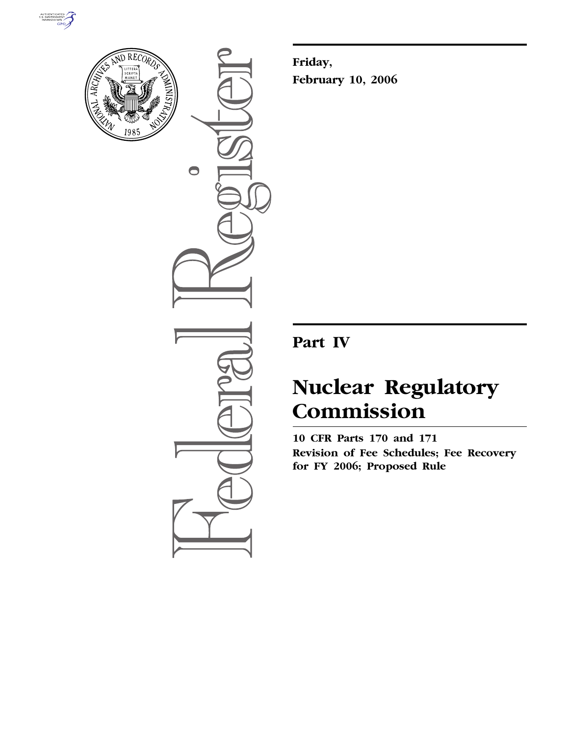**Friday,**
**February 10, 2006**

# Part IV

# Nuclear Regulatory Commission

**10 CFR Parts 170 and 171**
**Revision of Fee Schedules; Fee Recovery for FY 2006; Proposed Rule**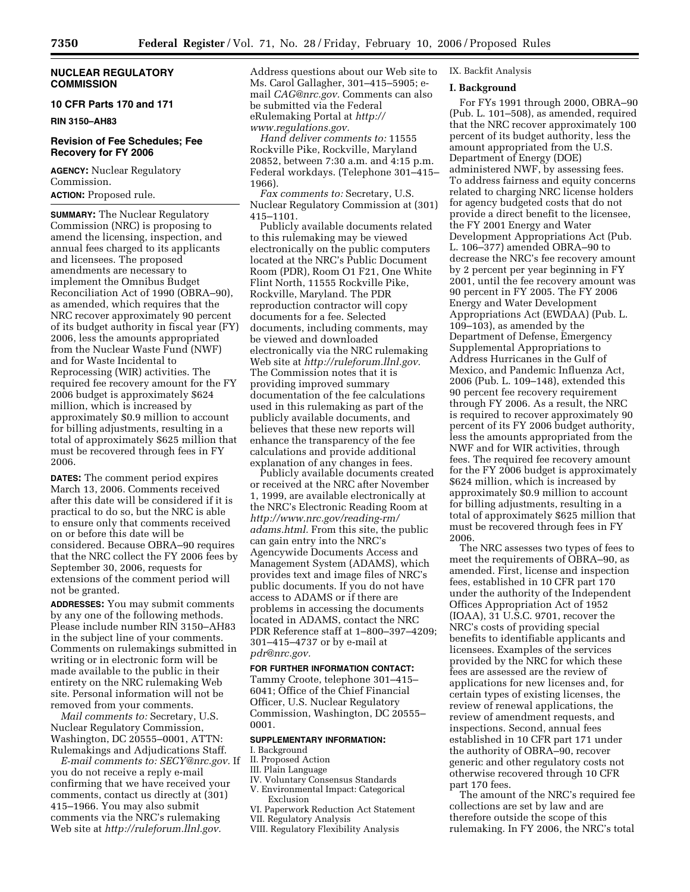## NUCLEAR REGULATORY COMMISSION

### 10 CFR Parts 170 and 171

**RIN 3150–AH83**

### Revision of Fee Schedules; Fee Recovery for FY 2006

**AGENCY:** Nuclear Regulatory Commission.

**ACTION:** Proposed rule.

**SUMMARY:** The Nuclear Regulatory Commission (NRC) is proposing to amend the licensing, inspection, and annual fees charged to its applicants and licensees. The proposed amendments are necessary to implement the Omnibus Budget Reconciliation Act of 1990 (OBRA–90), as amended, which requires that the NRC recover approximately 90 percent of its budget authority in fiscal year (FY) 2006, less the amounts appropriated from the Nuclear Waste Fund (NWF) and for Waste Incidental to Reprocessing (WIR) activities. The required fee recovery amount for the FY 2006 budget is approximately $624 million, which is increased by approximately $0.9 million to account for billing adjustments, resulting in a total of approximately $625 million that must be recovered through fees in FY 2006.

**DATES:** The comment period expires March 13, 2006. Comments received after this date will be considered if it is practical to do so, but the NRC is able to ensure only that comments received on or before this date will be considered. Because OBRA–90 requires that the NRC collect the FY 2006 fees by September 30, 2006, requests for extensions of the comment period will not be granted.

**ADDRESSES:** You may submit comments by any one of the following methods. Please include number RIN 3150–AH83 in the subject line of your comments. Comments on rulemakings submitted in writing or in electronic form will be made available to the public in their entirety on the NRC rulemaking Web site. Personal information will not be removed from your comments.

*Mail comments to:* Secretary, U.S. Nuclear Regulatory Commission, Washington, DC 20555–0001, ATTN: Rulemakings and Adjudications Staff.

*E-mail comments to: SECY@nrc.gov.* If you do not receive a reply e-mail confirming that we have received your comments, contact us directly at (301) 415–1966. You may also submit comments via the NRC's rulemaking Web site at *http://ruleforum.llnl.gov.* Address questions about our Web site to Ms. Carol Gallagher, 301–415–5905; e-mail *CAG@nrc.gov.* Comments can also be submitted via the Federal eRulemaking Portal at *http://www.regulations.gov.*

*Hand deliver comments to:* 11555 Rockville Pike, Rockville, Maryland 20852, between 7:30 a.m. and 4:15 p.m. Federal workdays. (Telephone 301–415–1966).

*Fax comments to:* Secretary, U.S. Nuclear Regulatory Commission at (301) 415–1101.

Publicly available documents related to this rulemaking may be viewed electronically on the public computers located at the NRC's Public Document Room (PDR), Room O1 F21, One White Flint North, 11555 Rockville Pike, Rockville, Maryland. The PDR reproduction contractor will copy documents for a fee. Selected documents, including comments, may be viewed and downloaded electronically via the NRC rulemaking Web site at *http://ruleforum.llnl.gov.* The Commission notes that it is providing improved summary documentation of the fee calculations used in this rulemaking as part of the publicly available documents, and believes that these new reports will enhance the transparency of the fee calculations and provide additional explanation of any changes in fees.

Publicly available documents created or received at the NRC after November 1, 1999, are available electronically at the NRC's Electronic Reading Room at *http://www.nrc.gov/reading-rm/adams.html.* From this site, the public can gain entry into the NRC's Agencywide Documents Access and Management System (ADAMS), which provides text and image files of NRC's public documents. If you do not have access to ADAMS or if there are problems in accessing the documents located in ADAMS, contact the NRC PDR Reference staff at 1–800–397–4209; 301–415–4737 or by e-mail at *pdr@nrc.gov.*

**FOR FURTHER INFORMATION CONTACT:** Tammy Croote, telephone 301–415–6041; Office of the Chief Financial Officer, U.S. Nuclear Regulatory Commission, Washington, DC 20555–0001.

**SUPPLEMENTARY INFORMATION:**

I. Background
II. Proposed Action
III. Plain Language
IV. Voluntary Consensus Standards
V. Environmental Impact: Categorical Exclusion
VI. Paperwork Reduction Act Statement
VII. Regulatory Analysis
VIII. Regulatory Flexibility Analysis
IX. Backfit Analysis

## I. Background

For FYs 1991 through 2000, OBRA–90 (Pub. L. 101–508), as amended, required that the NRC recover approximately 100 percent of its budget authority, less the amount appropriated from the U.S. Department of Energy (DOE) administered NWF, by assessing fees. To address fairness and equity concerns related to charging NRC license holders for agency budgeted costs that do not provide a direct benefit to the licensee, the FY 2001 Energy and Water Development Appropriations Act (Pub. L. 106–377) amended OBRA–90 to decrease the NRC's fee recovery amount by 2 percent per year beginning in FY 2001, until the fee recovery amount was 90 percent in FY 2005. The FY 2006 Energy and Water Development Appropriations Act (EWDAA) (Pub. L. 109–103), as amended by the Department of Defense, Emergency Supplemental Appropriations to Address Hurricanes in the Gulf of Mexico, and Pandemic Influenza Act, 2006 (Pub. L. 109–148), extended this 90 percent fee recovery requirement through FY 2006. As a result, the NRC is required to recover approximately 90 percent of its FY 2006 budget authority, less the amounts appropriated from the NWF and for WIR activities, through fees. The required fee recovery amount for the FY 2006 budget is approximately $624 million, which is increased by approximately $0.9 million to account for billing adjustments, resulting in a total of approximately $625 million that must be recovered through fees in FY 2006.

The NRC assesses two types of fees to meet the requirements of OBRA–90, as amended. First, license and inspection fees, established in 10 CFR part 170 under the authority of the Independent Offices Appropriation Act of 1952 (IOAA), 31 U.S.C. 9701, recover the NRC's costs of providing special benefits to identifiable applicants and licensees. Examples of the services provided by the NRC for which these fees are assessed are the review of applications for new licenses and, for certain types of existing licenses, the review of renewal applications, the review of amendment requests, and inspections. Second, annual fees established in 10 CFR part 171 under the authority of OBRA–90, recover generic and other regulatory costs not otherwise recovered through 10 CFR part 170 fees.

The amount of the NRC's required fee collections are set by law and are therefore outside the scope of this rulemaking. In FY 2006, the NRC's total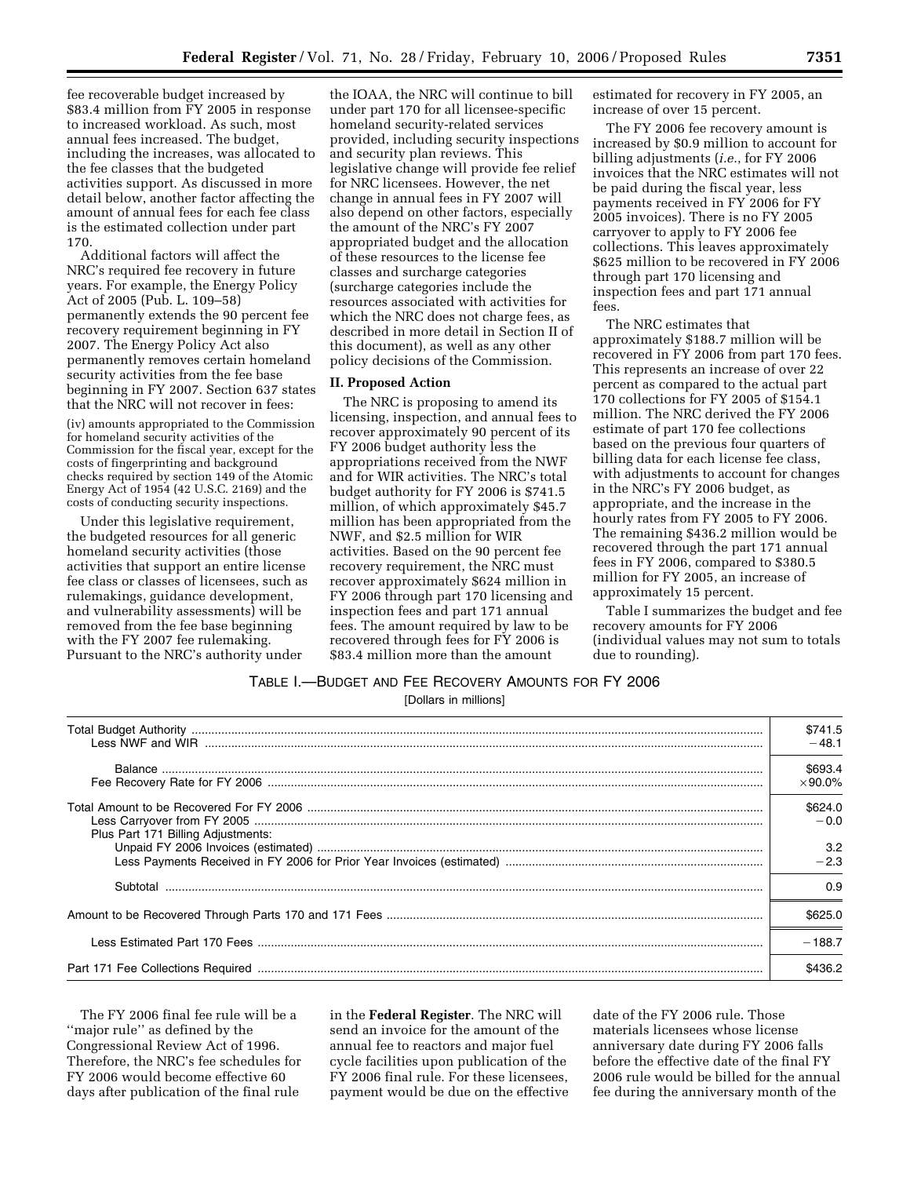fee recoverable budget increased by $83.4 million from FY 2005 in response to increased workload. As such, most annual fees increased. The budget, including the increases, was allocated to the fee classes that the budgeted activities support. As discussed in more detail below, another factor affecting the amount of annual fees for each fee class is the estimated collection under part 170.

Additional factors will affect the NRC's required fee recovery in future years. For example, the Energy Policy Act of 2005 (Pub. L. 109–58) permanently extends the 90 percent fee recovery requirement beginning in FY 2007. The Energy Policy Act also permanently removes certain homeland security activities from the fee base beginning in FY 2007. Section 637 states that the NRC will not recover in fees:

(iv) amounts appropriated to the Commission for homeland security activities of the Commission for the fiscal year, except for the costs of fingerprinting and background checks required by section 149 of the Atomic Energy Act of 1954 (42 U.S.C. 2169) and the costs of conducting security inspections.

Under this legislative requirement, the budgeted resources for all generic homeland security activities (those activities that support an entire license fee class or classes of licensees, such as rulemakings, guidance development, and vulnerability assessments) will be removed from the fee base beginning with the FY 2007 fee rulemaking. Pursuant to the NRC's authority under the IOAA, the NRC will continue to bill under part 170 for all licensee-specific homeland security-related services provided, including security inspections and security plan reviews. This legislative change will provide fee relief for NRC licensees. However, the net change in annual fees in FY 2007 will also depend on other factors, especially the amount of the NRC's FY 2007 appropriated budget and the allocation of these resources to the license fee classes and surcharge categories (surcharge categories include the resources associated with activities for which the NRC does not charge fees, as described in more detail in Section II of this document), as well as any other policy decisions of the Commission.

## II. Proposed Action

The NRC is proposing to amend its licensing, inspection, and annual fees to recover approximately 90 percent of its FY 2006 budget authority less the appropriations received from the NWF and for WIR activities. The NRC's total budget authority for FY 2006 is $741.5 million, of which approximately $45.7 million has been appropriated from the NWF, and $2.5 million for WIR activities. Based on the 90 percent fee recovery requirement, the NRC must recover approximately $624 million in FY 2006 through part 170 licensing and inspection fees and part 171 annual fees. The amount required by law to be recovered through fees for FY 2006 is $83.4 million more than the amount estimated for recovery in FY 2005, an increase of over 15 percent.

The FY 2006 fee recovery amount is increased by $0.9 million to account for billing adjustments (*i.e.*, for FY 2006 invoices that the NRC estimates will not be paid during the fiscal year, less payments received in FY 2006 for FY 2005 invoices). There is no FY 2005 carryover to apply to FY 2006 fee collections. This leaves approximately $625 million to be recovered in FY 2006 through part 170 licensing and inspection fees and part 171 annual fees.

The NRC estimates that approximately $188.7 million will be recovered in FY 2006 from part 170 fees. This represents an increase of over 22 percent as compared to the actual part 170 collections for FY 2005 of $154.1 million. The NRC derived the FY 2006 estimate of part 170 fee collections based on the previous four quarters of billing data for each license fee class, with adjustments to account for changes in the NRC's FY 2006 budget, as appropriate, and the increase in the hourly rates from FY 2005 to FY 2006. The remaining $436.2 million would be recovered through the part 171 annual fees in FY 2006, compared to $380.5 million for FY 2005, an increase of approximately 15 percent.

Table I summarizes the budget and fee recovery amounts for FY 2006 (individual values may not sum to totals due to rounding).

TABLE I.—BUDGET AND FEE RECOVERY AMOUNTS FOR FY 2006

[Dollars in millions]

| | |
|---|---|
| Total Budget Authority | $741.5 |
| Less NWF and WIR | −48.1 |
| Balance | $693.4 |
| Fee Recovery Rate for FY 2006 | ×90.0% |
| Total Amount to be Recovered For FY 2006 | $624.0 |
| Less Carryover from FY 2005 | −0.0 |
| Plus Part 171 Billing Adjustments: | |
| Unpaid FY 2006 Invoices (estimated) | 3.2 |
| Less Payments Received in FY 2006 for Prior Year Invoices (estimated) | −2.3 |
| Subtotal | 0.9 |
| Amount to be Recovered Through Parts 170 and 171 Fees | $625.0 |
| Less Estimated Part 170 Fees | −188.7 |
| Part 171 Fee Collections Required | $436.2 |

The FY 2006 final fee rule will be a ''major rule'' as defined by the Congressional Review Act of 1996. Therefore, the NRC's fee schedules for FY 2006 would become effective 60 days after publication of the final rule in the **Federal Register**. The NRC will send an invoice for the amount of the annual fee to reactors and major fuel cycle facilities upon publication of the FY 2006 final rule. For these licensees, payment would be due on the effective date of the FY 2006 rule. Those materials licensees whose license anniversary date during FY 2006 falls before the effective date of the final FY 2006 rule would be billed for the annual fee during the anniversary month of the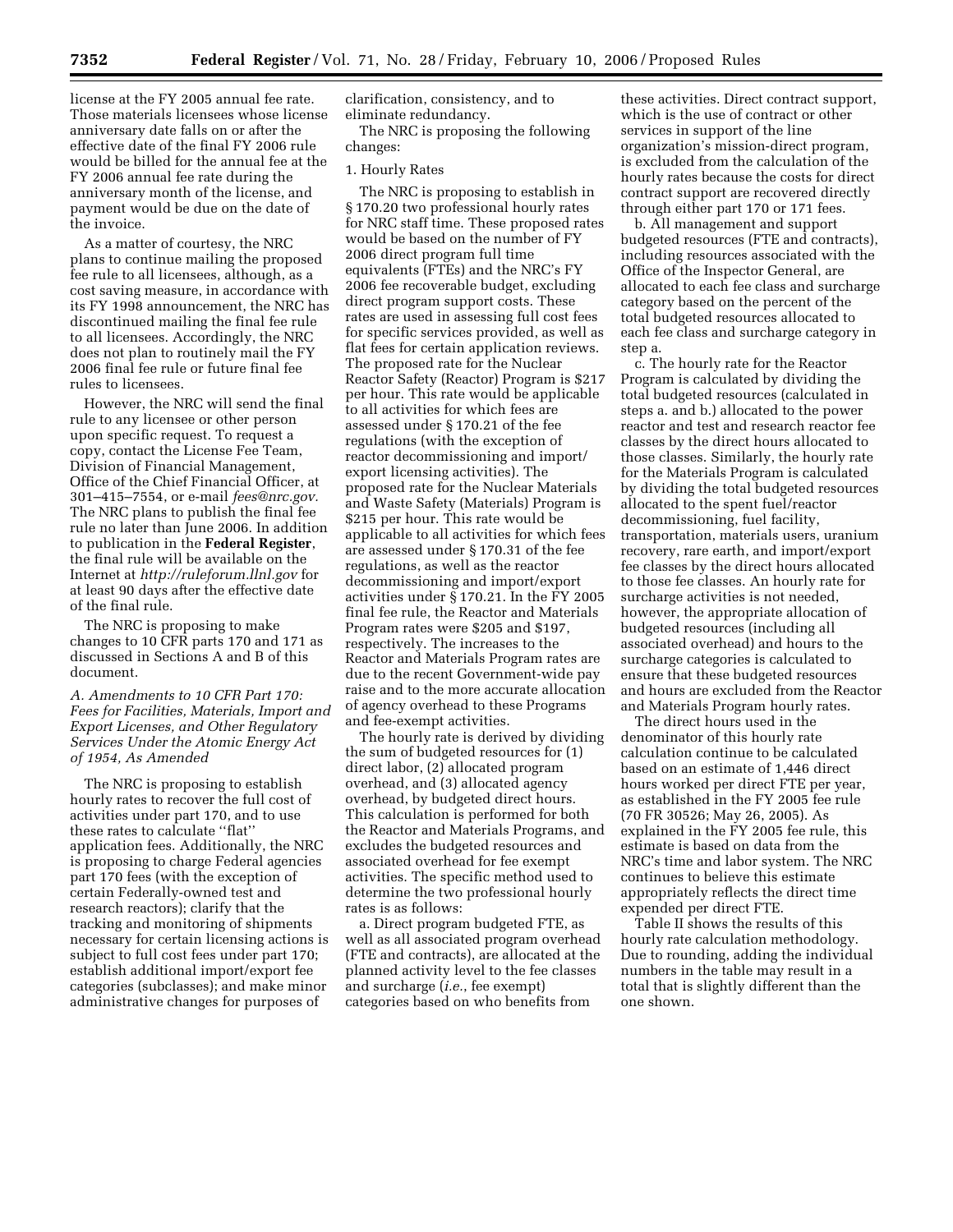license at the FY 2005 annual fee rate. Those materials licensees whose license anniversary date falls on or after the effective date of the final FY 2006 rule would be billed for the annual fee at the FY 2006 annual fee rate during the anniversary month of the license, and payment would be due on the date of the invoice.

As a matter of courtesy, the NRC plans to continue mailing the proposed fee rule to all licensees, although, as a cost saving measure, in accordance with its FY 1998 announcement, the NRC has discontinued mailing the final fee rule to all licensees. Accordingly, the NRC does not plan to routinely mail the FY 2006 final fee rule or future final fee rules to licensees.

However, the NRC will send the final rule to any licensee or other person upon specific request. To request a copy, contact the License Fee Team, Division of Financial Management, Office of the Chief Financial Officer, at 301–415–7554, or e-mail *fees@nrc.gov.* The NRC plans to publish the final fee rule no later than June 2006. In addition to publication in the **Federal Register**, the final rule will be available on the Internet at *http://ruleforum.llnl.gov* for at least 90 days after the effective date of the final rule.

The NRC is proposing to make changes to 10 CFR parts 170 and 171 as discussed in Sections A and B of this document.

*A. Amendments to 10 CFR Part 170: Fees for Facilities, Materials, Import and Export Licenses, and Other Regulatory Services Under the Atomic Energy Act of 1954, As Amended*

The NRC is proposing to establish hourly rates to recover the full cost of activities under part 170, and to use these rates to calculate ''flat'' application fees. Additionally, the NRC is proposing to charge Federal agencies part 170 fees (with the exception of certain Federally-owned test and research reactors); clarify that the tracking and monitoring of shipments necessary for certain licensing actions is subject to full cost fees under part 170; establish additional import/export fee categories (subclasses); and make minor administrative changes for purposes of clarification, consistency, and to eliminate redundancy.

The NRC is proposing the following changes:

1. Hourly Rates

The NRC is proposing to establish in § 170.20 two professional hourly rates for NRC staff time. These proposed rates would be based on the number of FY 2006 direct program full time equivalents (FTEs) and the NRC's FY 2006 fee recoverable budget, excluding direct program support costs. These rates are used in assessing full cost fees for specific services provided, as well as flat fees for certain application reviews. The proposed rate for the Nuclear Reactor Safety (Reactor) Program is $217 per hour. This rate would be applicable to all activities for which fees are assessed under § 170.21 of the fee regulations (with the exception of reactor decommissioning and import/export licensing activities). The proposed rate for the Nuclear Materials and Waste Safety (Materials) Program is $215 per hour. This rate would be applicable to all activities for which fees are assessed under § 170.31 of the fee regulations, as well as the reactor decommissioning and import/export activities under § 170.21. In the FY 2005 final fee rule, the Reactor and Materials Program rates were $205 and $197, respectively. The increases to the Reactor and Materials Program rates are due to the recent Government-wide pay raise and to the more accurate allocation of agency overhead to these Programs and fee-exempt activities.

The hourly rate is derived by dividing the sum of budgeted resources for (1) direct labor, (2) allocated program overhead, and (3) allocated agency overhead, by budgeted direct hours. This calculation is performed for both the Reactor and Materials Programs, and excludes the budgeted resources and associated overhead for fee exempt activities. The specific method used to determine the two professional hourly rates is as follows:

a. Direct program budgeted FTE, as well as all associated program overhead (FTE and contracts), are allocated at the planned activity level to the fee classes and surcharge (*i.e.*, fee exempt) categories based on who benefits from these activities. Direct contract support, which is the use of contract or other services in support of the line organization's mission-direct program, is excluded from the calculation of the hourly rates because the costs for direct contract support are recovered directly through either part 170 or 171 fees.

b. All management and support budgeted resources (FTE and contracts), including resources associated with the Office of the Inspector General, are allocated to each fee class and surcharge category based on the percent of the total budgeted resources allocated to each fee class and surcharge category in step a.

c. The hourly rate for the Reactor Program is calculated by dividing the total budgeted resources (calculated in steps a. and b.) allocated to the power reactor and test and research reactor fee classes by the direct hours allocated to those classes. Similarly, the hourly rate for the Materials Program is calculated by dividing the total budgeted resources allocated to the spent fuel/reactor decommissioning, fuel facility, transportation, materials users, uranium recovery, rare earth, and import/export fee classes by the direct hours allocated to those fee classes. An hourly rate for surcharge activities is not needed, however, the appropriate allocation of budgeted resources (including all associated overhead) and hours to the surcharge categories is calculated to ensure that these budgeted resources and hours are excluded from the Reactor and Materials Program hourly rates.

The direct hours used in the denominator of this hourly rate calculation continue to be calculated based on an estimate of 1,446 direct hours worked per direct FTE per year, as established in the FY 2005 fee rule (70 FR 30526; May 26, 2005). As explained in the FY 2005 fee rule, this estimate is based on data from the NRC's time and labor system. The NRC continues to believe this estimate appropriately reflects the direct time expended per direct FTE.

Table II shows the results of this hourly rate calculation methodology. Due to rounding, adding the individual numbers in the table may result in a total that is slightly different than the one shown.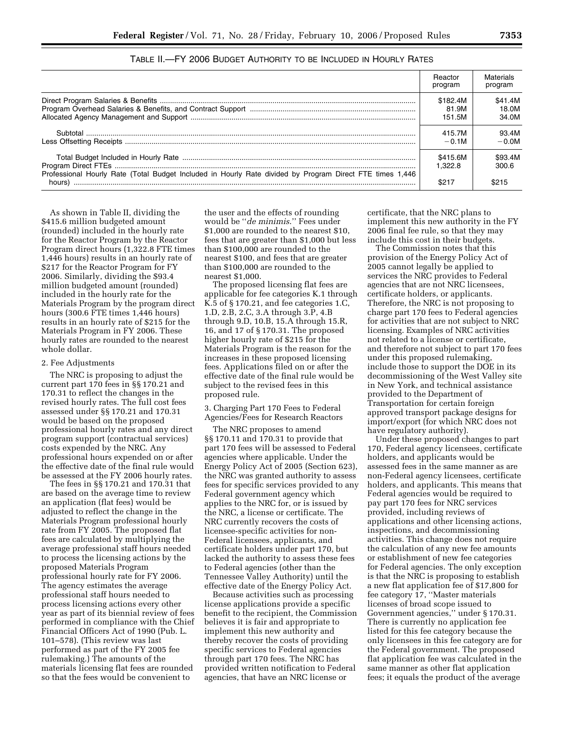TABLE II.—FY 2006 BUDGET AUTHORITY TO BE INCLUDED IN HOURLY RATES

| | Reactor program | Materials program |
|---|---|---|
| Direct Program Salaries & Benefits | $182.4M | $41.4M |
| Program Overhead Salaries & Benefits, and Contract Support | 81.9M | 18.0M |
| Allocated Agency Management and Support | 151.5M | 34.0M |
| Subtotal | 415.7M | 93.4M |
| Less Offsetting Receipts | −0.1M | −0.0M |
| Total Budget Included in Hourly Rate | $415.6M | $93.4M |
| Program Direct FTEs | 1,322.8 | 300.6 |
| Professional Hourly Rate (Total Budget Included in Hourly Rate divided by Program Direct FTE times 1,446 hours) | $217 | $215 |

As shown in Table II, dividing the $415.6 million budgeted amount (rounded) included in the hourly rate for the Reactor Program by the Reactor Program direct hours (1,322.8 FTE times 1,446 hours) results in an hourly rate of $217 for the Reactor Program for FY 2006. Similarly, dividing the $93.4 million budgeted amount (rounded) included in the hourly rate for the Materials Program by the program direct hours (300.6 FTE times 1,446 hours) results in an hourly rate of $215 for the Materials Program in FY 2006. These hourly rates are rounded to the nearest whole dollar.

2. Fee Adjustments

The NRC is proposing to adjust the current part 170 fees in §§ 170.21 and 170.31 to reflect the changes in the revised hourly rates. The full cost fees assessed under §§ 170.21 and 170.31 would be based on the proposed professional hourly rates and any direct program support (contractual services) costs expended by the NRC. Any professional hours expended on or after the effective date of the final rule would be assessed at the FY 2006 hourly rates.

The fees in §§ 170.21 and 170.31 that are based on the average time to review an application (flat fees) would be adjusted to reflect the change in the Materials Program professional hourly rate from FY 2005. The proposed flat fees are calculated by multiplying the average professional staff hours needed to process the licensing actions by the proposed Materials Program professional hourly rate for FY 2006. The agency estimates the average professional staff hours needed to process licensing actions every other year as part of its biennial review of fees performed in compliance with the Chief Financial Officers Act of 1990 (Pub. L. 101–578). (This review was last performed as part of the FY 2005 fee rulemaking.) The amounts of the materials licensing flat fees are rounded so that the fees would be convenient to the user and the effects of rounding would be ''*de minimis*.'' Fees under $1,000 are rounded to the nearest $10, fees that are greater than $1,000 but less than $100,000 are rounded to the nearest $100, and fees that are greater than $100,000 are rounded to the nearest $1,000.

The proposed licensing flat fees are applicable for fee categories K.1 through K.5 of § 170.21, and fee categories 1.C, 1.D, 2.B, 2.C, 3.A through 3.P, 4.B through 9.D, 10.B, 15.A through 15.R, 16, and 17 of § 170.31. The proposed higher hourly rate of $215 for the Materials Program is the reason for the increases in these proposed licensing fees. Applications filed on or after the effective date of the final rule would be subject to the revised fees in this proposed rule.

3. Charging Part 170 Fees to Federal Agencies/Fees for Research Reactors

The NRC proposes to amend §§ 170.11 and 170.31 to provide that part 170 fees will be assessed to Federal agencies where applicable. Under the Energy Policy Act of 2005 (Section 623), the NRC was granted authority to assess fees for specific services provided to any Federal government agency which applies to the NRC for, or is issued by the NRC, a license or certificate. The NRC currently recovers the costs of licensee-specific activities for non-Federal licensees, applicants, and certificate holders under part 170, but lacked the authority to assess these fees to Federal agencies (other than the Tennessee Valley Authority) until the effective date of the Energy Policy Act.

Because activities such as processing license applications provide a specific benefit to the recipient, the Commission believes it is fair and appropriate to implement this new authority and thereby recover the costs of providing specific services to Federal agencies through part 170 fees. The NRC has provided written notification to Federal agencies, that have an NRC license or certificate, that the NRC plans to implement this new authority in the FY 2006 final fee rule, so that they may include this cost in their budgets.

The Commission notes that this provision of the Energy Policy Act of 2005 cannot legally be applied to services the NRC provides to Federal agencies that are not NRC licensees, certificate holders, or applicants. Therefore, the NRC is not proposing to charge part 170 fees to Federal agencies for activities that are not subject to NRC licensing. Examples of NRC activities not related to a license or certificate, and therefore not subject to part 170 fees under this proposed rulemaking, include those to support the DOE in its decommissioning of the West Valley site in New York, and technical assistance provided to the Department of Transportation for certain foreign approved transport package designs for import/export (for which NRC does not have regulatory authority).

Under these proposed changes to part 170, Federal agency licensees, certificate holders, and applicants would be assessed fees in the same manner as are non-Federal agency licensees, certificate holders, and applicants. This means that Federal agencies would be required to pay part 170 fees for NRC services provided, including reviews of applications and other licensing actions, inspections, and decommissioning activities. This change does not require the calculation of any new fee amounts or establishment of new fee categories for Federal agencies. The only exception is that the NRC is proposing to establish a new flat application fee of $17,800 for fee category 17, ''Master materials licenses of broad scope issued to Government agencies,'' under § 170.31. There is currently no application fee listed for this fee category because the only licensees in this fee category are for the Federal government. The proposed flat application fee was calculated in the same manner as other flat application fees; it equals the product of the average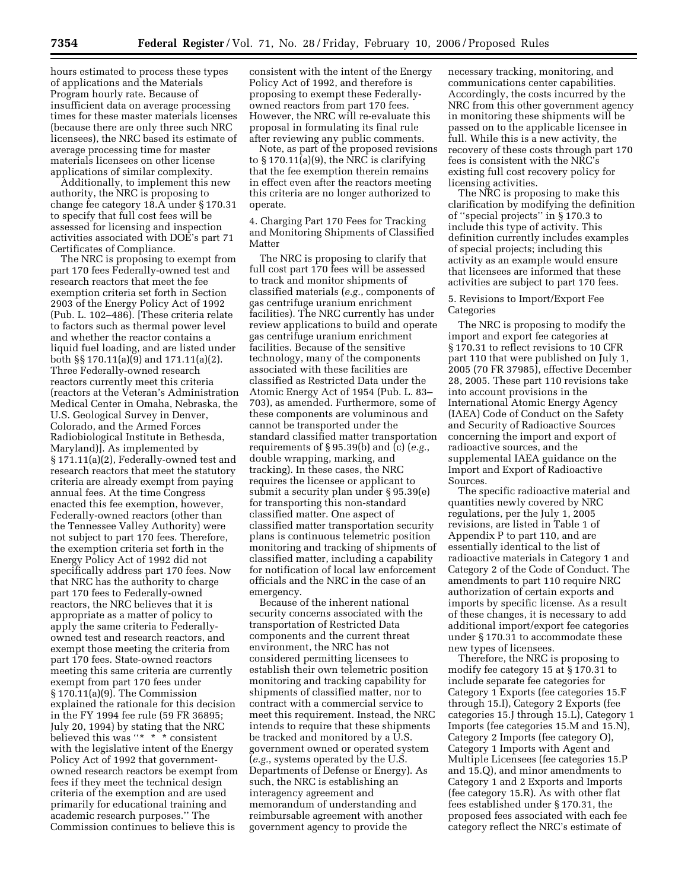hours estimated to process these types of applications and the Materials Program hourly rate. Because of insufficient data on average processing times for these master materials licenses (because there are only three such NRC licensees), the NRC based its estimate of average processing time for master materials licensees on other license applications of similar complexity.

Additionally, to implement this new authority, the NRC is proposing to change fee category 18.A under § 170.31 to specify that full cost fees will be assessed for licensing and inspection activities associated with DOE's part 71 Certificates of Compliance.

The NRC is proposing to exempt from part 170 fees Federally-owned test and research reactors that meet the fee exemption criteria set forth in Section 2903 of the Energy Policy Act of 1992 (Pub. L. 102–486). [These criteria relate to factors such as thermal power level and whether the reactor contains a liquid fuel loading, and are listed under both §§ 170.11(a)(9) and 171.11(a)(2). Three Federally-owned research reactors currently meet this criteria (reactors at the Veteran's Administration Medical Center in Omaha, Nebraska, the U.S. Geological Survey in Denver, Colorado, and the Armed Forces Radiobiological Institute in Bethesda, Maryland)]. As implemented by § 171.11(a)(2), Federally-owned test and research reactors that meet the statutory criteria are already exempt from paying annual fees. At the time Congress enacted this fee exemption, however, Federally-owned reactors (other than the Tennessee Valley Authority) were not subject to part 170 fees. Therefore, the exemption criteria set forth in the Energy Policy Act of 1992 did not specifically address part 170 fees. Now that NRC has the authority to charge part 170 fees to Federally-owned reactors, the NRC believes that it is appropriate as a matter of policy to apply the same criteria to Federally-owned test and research reactors, and exempt those meeting the criteria from part 170 fees. State-owned reactors meeting this same criteria are currently exempt from part 170 fees under § 170.11(a)(9). The Commission explained the rationale for this decision in the FY 1994 fee rule (59 FR 36895; July 20, 1994) by stating that the NRC believed this was "* * * consistent with the legislative intent of the Energy Policy Act of 1992 that government-owned research reactors be exempt from fees if they meet the technical design criteria of the exemption and are used primarily for educational training and academic research purposes." The Commission continues to believe this is consistent with the intent of the Energy Policy Act of 1992, and therefore is proposing to exempt these Federally-owned reactors from part 170 fees. However, the NRC will re-evaluate this proposal in formulating its final rule after reviewing any public comments.

Note, as part of the proposed revisions to § 170.11(a)(9), the NRC is clarifying that the fee exemption therein remains in effect even after the reactors meeting this criteria are no longer authorized to operate.

4. Charging Part 170 Fees for Tracking and Monitoring Shipments of Classified Matter

The NRC is proposing to clarify that full cost part 170 fees will be assessed to track and monitor shipments of classified materials (*e.g.*, components of gas centrifuge uranium enrichment facilities). The NRC currently has under review applications to build and operate gas centrifuge uranium enrichment facilities. Because of the sensitive technology, many of the components associated with these facilities are classified as Restricted Data under the Atomic Energy Act of 1954 (Pub. L. 83–703), as amended. Furthermore, some of these components are voluminous and cannot be transported under the standard classified matter transportation requirements of § 95.39(b) and (c) (*e.g.*, double wrapping, marking, and tracking). In these cases, the NRC requires the licensee or applicant to submit a security plan under § 95.39(e) for transporting this non-standard classified matter. One aspect of classified matter transportation security plans is continuous telemetric position monitoring and tracking of shipments of classified matter, including a capability for notification of local law enforcement officials and the NRC in the case of an emergency.

Because of the inherent national security concerns associated with the transportation of Restricted Data components and the current threat environment, the NRC has not considered permitting licensees to establish their own telemetric position monitoring and tracking capability for shipments of classified matter, nor to contract with a commercial service to meet this requirement. Instead, the NRC intends to require that these shipments be tracked and monitored by a U.S. government owned or operated system (*e.g.*, systems operated by the U.S. Departments of Defense or Energy). As such, the NRC is establishing an interagency agreement and memorandum of understanding and reimbursable agreement with another government agency to provide the necessary tracking, monitoring, and communications center capabilities. Accordingly, the costs incurred by the NRC from this other government agency in monitoring these shipments will be passed on to the applicable licensee in full. While this is a new activity, the recovery of these costs through part 170 fees is consistent with the NRC's existing full cost recovery policy for licensing activities.

The NRC is proposing to make this clarification by modifying the definition of "special projects" in § 170.3 to include this type of activity. This definition currently includes examples of special projects; including this activity as an example would ensure that licensees are informed that these activities are subject to part 170 fees.

5. Revisions to Import/Export Fee Categories

The NRC is proposing to modify the import and export fee categories at § 170.31 to reflect revisions to 10 CFR part 110 that were published on July 1, 2005 (70 FR 37985), effective December 28, 2005. These part 110 revisions take into account provisions in the International Atomic Energy Agency (IAEA) Code of Conduct on the Safety and Security of Radioactive Sources concerning the import and export of radioactive sources, and the supplemental IAEA guidance on the Import and Export of Radioactive Sources.

The specific radioactive material and quantities newly covered by NRC regulations, per the July 1, 2005 revisions, are listed in Table 1 of Appendix P to part 110, and are essentially identical to the list of radioactive materials in Category 1 and Category 2 of the Code of Conduct. The amendments to part 110 require NRC authorization of certain exports and imports by specific license. As a result of these changes, it is necessary to add additional import/export fee categories under § 170.31 to accommodate these new types of licensees.

Therefore, the NRC is proposing to modify fee category 15 at § 170.31 to include separate fee categories for Category 1 Exports (fee categories 15.F through 15.I), Category 2 Exports (fee categories 15.J through 15.L), Category 1 Imports (fee categories 15.M and 15.N), Category 2 Imports (fee category O), Category 1 Imports with Agent and Multiple Licensees (fee categories 15.P and 15.Q), and minor amendments to Category 1 and 2 Exports and Imports (fee category 15.R). As with other flat fees established under § 170.31, the proposed fees associated with each fee category reflect the NRC's estimate of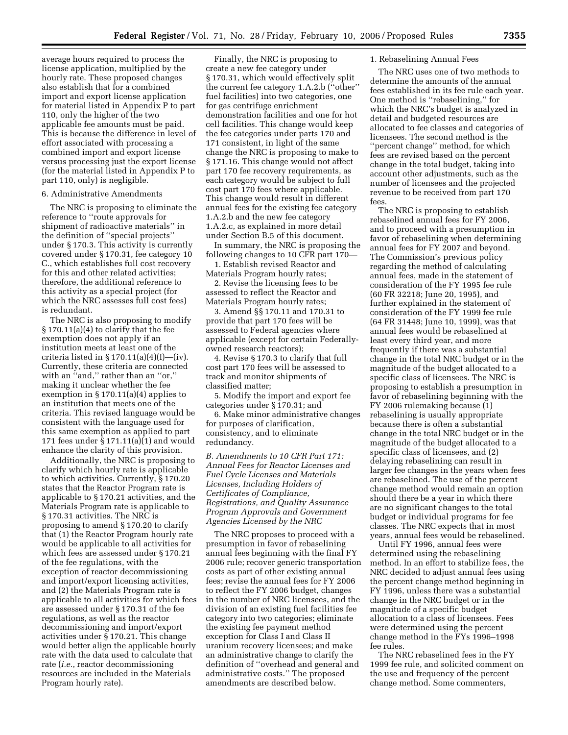average hours required to process the license application, multiplied by the hourly rate. These proposed changes also establish that for a combined import and export license application for material listed in Appendix P to part 110, only the higher of the two applicable fee amounts must be paid. This is because the difference in level of effort associated with processing a combined import and export license versus processing just the export license (for the material listed in Appendix P to part 110, only) is negligible.

6. Administrative Amendments

The NRC is proposing to eliminate the reference to ''route approvals for shipment of radioactive materials'' in the definition of ''special projects'' under § 170.3. This activity is currently covered under § 170.31, fee category 10 C., which establishes full cost recovery for this and other related activities; therefore, the additional reference to this activity as a special project (for which the NRC assesses full cost fees) is redundant.

The NRC is also proposing to modify § 170.11(a)(4) to clarify that the fee exemption does not apply if an institution meets at least one of the criteria listed in § 170.11(a)(4)(I)—(iv). Currently, these criteria are connected with an ''and,'' rather than an ''or,'' making it unclear whether the fee exemption in § 170.11(a)(4) applies to an institution that meets one of the criteria. This revised language would be consistent with the language used for this same exemption as applied to part 171 fees under § 171.11(a)(1) and would enhance the clarity of this provision.

Additionally, the NRC is proposing to clarify which hourly rate is applicable to which activities. Currently, § 170.20 states that the Reactor Program rate is applicable to § 170.21 activities, and the Materials Program rate is applicable to § 170.31 activities. The NRC is proposing to amend § 170.20 to clarify that (1) the Reactor Program hourly rate would be applicable to all activities for which fees are assessed under § 170.21 of the fee regulations, with the exception of reactor decommissioning and import/export licensing activities, and (2) the Materials Program rate is applicable to all activities for which fees are assessed under § 170.31 of the fee regulations, as well as the reactor decommissioning and import/export activities under § 170.21. This change would better align the applicable hourly rate with the data used to calculate that rate (*i.e.*, reactor decommissioning resources are included in the Materials Program hourly rate).

Finally, the NRC is proposing to create a new fee category under § 170.31, which would effectively split the current fee category 1.A.2.b (''other'' fuel facilities) into two categories, one for gas centrifuge enrichment demonstration facilities and one for hot cell facilities. This change would keep the fee categories under parts 170 and 171 consistent, in light of the same change the NRC is proposing to make to § 171.16. This change would not affect part 170 fee recovery requirements, as each category would be subject to full cost part 170 fees where applicable. This change would result in different annual fees for the existing fee category 1.A.2.b and the new fee category 1.A.2.c, as explained in more detail under Section B.5 of this document.

In summary, the NRC is proposing the following changes to 10 CFR part 170—

1. Establish revised Reactor and Materials Program hourly rates;
2. Revise the licensing fees to be assessed to reflect the Reactor and Materials Program hourly rates;
3. Amend §§ 170.11 and 170.31 to provide that part 170 fees will be assessed to Federal agencies where applicable (except for certain Federally-owned research reactors);
4. Revise § 170.3 to clarify that full cost part 170 fees will be assessed to track and monitor shipments of classified matter;
5. Modify the import and export fee categories under § 170.31; and
6. Make minor administrative changes for purposes of clarification, consistency, and to eliminate redundancy.

*B. Amendments to 10 CFR Part 171: Annual Fees for Reactor Licenses and Fuel Cycle Licenses and Materials Licenses, Including Holders of Certificates of Compliance, Registrations, and Quality Assurance Program Approvals and Government Agencies Licensed by the NRC*

The NRC proposes to proceed with a presumption in favor of rebaselining annual fees beginning with the final FY 2006 rule; recover generic transportation costs as part of other existing annual fees; revise the annual fees for FY 2006 to reflect the FY 2006 budget, changes in the number of NRC licensees, and the division of an existing fuel facilities fee category into two categories; eliminate the existing fee payment method exception for Class I and Class II uranium recovery licensees; and make an administrative change to clarify the definition of ''overhead and general and administrative costs.'' The proposed amendments are described below.

1. Rebaselining Annual Fees

The NRC uses one of two methods to determine the amounts of the annual fees established in its fee rule each year. One method is ''rebaselining,'' for which the NRC's budget is analyzed in detail and budgeted resources are allocated to fee classes and categories of licensees. The second method is the ''percent change'' method, for which fees are revised based on the percent change in the total budget, taking into account other adjustments, such as the number of licensees and the projected revenue to be received from part 170 fees.

The NRC is proposing to establish rebaselined annual fees for FY 2006, and to proceed with a presumption in favor of rebaselining when determining annual fees for FY 2007 and beyond. The Commission's previous policy regarding the method of calculating annual fees, made in the statement of consideration of the FY 1995 fee rule (60 FR 32218; June 20, 1995), and further explained in the statement of consideration of the FY 1999 fee rule (64 FR 31448; June 10, 1999), was that annual fees would be rebaselined at least every third year, and more frequently if there was a substantial change in the total NRC budget or in the magnitude of the budget allocated to a specific class of licensees. The NRC is proposing to establish a presumption in favor of rebaselining beginning with the FY 2006 rulemaking because (1) rebaselining is usually appropriate because there is often a substantial change in the total NRC budget or in the magnitude of the budget allocated to a specific class of licensees, and (2) delaying rebaselining can result in larger fee changes in the years when fees are rebaselined. The use of the percent change method would remain an option should there be a year in which there are no significant changes to the total budget or individual programs for fee classes. The NRC expects that in most years, annual fees would be rebaselined.

Until FY 1996, annual fees were determined using the rebaselining method. In an effort to stabilize fees, the NRC decided to adjust annual fees using the percent change method beginning in FY 1996, unless there was a substantial change in the NRC budget or in the magnitude of a specific budget allocation to a class of licensees. Fees were determined using the percent change method in the FYs 1996–1998 fee rules.

The NRC rebaselined fees in the FY 1999 fee rule, and solicited comment on the use and frequency of the percent change method. Some commenters,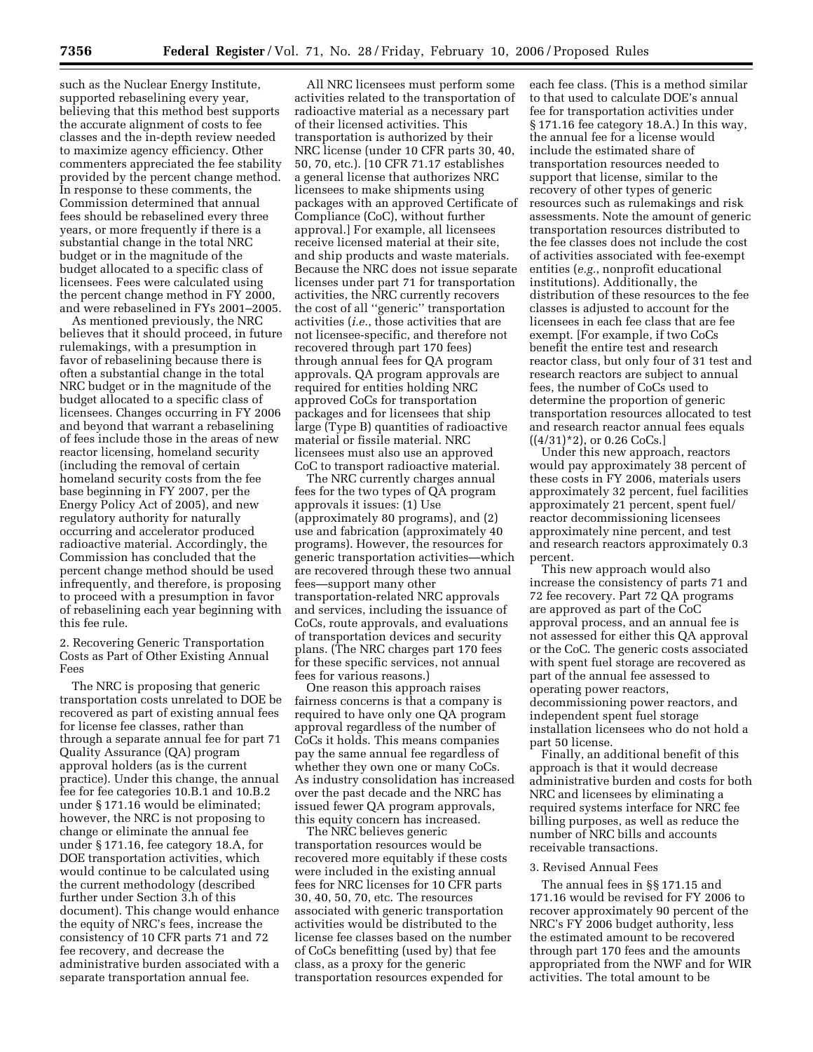such as the Nuclear Energy Institute, supported rebaselining every year, believing that this method best supports the accurate alignment of costs to fee classes and the in-depth review needed to maximize agency efficiency. Other commenters appreciated the fee stability provided by the percent change method. In response to these comments, the Commission determined that annual fees should be rebaselined every three years, or more frequently if there is a substantial change in the total NRC budget or in the magnitude of the budget allocated to a specific class of licensees. Fees were calculated using the percent change method in FY 2000, and were rebaselined in FYs 2001–2005.

As mentioned previously, the NRC believes that it should proceed, in future rulemakings, with a presumption in favor of rebaselining because there is often a substantial change in the total NRC budget or in the magnitude of the budget allocated to a specific class of licensees. Changes occurring in FY 2006 and beyond that warrant a rebaselining of fees include those in the areas of new reactor licensing, homeland security (including the removal of certain homeland security costs from the fee base beginning in FY 2007, per the Energy Policy Act of 2005), and new regulatory authority for naturally occurring and accelerator produced radioactive material. Accordingly, the Commission has concluded that the percent change method should be used infrequently, and therefore, is proposing to proceed with a presumption in favor of rebaselining each year beginning with this fee rule.

2. Recovering Generic Transportation Costs as Part of Other Existing Annual Fees

The NRC is proposing that generic transportation costs unrelated to DOE be recovered as part of existing annual fees for license fee classes, rather than through a separate annual fee for part 71 Quality Assurance (QA) program approval holders (as is the current practice). Under this change, the annual fee for fee categories 10.B.1 and 10.B.2 under § 171.16 would be eliminated; however, the NRC is not proposing to change or eliminate the annual fee under § 171.16, fee category 18.A, for DOE transportation activities, which would continue to be calculated using the current methodology (described further under Section 3.h of this document). This change would enhance the equity of NRC's fees, increase the consistency of 10 CFR parts 71 and 72 fee recovery, and decrease the administrative burden associated with a separate transportation annual fee.

All NRC licensees must perform some activities related to the transportation of radioactive material as a necessary part of their licensed activities. This transportation is authorized by their NRC license (under 10 CFR parts 30, 40, 50, 70, etc.). [10 CFR 71.17 establishes a general license that authorizes NRC licensees to make shipments using packages with an approved Certificate of Compliance (CoC), without further approval.] For example, all licensees receive licensed material at their site, and ship products and waste materials. Because the NRC does not issue separate licenses under part 71 for transportation activities, the NRC currently recovers the cost of all "generic" transportation activities (*i.e.*, those activities that are not licensee-specific, and therefore not recovered through part 170 fees) through annual fees for QA program approvals. QA program approvals are required for entities holding NRC approved CoCs for transportation packages and for licensees that ship large (Type B) quantities of radioactive material or fissile material. NRC licensees must also use an approved CoC to transport radioactive material.

The NRC currently charges annual fees for the two types of QA program approvals it issues: (1) Use (approximately 80 programs), and (2) use and fabrication (approximately 40 programs). However, the resources for generic transportation activities—which are recovered through these two annual fees—support many other transportation-related NRC approvals and services, including the issuance of CoCs, route approvals, and evaluations of transportation devices and security plans. (The NRC charges part 170 fees for these specific services, not annual fees for various reasons.)

One reason this approach raises fairness concerns is that a company is required to have only one QA program approval regardless of the number of CoCs it holds. This means companies pay the same annual fee regardless of whether they own one or many CoCs. As industry consolidation has increased over the past decade and the NRC has issued fewer QA program approvals, this equity concern has increased.

The NRC believes generic transportation resources would be recovered more equitably if these costs were included in the existing annual fees for NRC licenses for 10 CFR parts 30, 40, 50, 70, etc. The resources associated with generic transportation activities would be distributed to the license fee classes based on the number of CoCs benefitting (used by) that fee class, as a proxy for the generic transportation resources expended for each fee class. (This is a method similar to that used to calculate DOE's annual fee for transportation activities under § 171.16 fee category 18.A.) In this way, the annual fee for a license would include the estimated share of transportation resources needed to support that license, similar to the recovery of other types of generic resources such as rulemakings and risk assessments. Note the amount of generic transportation resources distributed to the fee classes does not include the cost of activities associated with fee-exempt entities (*e.g.*, nonprofit educational institutions). Additionally, the distribution of these resources to the fee classes is adjusted to account for the licensees in each fee class that are fee exempt. [For example, if two CoCs benefit the entire test and research reactor class, but only four of 31 test and research reactors are subject to annual fees, the number of CoCs used to determine the proportion of generic transportation resources allocated to test and research reactor annual fees equals ((4/31)*2), or 0.26 CoCs.]

Under this new approach, reactors would pay approximately 38 percent of these costs in FY 2006, materials users approximately 32 percent, fuel facilities approximately 21 percent, spent fuel/reactor decommissioning licensees approximately nine percent, and test and research reactors approximately 0.3 percent.

This new approach would also increase the consistency of parts 71 and 72 fee recovery. Part 72 QA programs are approved as part of the CoC approval process, and an annual fee is not assessed for either this QA approval or the CoC. The generic costs associated with spent fuel storage are recovered as part of the annual fee assessed to operating power reactors, decommissioning power reactors, and independent spent fuel storage installation licensees who do not hold a part 50 license.

Finally, an additional benefit of this approach is that it would decrease administrative burden and costs for both NRC and licensees by eliminating a required systems interface for NRC fee billing purposes, as well as reduce the number of NRC bills and accounts receivable transactions.

3. Revised Annual Fees

The annual fees in §§ 171.15 and 171.16 would be revised for FY 2006 to recover approximately 90 percent of the NRC's FY 2006 budget authority, less the estimated amount to be recovered through part 170 fees and the amounts appropriated from the NWF and for WIR activities. The total amount to be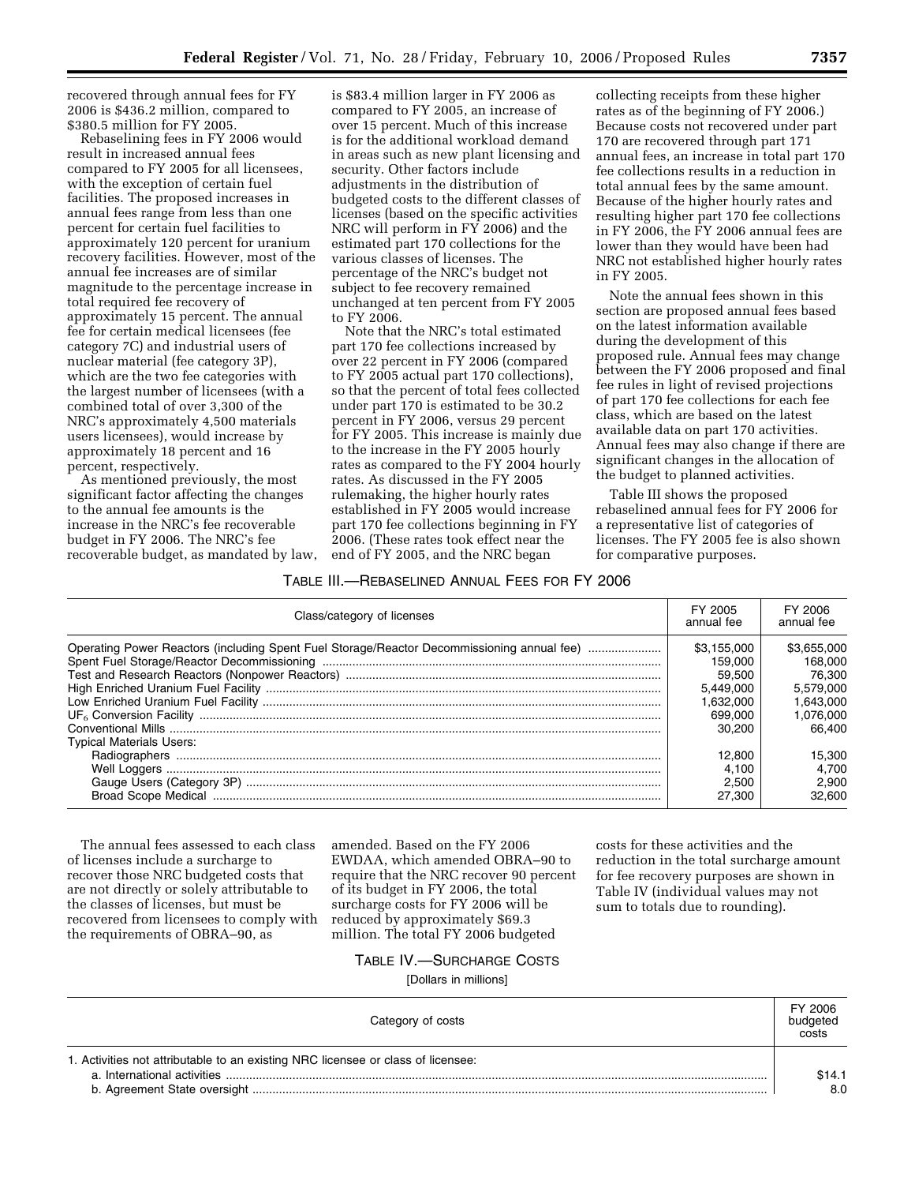recovered through annual fees for FY 2006 is $436.2 million, compared to $380.5 million for FY 2005.

Rebaselining fees in FY 2006 would result in increased annual fees compared to FY 2005 for all licensees, with the exception of certain fuel facilities. The proposed increases in annual fees range from less than one percent for certain fuel facilities to approximately 120 percent for uranium recovery facilities. However, most of the annual fee increases are of similar magnitude to the percentage increase in total required fee recovery of approximately 15 percent. The annual fee for certain medical licensees (fee category 7C) and industrial users of nuclear material (fee category 3P), which are the two fee categories with the largest number of licensees (with a combined total of over 3,300 of the NRC's approximately 4,500 materials users licensees), would increase by approximately 18 percent and 16 percent, respectively.

As mentioned previously, the most significant factor affecting the changes to the annual fee amounts is the increase in the NRC's fee recoverable budget in FY 2006. The NRC's fee recoverable budget, as mandated by law, is $83.4 million larger in FY 2006 as compared to FY 2005, an increase of over 15 percent. Much of this increase is for the additional workload demand in areas such as new plant licensing and security. Other factors include adjustments in the distribution of budgeted costs to the different classes of licenses (based on the specific activities NRC will perform in FY 2006) and the estimated part 170 collections for the various classes of licenses. The percentage of the NRC's budget not subject to fee recovery remained unchanged at ten percent from FY 2005 to FY 2006.

Note that the NRC's total estimated part 170 fee collections increased by over 22 percent in FY 2006 (compared to FY 2005 actual part 170 collections), so that the percent of total fees collected under part 170 is estimated to be 30.2 percent in FY 2006, versus 29 percent for FY 2005. This increase is mainly due to the increase in the FY 2005 hourly rates as compared to the FY 2004 hourly rates. As discussed in the FY 2005 rulemaking, the higher hourly rates established in FY 2005 would increase part 170 fee collections beginning in FY 2006. (These rates took effect near the end of FY 2005, and the NRC began collecting receipts from these higher rates as of the beginning of FY 2006.) Because costs not recovered under part 170 are recovered through part 171 annual fees, an increase in total part 170 fee collections results in a reduction in total annual fees by the same amount. Because of the higher hourly rates and resulting higher part 170 fee collections in FY 2006, the FY 2006 annual fees are lower than they would have been had NRC not established higher hourly rates in FY 2005.

Note the annual fees shown in this section are proposed annual fees based on the latest information available during the development of this proposed rule. Annual fees may change between the FY 2006 proposed and final fee rules in light of revised projections of part 170 fee collections for each fee class, which are based on the latest available data on part 170 activities. Annual fees may also change if there are significant changes in the allocation of the budget to planned activities.

Table III shows the proposed rebaselined annual fees for FY 2006 for a representative list of categories of licenses. The FY 2005 fee is also shown for comparative purposes.

TABLE III.—REBASELINED ANNUAL FEES FOR FY 2006

| Class/category of licenses | FY 2005 annual fee | FY 2006 annual fee |
|---|---|---|
| Operating Power Reactors (including Spent Fuel Storage/Reactor Decommissioning annual fee) | $3,155,000 | $3,655,000 |
| Spent Fuel Storage/Reactor Decommissioning | 159,000 | 168,000 |
| Test and Research Reactors (Nonpower Reactors) | 59,500 | 76,300 |
| High Enriched Uranium Fuel Facility | 5,449,000 | 5,579,000 |
| Low Enriched Uranium Fuel Facility | 1,632,000 | 1,643,000 |
| $UF_6$ Conversion Facility | 699,000 | 1,076,000 |
| Conventional Mills | 30,200 | 66,400 |
| Typical Materials Users: | | |
| Radiographers | 12,800 | 15,300 |
| Well Loggers | 4,100 | 4,700 |
| Gauge Users (Category 3P) | 2,500 | 2,900 |
| Broad Scope Medical | 27,300 | 32,600 |

The annual fees assessed to each class of licenses include a surcharge to recover those NRC budgeted costs that are not directly or solely attributable to the classes of licenses, but must be recovered from licensees to comply with the requirements of OBRA–90, as amended. Based on the FY 2006 EWDAA, which amended OBRA–90 to require that the NRC recover 90 percent of its budget in FY 2006, the total surcharge costs for FY 2006 will be reduced by approximately $69.3 million. The total FY 2006 budgeted costs for these activities and the reduction in the total surcharge amount for fee recovery purposes are shown in Table IV (individual values may not sum to totals due to rounding).

TABLE IV.—SURCHARGE COSTS

[Dollars in millions]

| Category of costs | FY 2006 budgeted costs |
|---|---|
| 1. Activities not attributable to an existing NRC licensee or class of licensee: | |
| a. International activities | $14.1 |
| b. Agreement State oversight | 8.0 |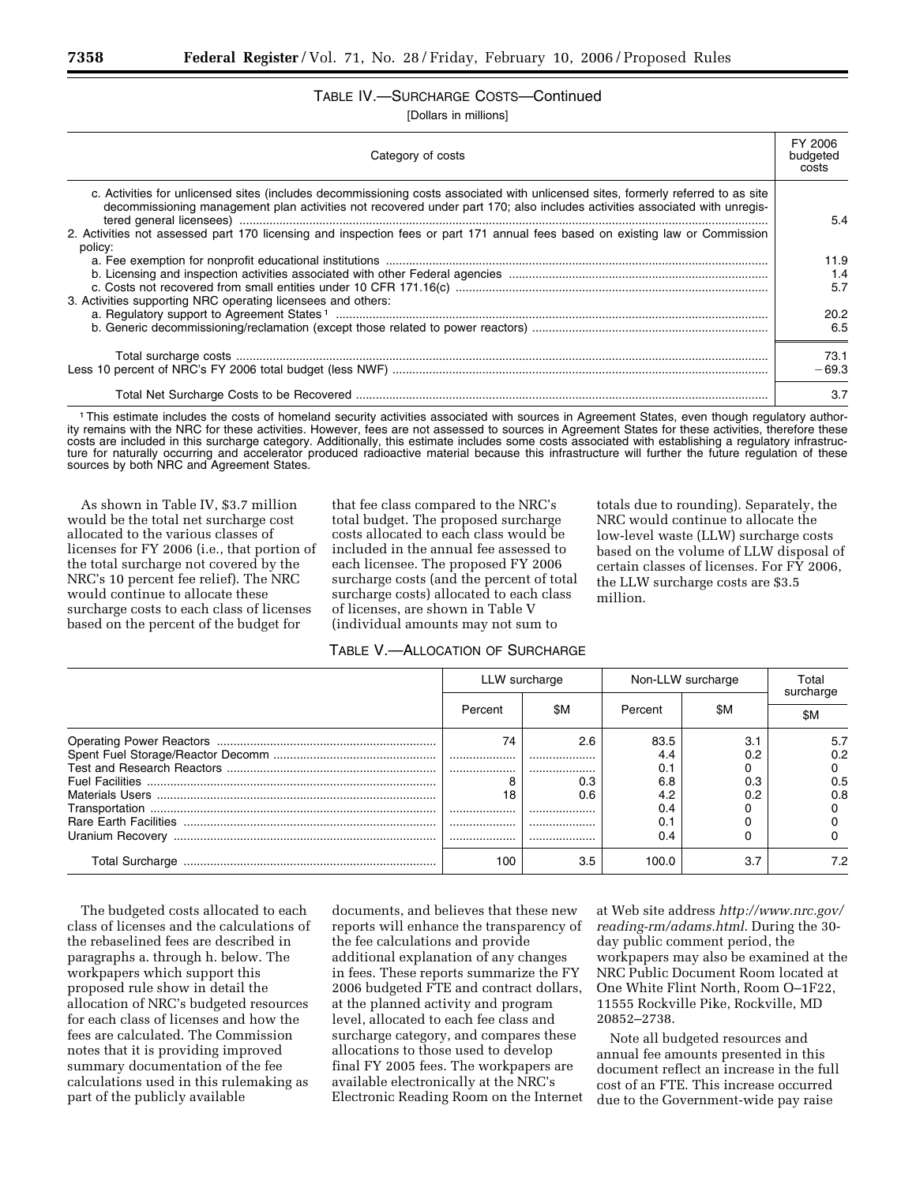### TABLE IV.—SURCHARGE COSTS—Continued

[Dollars in millions]

| Category of costs | FY 2006 budgeted costs |
|---|---|
| c. Activities for unlicensed sites (includes decommissioning costs associated with unlicensed sites, formerly referred to as site decommissioning management plan activities not recovered under part 170; also includes activities associated with unregistered general licensees) | 5.4 |
| 2. Activities not assessed part 170 licensing and inspection fees or part 171 annual fees based on existing law or Commission policy: | |
| a. Fee exemption for nonprofit educational institutions | 11.9 |
| b. Licensing and inspection activities associated with other Federal agencies | 1.4 |
| c. Costs not recovered from small entities under 10 CFR 171.16(c) | 5.7 |
| 3. Activities supporting NRC operating licensees and others: | |
| a. Regulatory support to Agreement States [1] | 20.2 |
| b. Generic decommissioning/reclamation (except those related to power reactors) | 6.5 |
| Total surcharge costs | 73.1 |
| Less 10 percent of NRC's FY 2006 total budget (less NWF) | −69.3 |
| Total Net Surcharge Costs to be Recovered | 3.7 |

[1] This estimate includes the costs of homeland security activities associated with sources in Agreement States, even though regulatory authority remains with the NRC for these activities. However, fees are not assessed to sources in Agreement States for these activities, therefore these costs are included in this surcharge category. Additionally, this estimate includes some costs associated with establishing a regulatory infrastructure for naturally occurring and accelerator produced radioactive material because this infrastructure will further the future regulation of these sources by both NRC and Agreement States.

As shown in Table IV, $3.7 million would be the total net surcharge cost allocated to the various classes of licenses for FY 2006 (i.e., that portion of the total surcharge not covered by the NRC's 10 percent fee relief). The NRC would continue to allocate these surcharge costs to each class of licenses based on the percent of the budget for that fee class compared to the NRC's total budget. The proposed surcharge costs allocated to each class would be included in the annual fee assessed to each licensee. The proposed FY 2006 surcharge costs (and the percent of total surcharge costs) allocated to each class of licenses, are shown in Table V (individual amounts may not sum to totals due to rounding). Separately, the NRC would continue to allocate the low-level waste (LLW) surcharge costs based on the volume of LLW disposal of certain classes of licenses. For FY 2006, the LLW surcharge costs are $3.5 million.

### TABLE V.—ALLOCATION OF SURCHARGE

| | LLW surcharge | | Non-LLW surcharge | | Total surcharge |
|---|---|---|---|---|---|
| | Percent | $M | Percent | $M | $M |
| Operating Power Reactors | 74 | 2.6 | 83.5 | 3.1 | 5.7 |
| Spent Fuel Storage/Reactor Decomm | | | 4.4 | 0.2 | 0.2 |
| Test and Research Reactors | | | 0.1 | 0 | 0 |
| Fuel Facilities | 8 | 0.3 | 6.8 | 0.3 | 0.5 |
| Materials Users | 18 | 0.6 | 4.2 | 0.2 | 0.8 |
| Transportation | | | 0.4 | 0 | 0 |
| Rare Earth Facilities | | | 0.1 | 0 | 0 |
| Uranium Recovery | | | 0.4 | 0 | 0 |
| Total Surcharge | 100 | 3.5 | 100.0 | 3.7 | 7.2 |

The budgeted costs allocated to each class of licenses and the calculations of the rebaselined fees are described in paragraphs a. through h. below. The workpapers which support this proposed rule show in detail the allocation of NRC's budgeted resources for each class of licenses and how the fees are calculated. The Commission notes that it is providing improved summary documentation of the fee calculations used in this rulemaking as part of the publicly available documents, and believes that these new reports will enhance the transparency of the fee calculations and provide additional explanation of any changes in fees. These reports summarize the FY 2006 budgeted FTE and contract dollars, at the planned activity and program level, allocated to each fee class and surcharge category, and compares these allocations to those used to develop final FY 2005 fees. The workpapers are available electronically at the NRC's Electronic Reading Room on the Internet at Web site address *http://www.nrc.gov/reading-rm/adams.html*. During the 30-day public comment period, the workpapers may also be examined at the NRC Public Document Room located at One White Flint North, Room O–1F22, 11555 Rockville Pike, Rockville, MD 20852–2738.

Note all budgeted resources and annual fee amounts presented in this document reflect an increase in the full cost of an FTE. This increase occurred due to the Government-wide pay raise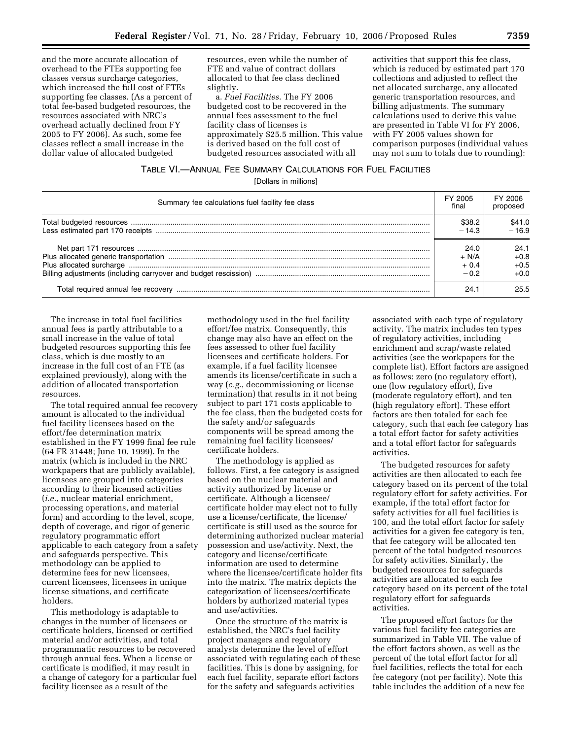and the more accurate allocation of overhead to the FTEs supporting fee classes versus surcharge categories, which increased the full cost of FTEs supporting fee classes. (As a percent of total fee-based budgeted resources, the resources associated with NRC's overhead actually declined from FY 2005 to FY 2006). As such, some fee classes reflect a small increase in the dollar value of allocated budgeted resources, even while the number of FTE and value of contract dollars allocated to that fee class declined slightly.

a. *Fuel Facilities.* The FY 2006 budgeted cost to be recovered in the annual fees assessment to the fuel facility class of licenses is approximately $25.5 million. This value is derived based on the full cost of budgeted resources associated with all activities that support this fee class, which is reduced by estimated part 170 collections and adjusted to reflect the net allocated surcharge, any allocated generic transportation resources, and billing adjustments. The summary calculations used to derive this value are presented in Table VI for FY 2006, with FY 2005 values shown for comparison purposes (individual values may not sum to totals due to rounding):

TABLE VI.—ANNUAL FEE SUMMARY CALCULATIONS FOR FUEL FACILITIES

[Dollars in millions]

| Summary fee calculations fuel facility fee class | FY 2005 final | FY 2006 proposed |
|---|---|---|
| Total budgeted resources | $38.2 | $41.0 |
| Less estimated part 170 receipts | −14.3 | −16.9 |
| Net part 171 resources | 24.0 | 24.1 |
| Plus allocated generic transportation | + N/A | +0.8 |
| Plus allocated surcharge | + 0.4 | +0.5 |
| Billing adjustments (including carryover and budget rescission) | −0.2 | +0.0 |
| Total required annual fee recovery | 24.1 | 25.5 |

The increase in total fuel facilities annual fees is partly attributable to a small increase in the value of total budgeted resources supporting this fee class, which is due mostly to an increase in the full cost of an FTE (as explained previously), along with the addition of allocated transportation resources.

The total required annual fee recovery amount is allocated to the individual fuel facility licensees based on the effort/fee determination matrix established in the FY 1999 final fee rule (64 FR 31448; June 10, 1999). In the matrix (which is included in the NRC workpapers that are publicly available), licensees are grouped into categories according to their licensed activities (*i.e.*, nuclear material enrichment, processing operations, and material form) and according to the level, scope, depth of coverage, and rigor of generic regulatory programmatic effort applicable to each category from a safety and safeguards perspective. This methodology can be applied to determine fees for new licensees, current licensees, licensees in unique license situations, and certificate holders.

This methodology is adaptable to changes in the number of licensees or certificate holders, licensed or certified material and/or activities, and total programmatic resources to be recovered through annual fees. When a license or certificate is modified, it may result in a change of category for a particular fuel facility licensee as a result of the methodology used in the fuel facility effort/fee matrix. Consequently, this change may also have an effect on the fees assessed to other fuel facility licensees and certificate holders. For example, if a fuel facility licensee amends its license/certificate in such a way (*e.g.*, decommissioning or license termination) that results in it not being subject to part 171 costs applicable to the fee class, then the budgeted costs for the safety and/or safeguards components will be spread among the remaining fuel facility licensees/certificate holders.

The methodology is applied as follows. First, a fee category is assigned based on the nuclear material and activity authorized by license or certificate. Although a licensee/certificate holder may elect not to fully use a license/certificate, the license/certificate is still used as the source for determining authorized nuclear material possession and use/activity. Next, the category and license/certificate information are used to determine where the licensee/certificate holder fits into the matrix. The matrix depicts the categorization of licensees/certificate holders by authorized material types and use/activities.

Once the structure of the matrix is established, the NRC's fuel facility project managers and regulatory analysts determine the level of effort associated with regulating each of these facilities. This is done by assigning, for each fuel facility, separate effort factors for the safety and safeguards activities associated with each type of regulatory activity. The matrix includes ten types of regulatory activities, including enrichment and scrap/waste related activities (see the workpapers for the complete list). Effort factors are assigned as follows: zero (no regulatory effort), one (low regulatory effort), five (moderate regulatory effort), and ten (high regulatory effort). These effort factors are then totaled for each fee category, such that each fee category has a total effort factor for safety activities and a total effort factor for safeguards activities.

The budgeted resources for safety activities are then allocated to each fee category based on its percent of the total regulatory effort for safety activities. For example, if the total effort factor for safety activities for all fuel facilities is 100, and the total effort factor for safety activities for a given fee category is ten, that fee category will be allocated ten percent of the total budgeted resources for safety activities. Similarly, the budgeted resources for safeguards activities are allocated to each fee category based on its percent of the total regulatory effort for safeguards activities.

The proposed effort factors for the various fuel facility fee categories are summarized in Table VII. The value of the effort factors shown, as well as the percent of the total effort factor for all fuel facilities, reflects the total for each fee category (not per facility). Note this table includes the addition of a new fee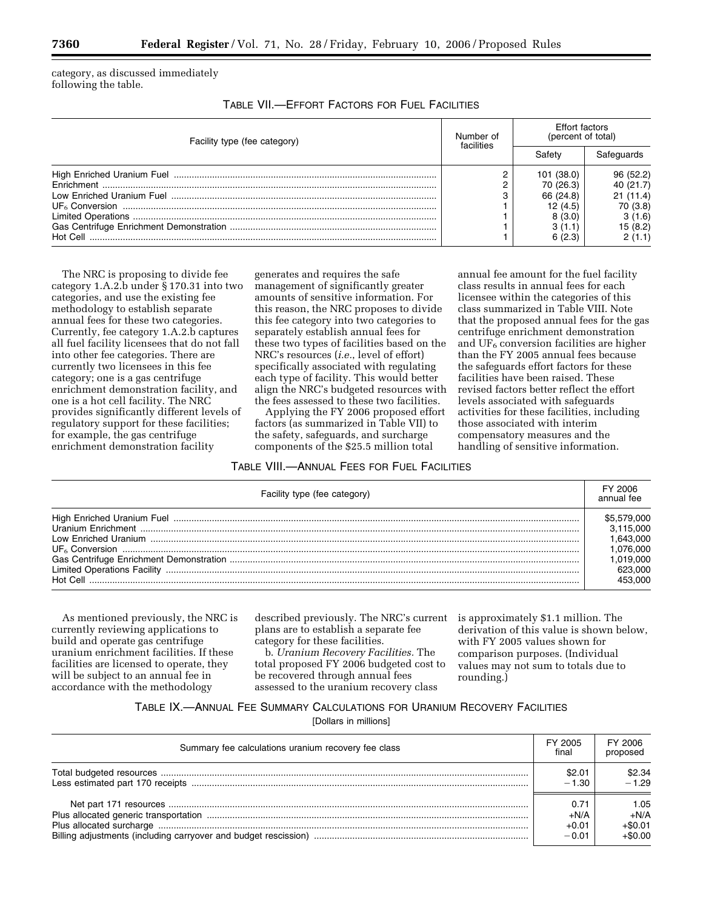category, as discussed immediately following the table.

TABLE VII.—EFFORT FACTORS FOR FUEL FACILITIES

| Facility type (fee category) | Number of facilities | Effort factors (percent of total) | |
|---|---|---|---|
| | | Safety | Safeguards |
| High Enriched Uranium Fuel | 2 | 101 (38.0) | 96 (52.2) |
| Enrichment | 2 | 70 (26.3) | 40 (21.7) |
| Low Enriched Uranium Fuel | 3 | 66 (24.8) | 21 (11.4) |
| $UF_6$ Conversion | 1 | 12 (4.5) | 70 (3.8) |
| Limited Operations | 1 | 8 (3.0) | 3 (1.6) |
| Gas Centrifuge Enrichment Demonstration | 1 | 3 (1.1) | 15 (8.2) |
| Hot Cell | 1 | 6 (2.3) | 2 (1.1) |

The NRC is proposing to divide fee category 1.A.2.b under § 170.31 into two categories, and use the existing fee methodology to establish separate annual fees for these two categories. Currently, fee category 1.A.2.b captures all fuel facility licensees that do not fall into other fee categories. There are currently two licensees in this fee category; one is a gas centrifuge enrichment demonstration facility, and one is a hot cell facility. The NRC provides significantly different levels of regulatory support for these facilities; for example, the gas centrifuge enrichment demonstration facility generates and requires the safe management of significantly greater amounts of sensitive information. For this reason, the NRC proposes to divide this fee category into two categories to separately establish annual fees for these two types of facilities based on the NRC's resources (*i.e.*, level of effort) specifically associated with regulating each type of facility. This would better align the NRC's budgeted resources with the fees assessed to these two facilities.

Applying the FY 2006 proposed effort factors (as summarized in Table VII) to the safety, safeguards, and surcharge components of the $25.5 million total annual fee amount for the fuel facility class results in annual fees for each licensee within the categories of this class summarized in Table VIII. Note that the proposed annual fees for the gas centrifuge enrichment demonstration and $UF_6$ conversion facilities are higher than the FY 2005 annual fees because the safeguards effort factors for these facilities have been raised. These revised factors better reflect the effort levels associated with safeguards activities for these facilities, including those associated with interim compensatory measures and the handling of sensitive information.

TABLE VIII.—ANNUAL FEES FOR FUEL FACILITIES

| Facility type (fee category) | FY 2006 annual fee |
|---|---|
| High Enriched Uranium Fuel | $5,579,000 |
| Uranium Enrichment | 3,115,000 |
| Low Enriched Uranium | 1,643,000 |
| $UF_6$ Conversion | 1,076,000 |
| Gas Centrifuge Enrichment Demonstration | 1,019,000 |
| Limited Operations Facility | 623,000 |
| Hot Cell | 453,000 |

As mentioned previously, the NRC is currently reviewing applications to build and operate gas centrifuge uranium enrichment facilities. If these facilities are licensed to operate, they will be subject to an annual fee in accordance with the methodology described previously. The NRC's current plans are to establish a separate fee category for these facilities.

b. *Uranium Recovery Facilities.* The total proposed FY 2006 budgeted cost to be recovered through annual fees assessed to the uranium recovery class is approximately $1.1 million. The derivation of this value is shown below, with FY 2005 values shown for comparison purposes. (Individual values may not sum to totals due to rounding.)

TABLE IX.—ANNUAL FEE SUMMARY CALCULATIONS FOR URANIUM RECOVERY FACILITIES

[Dollars in millions]

| Summary fee calculations uranium recovery fee class | FY 2005 final | FY 2006 proposed |
|---|---|---|
| Total budgeted resources | $2.01 | $2.34 |
| Less estimated part 170 receipts | −1.30 | −1.29 |
| Net part 171 resources | 0.71 | 1.05 |
| Plus allocated generic transportation | +N/A | +N/A |
| Plus allocated surcharge | +0.01 | +$0.01 |
| Billing adjustments (including carryover and budget rescission) | −0.01 | +$0.00 |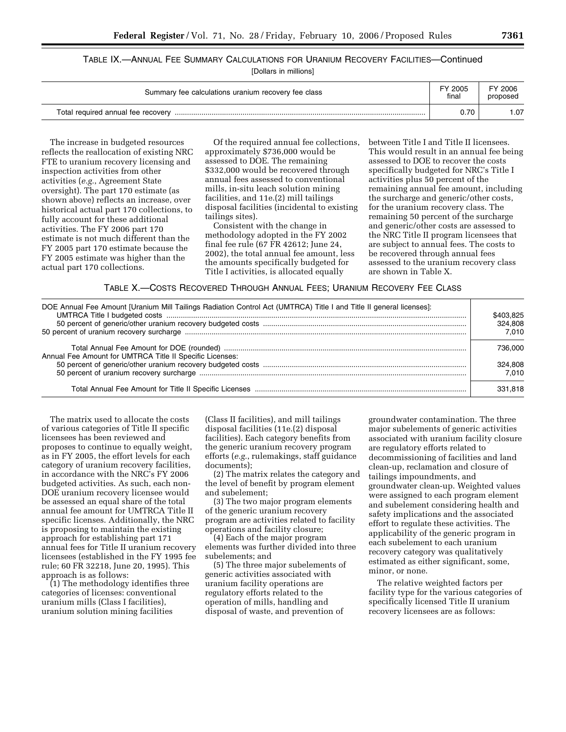TABLE IX.—ANNUAL FEE SUMMARY CALCULATIONS FOR URANIUM RECOVERY FACILITIES—Continued

[Dollars in millions]

| Summary fee calculations uranium recovery fee class | FY 2005 final | FY 2006 proposed |
|---|---|---|
| Total required annual fee recovery | 0.70 | 1.07 |

The increase in budgeted resources reflects the reallocation of existing NRC FTE to uranium recovery licensing and inspection activities from other activities (*e.g.*, Agreement State oversight). The part 170 estimate (as shown above) reflects an increase, over historical actual part 170 collections, to fully account for these additional activities. The FY 2006 part 170 estimate is not much different than the FY 2005 part 170 estimate because the FY 2005 estimate was higher than the actual part 170 collections.

Of the required annual fee collections, approximately $736,000 would be assessed to DOE. The remaining $332,000 would be recovered through annual fees assessed to conventional mills, in-situ leach solution mining facilities, and 11e.(2) mill tailings disposal facilities (incidental to existing tailings sites).

Consistent with the change in methodology adopted in the FY 2002 final fee rule (67 FR 42612; June 24, 2002), the total annual fee amount, less the amounts specifically budgeted for Title I activities, is allocated equally between Title I and Title II licensees. This would result in an annual fee being assessed to DOE to recover the costs specifically budgeted for NRC's Title I activities plus 50 percent of the remaining annual fee amount, including the surcharge and generic/other costs, for the uranium recovery class. The remaining 50 percent of the surcharge and generic/other costs are assessed to the NRC Title II program licensees that are subject to annual fees. The costs to be recovered through annual fees assessed to the uranium recovery class are shown in Table X.

TABLE X.—COSTS RECOVERED THROUGH ANNUAL FEES; URANIUM RECOVERY FEE CLASS

| | |
|---|---|
| DOE Annual Fee Amount [Uranium Mill Tailings Radiation Control Act (UMTRCA) Title I and Title II general licenses]: | |
| UMTRCA Title I budgeted costs | $403,825 |
| 50 percent of generic/other uranium recovery budgeted costs | 324,808 |
| 50 percent of uranium recovery surcharge | 7,010 |
| Total Annual Fee Amount for DOE (rounded) | 736,000 |
| Annual Fee Amount for UMTRCA Title II Specific Licenses: | |
| 50 percent of generic/other uranium recovery budgeted costs | 324,808 |
| 50 percent of uranium recovery surcharge | 7,010 |
| Total Annual Fee Amount for Title II Specific Licenses | 331,818 |

The matrix used to allocate the costs of various categories of Title II specific licensees has been reviewed and proposes to continue to equally weight, as in FY 2005, the effort levels for each category of uranium recovery facilities, in accordance with the NRC's FY 2006 budgeted activities. As such, each non-DOE uranium recovery licensee would be assessed an equal share of the total annual fee amount for UMTRCA Title II specific licenses. Additionally, the NRC is proposing to maintain the existing approach for establishing part 171 annual fees for Title II uranium recovery licensees (established in the FY 1995 fee rule; 60 FR 32218, June 20, 1995). This approach is as follows:

(1) The methodology identifies three categories of licenses: conventional uranium mills (Class I facilities), uranium solution mining facilities (Class II facilities), and mill tailings disposal facilities (11e.(2) disposal facilities). Each category benefits from the generic uranium recovery program efforts (*e.g.*, rulemakings, staff guidance documents);

(2) The matrix relates the category and the level of benefit by program element and subelement;

(3) The two major program elements of the generic uranium recovery program are activities related to facility operations and facility closure;

(4) Each of the major program elements was further divided into three subelements; and

(5) The three major subelements of generic activities associated with uranium facility operations are regulatory efforts related to the operation of mills, handling and disposal of waste, and prevention of groundwater contamination. The three major subelements of generic activities associated with uranium facility closure are regulatory efforts related to decommissioning of facilities and land clean-up, reclamation and closure of tailings impoundments, and groundwater clean-up. Weighted values were assigned to each program element and subelement considering health and safety implications and the associated effort to regulate these activities. The applicability of the generic program in each subelement to each uranium recovery category was qualitatively estimated as either significant, some, minor, or none.

The relative weighted factors per facility type for the various categories of specifically licensed Title II uranium recovery licensees are as follows: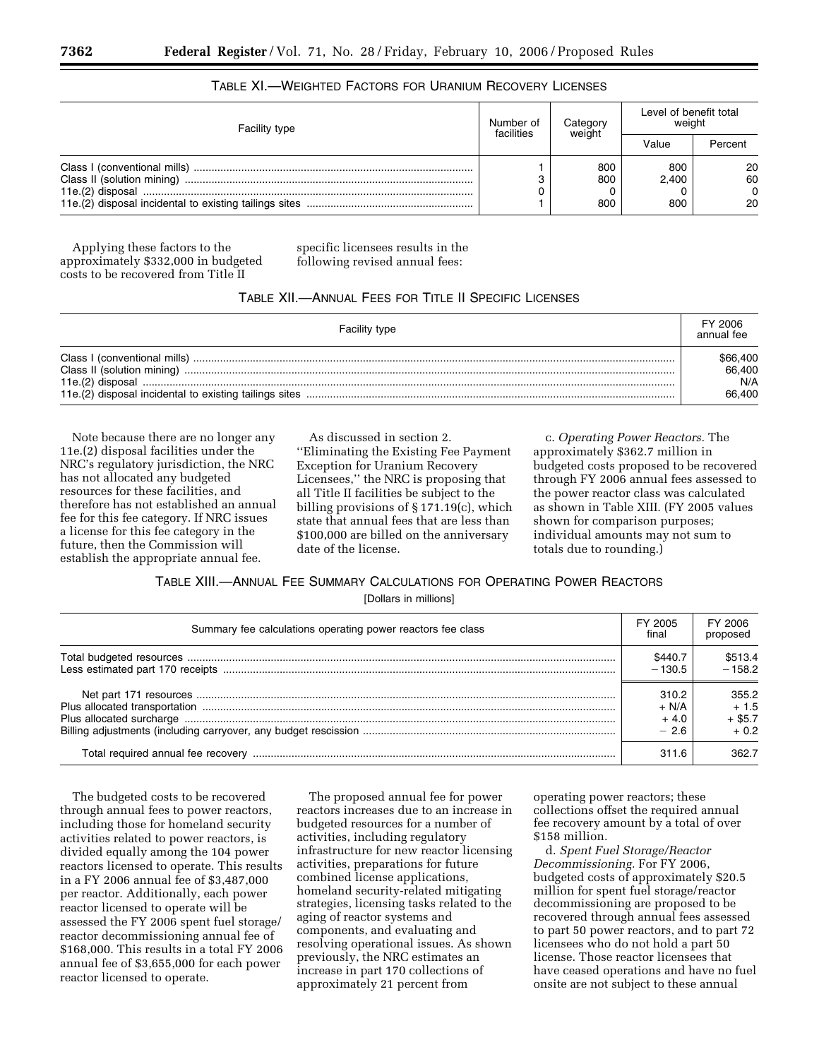TABLE XI.—WEIGHTED FACTORS FOR URANIUM RECOVERY LICENSES

| Facility type | Number of facilities | Category weight | Level of benefit total weight | |
|---|---|---|---|---|
| | | | Value | Percent |
| Class I (conventional mills) | 1 | 800 | 800 | 20 |
| Class II (solution mining) | 3 | 800 | 2,400 | 60 |
| 11e.(2) disposal | 0 | 0 | 0 | 0 |
| 11e.(2) disposal incidental to existing tailings sites | 1 | 800 | 800 | 20 |

Applying these factors to the approximately $332,000 in budgeted costs to be recovered from Title II specific licensees results in the following revised annual fees:

TABLE XII.—ANNUAL FEES FOR TITLE II SPECIFIC LICENSES

| Facility type | FY 2006 annual fee |
|---|---|
| Class I (conventional mills) | $66,400 |
| Class II (solution mining) | 66,400 |
| 11e.(2) disposal | N/A |
| 11e.(2) disposal incidental to existing tailings sites | 66,400 |

Note because there are no longer any 11e.(2) disposal facilities under the NRC's regulatory jurisdiction, the NRC has not allocated any budgeted resources for these facilities, and therefore has not established an annual fee for this fee category. If NRC issues a license for this fee category in the future, then the Commission will establish the appropriate annual fee.

As discussed in section 2. ''Eliminating the Existing Fee Payment Exception for Uranium Recovery Licensees,'' the NRC is proposing that all Title II facilities be subject to the billing provisions of § 171.19(c), which state that annual fees that are less than $100,000 are billed on the anniversary date of the license.

c. *Operating Power Reactors.* The approximately $362.7 million in budgeted costs proposed to be recovered through FY 2006 annual fees assessed to the power reactor class was calculated as shown in Table XIII. (FY 2005 values shown for comparison purposes; individual amounts may not sum to totals due to rounding.)

TABLE XIII.—ANNUAL FEE SUMMARY CALCULATIONS FOR OPERATING POWER REACTORS

[Dollars in millions]

| Summary fee calculations operating power reactors fee class | FY 2005 final | FY 2006 proposed |
|---|---|---|
| Total budgeted resources | $440.7 | $513.4 |
| Less estimated part 170 receipts | − 130.5 | − 158.2 |
| Net part 171 resources | 310.2 | 355.2 |
| Plus allocated transportation | + N/A | + 1.5 |
| Plus allocated surcharge | + 4.0 | + $5.7 |
| Billing adjustments (including carryover, any budget rescission | − 2.6 | + 0.2 |
| Total required annual fee recovery | 311.6 | 362.7 |

The budgeted costs to be recovered through annual fees to power reactors, including those for homeland security activities related to power reactors, is divided equally among the 104 power reactors licensed to operate. This results in a FY 2006 annual fee of $3,487,000 per reactor. Additionally, each power reactor licensed to operate will be assessed the FY 2006 spent fuel storage/reactor decommissioning annual fee of $168,000. This results in a total FY 2006 annual fee of $3,655,000 for each power reactor licensed to operate.

The proposed annual fee for power reactors increases due to an increase in budgeted resources for a number of activities, including regulatory infrastructure for new reactor licensing activities, preparations for future combined license applications, homeland security-related mitigating strategies, licensing tasks related to the aging of reactor systems and components, and evaluating and resolving operational issues. As shown previously, the NRC estimates an increase in part 170 collections of approximately 21 percent from operating power reactors; these collections offset the required annual fee recovery amount by a total of over $158 million.

d. *Spent Fuel Storage/Reactor Decommissioning.* For FY 2006, budgeted costs of approximately $20.5 million for spent fuel storage/reactor decommissioning are proposed to be recovered through annual fees assessed to part 50 power reactors, and to part 72 licensees who do not hold a part 50 license. Those reactor licensees that have ceased operations and have no fuel onsite are not subject to these annual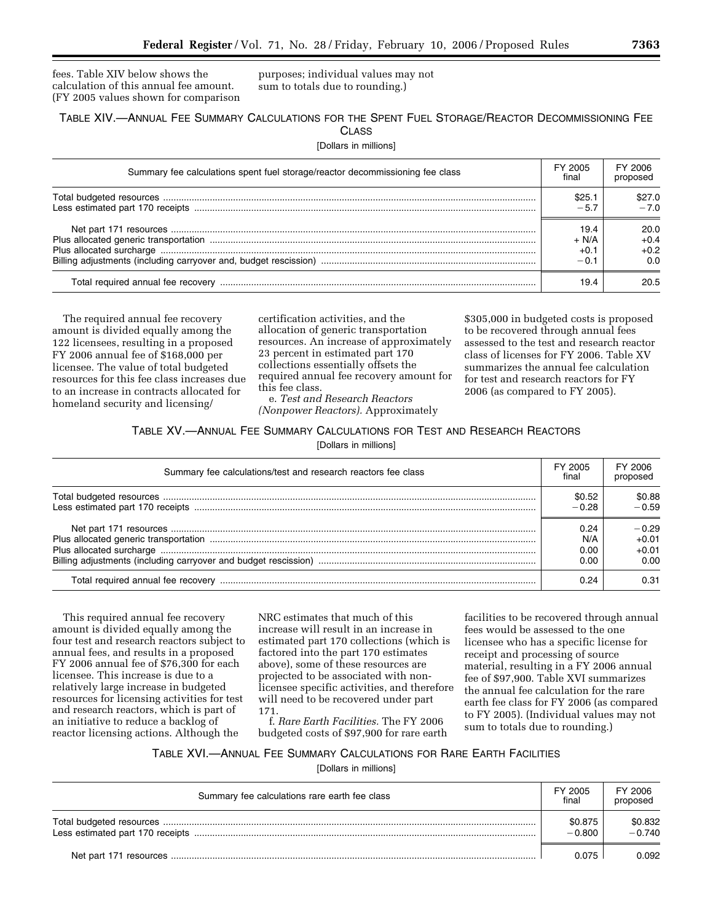fees. Table XIV below shows the calculation of this annual fee amount. (FY 2005 values shown for comparison purposes; individual values may not sum to totals due to rounding.)

TABLE XIV.—ANNUAL FEE SUMMARY CALCULATIONS FOR THE SPENT FUEL STORAGE/REACTOR DECOMMISSIONING FEE CLASS

[Dollars in millions]

| Summary fee calculations spent fuel storage/reactor decommissioning fee class | FY 2005 final | FY 2006 proposed |
|---|---|---|
| Total budgeted resources | $25.1 | $27.0 |
| Less estimated part 170 receipts | −5.7 | −7.0 |
| Net part 171 resources | 19.4 | 20.0 |
| Plus allocated generic transportation | + N/A | +0.4 |
| Plus allocated surcharge | +0.1 | +0.2 |
| Billing adjustments (including carryover and, budget rescission) | −0.1 | 0.0 |
| Total required annual fee recovery | 19.4 | 20.5 |

The required annual fee recovery amount is divided equally among the 122 licensees, resulting in a proposed FY 2006 annual fee of $168,000 per licensee. The value of total budgeted resources for this fee class increases due to an increase in contracts allocated for homeland security and licensing/certification activities, and the allocation of generic transportation resources. An increase of approximately 23 percent in estimated part 170 collections essentially offsets the required annual fee recovery amount for this fee class.

e. *Test and Research Reactors (Nonpower Reactors).* Approximately $305,000 in budgeted costs is proposed to be recovered through annual fees assessed to the test and research reactor class of licenses for FY 2006. Table XV summarizes the annual fee calculation for test and research reactors for FY 2006 (as compared to FY 2005).

TABLE XV.—ANNUAL FEE SUMMARY CALCULATIONS FOR TEST AND RESEARCH REACTORS

[Dollars in millions]

| Summary fee calculations/test and research reactors fee class | FY 2005 final | FY 2006 proposed |
|---|---|---|
| Total budgeted resources | $0.52 | $0.88 |
| Less estimated part 170 receipts | −0.28 | −0.59 |
| Net part 171 resources | 0.24 | −0.29 |
| Plus allocated generic transportation | N/A | +0.01 |
| Plus allocated surcharge | 0.00 | +0.01 |
| Billing adjustments (including carryover and budget rescission) | 0.00 | 0.00 |
| Total required annual fee recovery | 0.24 | 0.31 |

This required annual fee recovery amount is divided equally among the four test and research reactors subject to annual fees, and results in a proposed FY 2006 annual fee of $76,300 for each licensee. This increase is due to a relatively large increase in budgeted resources for licensing activities for test and research reactors, which is part of an initiative to reduce a backlog of reactor licensing actions. Although the NRC estimates that much of this increase will result in an increase in estimated part 170 collections (which is factored into the part 170 estimates above), some of these resources are projected to be associated with non-licensee specific activities, and therefore will need to be recovered under part 171.

f. *Rare Earth Facilities.* The FY 2006 budgeted costs of $97,900 for rare earth facilities to be recovered through annual fees would be assessed to the one licensee who has a specific license for receipt and processing of source material, resulting in a FY 2006 annual fee of $97,900. Table XVI summarizes the annual fee calculation for the rare earth fee class for FY 2006 (as compared to FY 2005). (Individual values may not sum to totals due to rounding.)

TABLE XVI.—ANNUAL FEE SUMMARY CALCULATIONS FOR RARE EARTH FACILITIES

[Dollars in millions]

| Summary fee calculations rare earth fee class | FY 2005 final | FY 2006 proposed |
|---|---|---|
| Total budgeted resources | $0.875 | $0.832 |
| Less estimated part 170 receipts | −0.800 | −0.740 |
| Net part 171 resources | 0.075 | 0.092 |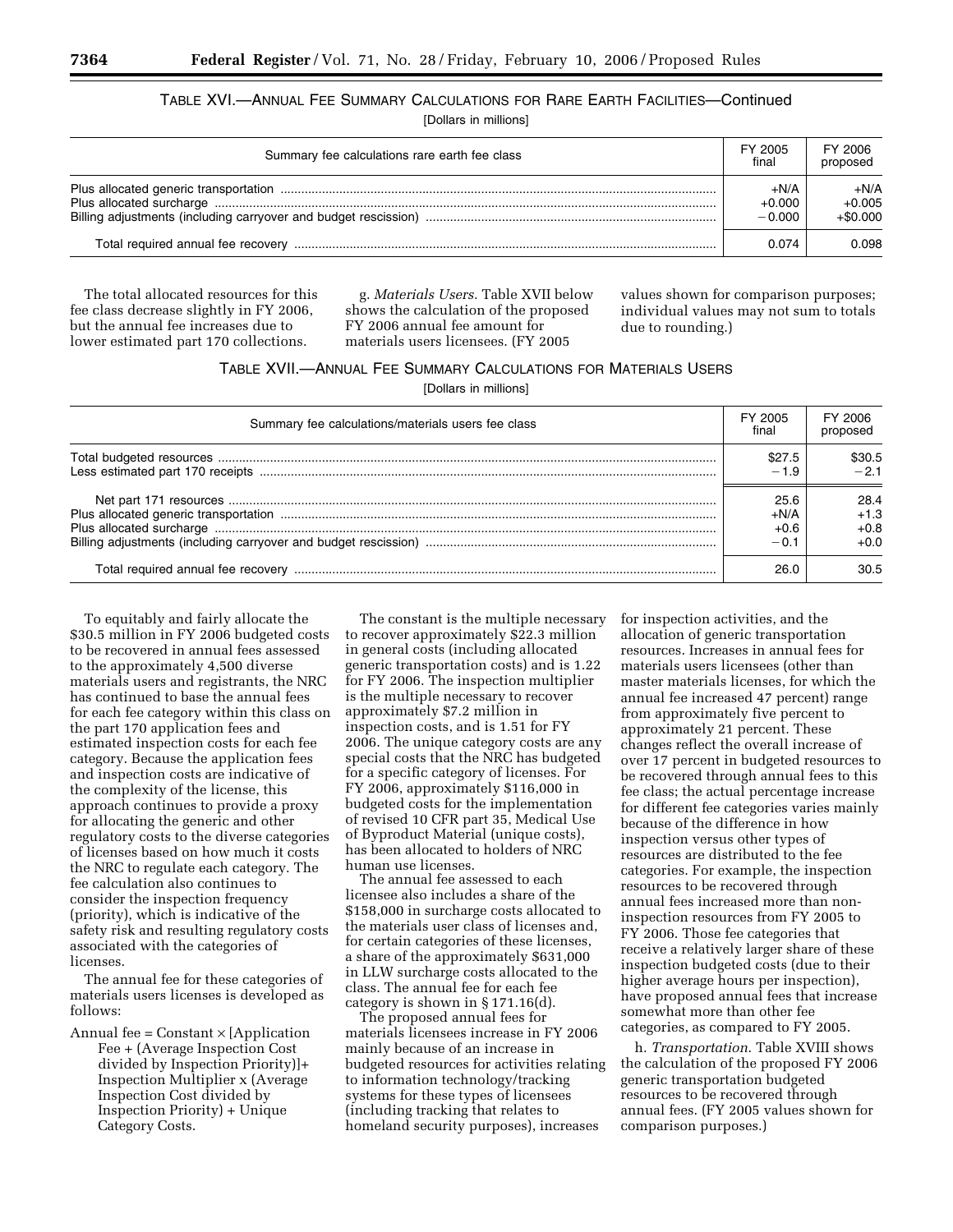TABLE XVI.—ANNUAL FEE SUMMARY CALCULATIONS FOR RARE EARTH FACILITIES—Continued

[Dollars in millions]

| Summary fee calculations rare earth fee class | FY 2005 final | FY 2006 proposed |
|---|---|---|
| Plus allocated generic transportation | +N/A | +N/A |
| Plus allocated surcharge | +0.000 | +0.005 |
| Billing adjustments (including carryover and budget rescission) | −0.000 | +$0.000 |
| Total required annual fee recovery | 0.074 | 0.098 |

The total allocated resources for this fee class decrease slightly in FY 2006, but the annual fee increases due to lower estimated part 170 collections.

g. *Materials Users.* Table XVII below shows the calculation of the proposed FY 2006 annual fee amount for materials users licensees. (FY 2005 values shown for comparison purposes; individual values may not sum to totals due to rounding.)

TABLE XVII.—ANNUAL FEE SUMMARY CALCULATIONS FOR MATERIALS USERS

[Dollars in millions]

| Summary fee calculations/materials users fee class | FY 2005 final | FY 2006 proposed |
|---|---|---|
| Total budgeted resources | $27.5 | $30.5 |
| Less estimated part 170 receipts | −1.9 | −2.1 |
| Net part 171 resources | 25.6 | 28.4 |
| Plus allocated generic transportation | +N/A | +1.3 |
| Plus allocated surcharge | +0.6 | +0.8 |
| Billing adjustments (including carryover and budget rescission) | −0.1 | +0.0 |
| Total required annual fee recovery | 26.0 | 30.5 |

To equitably and fairly allocate the $30.5 million in FY 2006 budgeted costs to be recovered in annual fees assessed to the approximately 4,500 diverse materials users and registrants, the NRC has continued to base the annual fees for each fee category within this class on the part 170 application fees and estimated inspection costs for each fee category. Because the application fees and inspection costs are indicative of the complexity of the license, this approach continues to provide a proxy for allocating the generic and other regulatory costs to the diverse categories of licenses based on how much it costs the NRC to regulate each category. The fee calculation also continues to consider the inspection frequency (priority), which is indicative of the safety risk and resulting regulatory costs associated with the categories of licenses.

The annual fee for these categories of materials users licenses is developed as follows:

Annual fee = Constant × [Application Fee + (Average Inspection Cost divided by Inspection Priority)]+ Inspection Multiplier x (Average Inspection Cost divided by Inspection Priority) + Unique Category Costs.

The constant is the multiple necessary to recover approximately $22.3 million in general costs (including allocated generic transportation costs) and is 1.22 for FY 2006. The inspection multiplier is the multiple necessary to recover approximately $7.2 million in inspection costs, and is 1.51 for FY 2006. The unique category costs are any special costs that the NRC has budgeted for a specific category of licenses. For FY 2006, approximately $116,000 in budgeted costs for the implementation of revised 10 CFR part 35, Medical Use of Byproduct Material (unique costs), has been allocated to holders of NRC human use licenses.

The annual fee assessed to each licensee also includes a share of the $158,000 in surcharge costs allocated to the materials user class of licenses and, for certain categories of these licenses, a share of the approximately $631,000 in LLW surcharge costs allocated to the class. The annual fee for each fee category is shown in § 171.16(d).

The proposed annual fees for materials licensees increase in FY 2006 mainly because of an increase in budgeted resources for activities relating to information technology/tracking systems for these types of licensees (including tracking that relates to homeland security purposes), increases for inspection activities, and the allocation of generic transportation resources. Increases in annual fees for materials users licensees (other than master materials licenses, for which the annual fee increased 47 percent) range from approximately five percent to approximately 21 percent. These changes reflect the overall increase of over 17 percent in budgeted resources to be recovered through annual fees to this fee class; the actual percentage increase for different fee categories varies mainly because of the difference in how inspection versus other types of resources are distributed to the fee categories. For example, the inspection resources to be recovered through annual fees increased more than non-inspection resources from FY 2005 to FY 2006. Those fee categories that receive a relatively larger share of these inspection budgeted costs (due to their higher average hours per inspection), have proposed annual fees that increase somewhat more than other fee categories, as compared to FY 2005.

h. *Transportation.* Table XVIII shows the calculation of the proposed FY 2006 generic transportation budgeted resources to be recovered through annual fees. (FY 2005 values shown for comparison purposes.)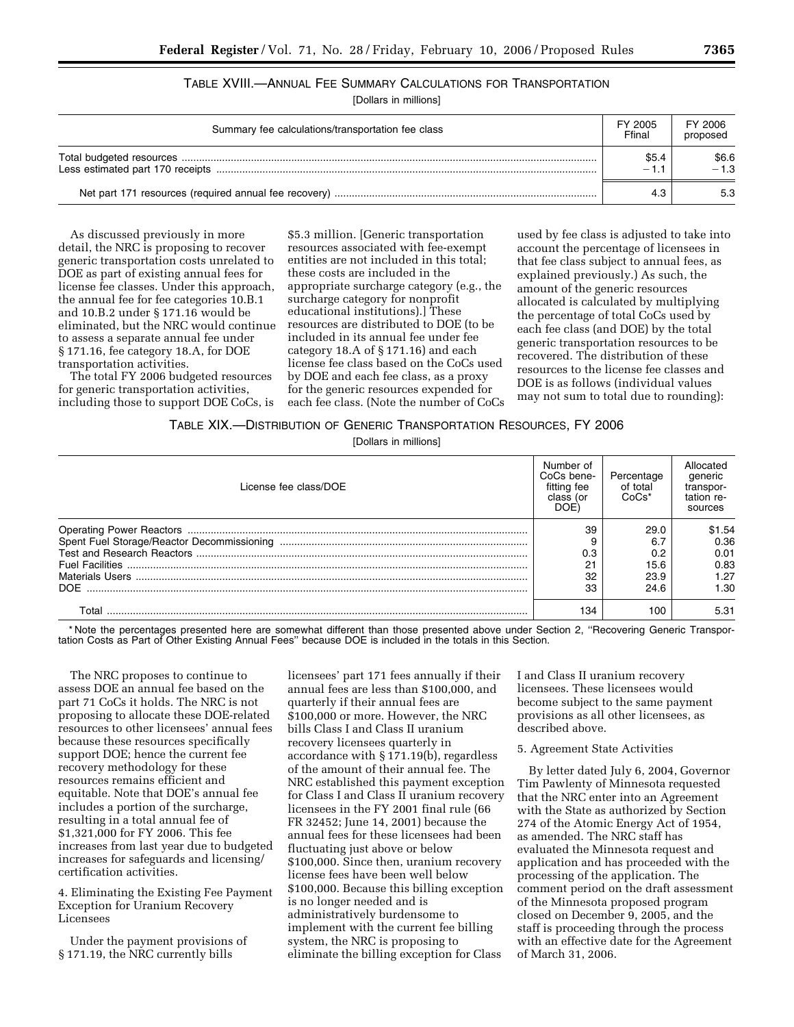TABLE XVIII.—ANNUAL FEE SUMMARY CALCULATIONS FOR TRANSPORTATION

[Dollars in millions]

| Summary fee calculations/transportation fee class | FY 2005 Ffinal | FY 2006 proposed |
|---|---|---|
| Total budgeted resources | $5.4 | $6.6 |
| Less estimated part 170 receipts | −1.1 | −1.3 |
| Net part 171 resources (required annual fee recovery) | 4.3 | 5.3 |

As discussed previously in more detail, the NRC is proposing to recover generic transportation costs unrelated to DOE as part of existing annual fees for license fee classes. Under this approach, the annual fee for fee categories 10.B.1 and 10.B.2 under § 171.16 would be eliminated, but the NRC would continue to assess a separate annual fee under § 171.16, fee category 18.A, for DOE transportation activities.

The total FY 2006 budgeted resources for generic transportation activities, including those to support DOE CoCs, is $5.3 million. [Generic transportation resources associated with fee-exempt entities are not included in this total; these costs are included in the appropriate surcharge category (e.g., the surcharge category for nonprofit educational institutions).] These resources are distributed to DOE (to be included in its annual fee under fee category 18.A of § 171.16) and each license fee class based on the CoCs used by DOE and each fee class, as a proxy for the generic resources expended for each fee class. (Note the number of CoCs used by fee class is adjusted to take into account the percentage of licensees in that fee class subject to annual fees, as explained previously.) As such, the amount of the generic resources allocated is calculated by multiplying the percentage of total CoCs used by each fee class (and DOE) by the total generic transportation resources to be recovered. The distribution of these resources to the license fee classes and DOE is as follows (individual values may not sum to total due to rounding):

TABLE XIX.—DISTRIBUTION OF GENERIC TRANSPORTATION RESOURCES, FY 2006

[Dollars in millions]

| License fee class/DOE | Number of CoCs benefitting fee class (or DOE) | Percentage of total CoCs* | Allocated generic transportation resources |
|---|---|---|---|
| Operating Power Reactors | 39 | 29.0 | $1.54 |
| Spent Fuel Storage/Reactor Decommissioning | 9 | 6.7 | 0.36 |
| Test and Research Reactors | 0.3 | 0.2 | 0.01 |
| Fuel Facilities | 21 | 15.6 | 0.83 |
| Materials Users | 32 | 23.9 | 1.27 |
| DOE | 33 | 24.6 | 1.30 |
| Total | 134 | 100 | 5.31 |

* Note the percentages presented here are somewhat different than those presented above under Section 2, "Recovering Generic Transportation Costs as Part of Other Existing Annual Fees" because DOE is included in the totals in this Section.

The NRC proposes to continue to assess DOE an annual fee based on the part 71 CoCs it holds. The NRC is not proposing to allocate these DOE-related resources to other licensees' annual fees because these resources specifically support DOE; hence the current fee recovery methodology for these resources remains efficient and equitable. Note that DOE's annual fee includes a portion of the surcharge, resulting in a total annual fee of $1,321,000 for FY 2006. This fee increases from last year due to budgeted increases for safeguards and licensing/certification activities.

4. Eliminating the Existing Fee Payment Exception for Uranium Recovery Licensees

Under the payment provisions of § 171.19, the NRC currently bills licensees' part 171 fees annually if their annual fees are less than $100,000, and quarterly if their annual fees are $100,000 or more. However, the NRC bills Class I and Class II uranium recovery licensees quarterly in accordance with § 171.19(b), regardless of the amount of their annual fee. The NRC established this payment exception for Class I and Class II uranium recovery licensees in the FY 2001 final rule (66 FR 32452; June 14, 2001) because the annual fees for these licensees had been fluctuating just above or below $100,000. Since then, uranium recovery license fees have been well below $100,000. Because this billing exception is no longer needed and is administratively burdensome to implement with the current fee billing system, the NRC is proposing to eliminate the billing exception for Class I and Class II uranium recovery licensees. These licensees would become subject to the same payment provisions as all other licensees, as described above.

5. Agreement State Activities

By letter dated July 6, 2004, Governor Tim Pawlenty of Minnesota requested that the NRC enter into an Agreement with the State as authorized by Section 274 of the Atomic Energy Act of 1954, as amended. The NRC staff has evaluated the Minnesota request and application and has proceeded with the processing of the application. The comment period on the draft assessment of the Minnesota proposed program closed on December 9, 2005, and the staff is proceeding through the process with an effective date for the Agreement of March 31, 2006.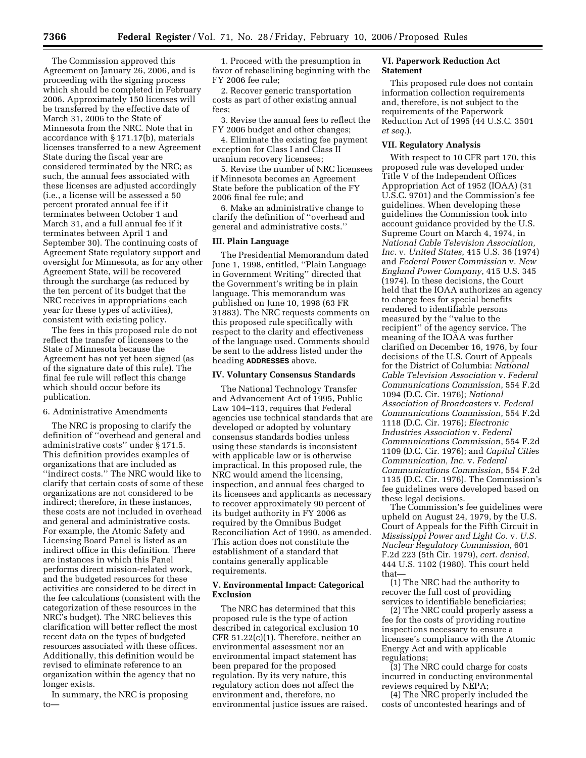The Commission approved this Agreement on January 26, 2006, and is proceeding with the signing process which should be completed in February 2006. Approximately 150 licenses will be transferred by the effective date of March 31, 2006 to the State of Minnesota from the NRC. Note that in accordance with § 171.17(b), materials licenses transferred to a new Agreement State during the fiscal year are considered terminated by the NRC; as such, the annual fees associated with these licenses are adjusted accordingly (i.e., a license will be assessed a 50 percent prorated annual fee if it terminates between October 1 and March 31, and a full annual fee if it terminates between April 1 and September 30). The continuing costs of Agreement State regulatory support and oversight for Minnesota, as for any other Agreement State, will be recovered through the surcharge (as reduced by the ten percent of its budget that the NRC receives in appropriations each year for these types of activities), consistent with existing policy.

The fees in this proposed rule do not reflect the transfer of licensees to the State of Minnesota because the Agreement has not yet been signed (as of the signature date of this rule). The final fee rule will reflect this change which should occur before its publication.

6. Administrative Amendments

The NRC is proposing to clarify the definition of ''overhead and general and administrative costs'' under § 171.5. This definition provides examples of organizations that are included as ''indirect costs.'' The NRC would like to clarify that certain costs of some of these organizations are not considered to be indirect; therefore, in these instances, these costs are not included in overhead and general and administrative costs. For example, the Atomic Safety and Licensing Board Panel is listed as an indirect office in this definition. There are instances in which this Panel performs direct mission-related work, and the budgeted resources for these activities are considered to be direct in the fee calculations (consistent with the categorization of these resources in the NRC's budget). The NRC believes this clarification will better reflect the most recent data on the types of budgeted resources associated with these offices. Additionally, this definition would be revised to eliminate reference to an organization within the agency that no longer exists.

In summary, the NRC is proposing to—

1. Proceed with the presumption in favor of rebaselining beginning with the FY 2006 fee rule;

2. Recover generic transportation costs as part of other existing annual fees;

3. Revise the annual fees to reflect the FY 2006 budget and other changes;

4. Eliminate the existing fee payment exception for Class I and Class II uranium recovery licensees;

5. Revise the number of NRC licensees if Minnesota becomes an Agreement State before the publication of the FY 2006 final fee rule; and

6. Make an administrative change to clarify the definition of ''overhead and general and administrative costs.''

## III. Plain Language

The Presidential Memorandum dated June 1, 1998, entitled, ''Plain Language in Government Writing'' directed that the Government's writing be in plain language. This memorandum was published on June 10, 1998 (63 FR 31883). The NRC requests comments on this proposed rule specifically with respect to the clarity and effectiveness of the language used. Comments should be sent to the address listed under the heading **ADDRESSES** above.

## IV. Voluntary Consensus Standards

The National Technology Transfer and Advancement Act of 1995, Public Law 104–113, requires that Federal agencies use technical standards that are developed or adopted by voluntary consensus standards bodies unless using these standards is inconsistent with applicable law or is otherwise impractical. In this proposed rule, the NRC would amend the licensing, inspection, and annual fees charged to its licensees and applicants as necessary to recover approximately 90 percent of its budget authority in FY 2006 as required by the Omnibus Budget Reconciliation Act of 1990, as amended. This action does not constitute the establishment of a standard that contains generally applicable requirements.

## V. Environmental Impact: Categorical Exclusion

The NRC has determined that this proposed rule is the type of action described in categorical exclusion 10 CFR 51.22(c)(1). Therefore, neither an environmental assessment nor an environmental impact statement has been prepared for the proposed regulation. By its very nature, this regulatory action does not affect the environment and, therefore, no environmental justice issues are raised.

## VI. Paperwork Reduction Act Statement

This proposed rule does not contain information collection requirements and, therefore, is not subject to the requirements of the Paperwork Reduction Act of 1995 (44 U.S.C. 3501 *et seq.*).

## VII. Regulatory Analysis

With respect to 10 CFR part 170, this proposed rule was developed under Title V of the Independent Offices Appropriation Act of 1952 (IOAA) (31 U.S.C. 9701) and the Commission's fee guidelines. When developing these guidelines the Commission took into account guidance provided by the U.S. Supreme Court on March 4, 1974, in *National Cable Television Association, Inc.* v. *United States*, 415 U.S. 36 (1974) and *Federal Power Commission* v. *New England Power Company*, 415 U.S. 345 (1974). In these decisions, the Court held that the IOAA authorizes an agency to charge fees for special benefits rendered to identifiable persons measured by the ''value to the recipient'' of the agency service. The meaning of the IOAA was further clarified on December 16, 1976, by four decisions of the U.S. Court of Appeals for the District of Columbia: *National Cable Television Association* v. *Federal Communications Commission*, 554 F.2d 1094 (D.C. Cir. 1976); *National Association of Broadcasters* v. *Federal Communications Commission*, 554 F.2d 1118 (D.C. Cir. 1976); *Electronic Industries Association* v. *Federal Communications Commission*, 554 F.2d 1109 (D.C. Cir. 1976); and *Capital Cities Communication, Inc.* v. *Federal Communications Commission*, 554 F.2d 1135 (D.C. Cir. 1976). The Commission's fee guidelines were developed based on these legal decisions.

The Commission's fee guidelines were upheld on August 24, 1979, by the U.S. Court of Appeals for the Fifth Circuit in *Mississippi Power and Light Co.* v. *U.S. Nuclear Regulatory Commission*, 601 F.2d 223 (5th Cir. 1979), *cert. denied*, 444 U.S. 1102 (1980). This court held that—

(1) The NRC had the authority to recover the full cost of providing services to identifiable beneficiaries;

(2) The NRC could properly assess a fee for the costs of providing routine inspections necessary to ensure a licensee's compliance with the Atomic Energy Act and with applicable regulations;

(3) The NRC could charge for costs incurred in conducting environmental reviews required by NEPA;

(4) The NRC properly included the costs of uncontested hearings and of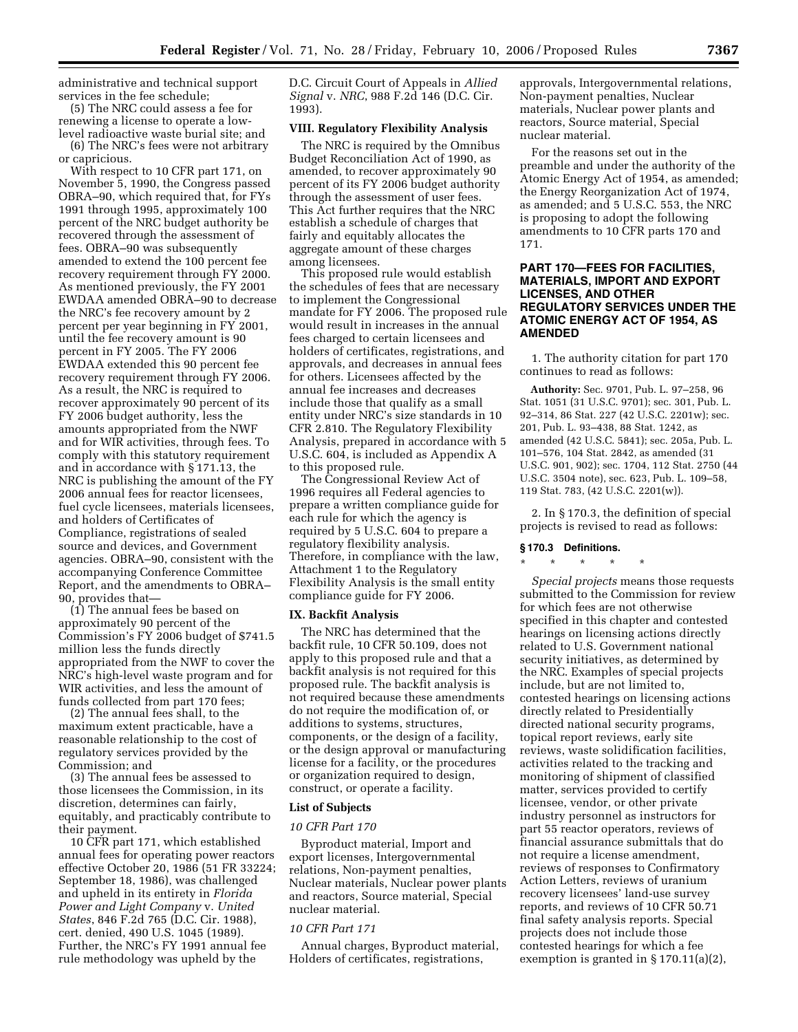administrative and technical support services in the fee schedule;

(5) The NRC could assess a fee for renewing a license to operate a low-level radioactive waste burial site; and

(6) The NRC's fees were not arbitrary or capricious.

With respect to 10 CFR part 171, on November 5, 1990, the Congress passed OBRA–90, which required that, for FYs 1991 through 1995, approximately 100 percent of the NRC budget authority be recovered through the assessment of fees. OBRA–90 was subsequently amended to extend the 100 percent fee recovery requirement through FY 2000. As mentioned previously, the FY 2001 EWDAA amended OBRA–90 to decrease the NRC's fee recovery amount by 2 percent per year beginning in FY 2001, until the fee recovery amount is 90 percent in FY 2005. The FY 2006 EWDAA extended this 90 percent fee recovery requirement through FY 2006. As a result, the NRC is required to recover approximately 90 percent of its FY 2006 budget authority, less the amounts appropriated from the NWF and for WIR activities, through fees. To comply with this statutory requirement and in accordance with § 171.13, the NRC is publishing the amount of the FY 2006 annual fees for reactor licensees, fuel cycle licensees, materials licensees, and holders of Certificates of Compliance, registrations of sealed source and devices, and Government agencies. OBRA–90, consistent with the accompanying Conference Committee Report, and the amendments to OBRA–90, provides that—

(1) The annual fees be based on approximately 90 percent of the Commission's FY 2006 budget of $741.5 million less the funds directly appropriated from the NWF to cover the NRC's high-level waste program and for WIR activities, and less the amount of funds collected from part 170 fees;

(2) The annual fees shall, to the maximum extent practicable, have a reasonable relationship to the cost of regulatory services provided by the Commission; and

(3) The annual fees be assessed to those licensees the Commission, in its discretion, determines can fairly, equitably, and practicably contribute to their payment.

10 CFR part 171, which established annual fees for operating power reactors effective October 20, 1986 (51 FR 33224; September 18, 1986), was challenged and upheld in its entirety in *Florida Power and Light Company* v. *United States*, 846 F.2d 765 (D.C. Cir. 1988), cert. denied, 490 U.S. 1045 (1989). Further, the NRC's FY 1991 annual fee rule methodology was upheld by the D.C. Circuit Court of Appeals in *Allied Signal* v. *NRC*, 988 F.2d 146 (D.C. Cir. 1993).

## VIII. Regulatory Flexibility Analysis

The NRC is required by the Omnibus Budget Reconciliation Act of 1990, as amended, to recover approximately 90 percent of its FY 2006 budget authority through the assessment of user fees. This Act further requires that the NRC establish a schedule of charges that fairly and equitably allocates the aggregate amount of these charges among licensees.

This proposed rule would establish the schedules of fees that are necessary to implement the Congressional mandate for FY 2006. The proposed rule would result in increases in the annual fees charged to certain licensees and holders of certificates, registrations, and approvals, and decreases in annual fees for others. Licensees affected by the annual fee increases and decreases include those that qualify as a small entity under NRC's size standards in 10 CFR 2.810. The Regulatory Flexibility Analysis, prepared in accordance with 5 U.S.C. 604, is included as Appendix A to this proposed rule.

The Congressional Review Act of 1996 requires all Federal agencies to prepare a written compliance guide for each rule for which the agency is required by 5 U.S.C. 604 to prepare a regulatory flexibility analysis. Therefore, in compliance with the law, Attachment 1 to the Regulatory Flexibility Analysis is the small entity compliance guide for FY 2006.

## IX. Backfit Analysis

The NRC has determined that the backfit rule, 10 CFR 50.109, does not apply to this proposed rule and that a backfit analysis is not required for this proposed rule. The backfit analysis is not required because these amendments do not require the modification of, or additions to systems, structures, components, or the design of a facility, or the design approval or manufacturing license for a facility, or the procedures or organization required to design, construct, or operate a facility.

## List of Subjects

### *10 CFR Part 170*

Byproduct material, Import and export licenses, Intergovernmental relations, Non-payment penalties, Nuclear materials, Nuclear power plants and reactors, Source material, Special nuclear material.

### *10 CFR Part 171*

Annual charges, Byproduct material, Holders of certificates, registrations, approvals, Intergovernmental relations, Non-payment penalties, Nuclear materials, Nuclear power plants and reactors, Source material, Special nuclear material.

For the reasons set out in the preamble and under the authority of the Atomic Energy Act of 1954, as amended; the Energy Reorganization Act of 1974, as amended; and 5 U.S.C. 553, the NRC is proposing to adopt the following amendments to 10 CFR parts 170 and 171.

## PART 170—FEES FOR FACILITIES, MATERIALS, IMPORT AND EXPORT LICENSES, AND OTHER REGULATORY SERVICES UNDER THE ATOMIC ENERGY ACT OF 1954, AS AMENDED

1. The authority citation for part 170 continues to read as follows:

**Authority:** Sec. 9701, Pub. L. 97–258, 96 Stat. 1051 (31 U.S.C. 9701); sec. 301, Pub. L. 92–314, 86 Stat. 227 (42 U.S.C. 2201w); sec. 201, Pub. L. 93–438, 88 Stat. 1242, as amended (42 U.S.C. 5841); sec. 205a, Pub. L. 101–576, 104 Stat. 2842, as amended (31 U.S.C. 901, 902); sec. 1704, 112 Stat. 2750 (44 U.S.C. 3504 note), sec. 623, Pub. L. 109–58, 119 Stat. 783, (42 U.S.C. 2201(w)).

2. In § 170.3, the definition of special projects is revised to read as follows:

### § 170.3 Definitions.

\* \* \* \* \*

*Special projects* means those requests submitted to the Commission for review for which fees are not otherwise specified in this chapter and contested hearings on licensing actions directly related to U.S. Government national security initiatives, as determined by the NRC. Examples of special projects include, but are not limited to, contested hearings on licensing actions directly related to Presidentially directed national security programs, topical report reviews, early site reviews, waste solidification facilities, activities related to the tracking and monitoring of shipment of classified matter, services provided to certify licensee, vendor, or other private industry personnel as instructors for part 55 reactor operators, reviews of financial assurance submittals that do not require a license amendment, reviews of responses to Confirmatory Action Letters, reviews of uranium recovery licensees' land-use survey reports, and reviews of 10 CFR 50.71 final safety analysis reports. Special projects does not include those contested hearings for which a fee exemption is granted in § 170.11(a)(2),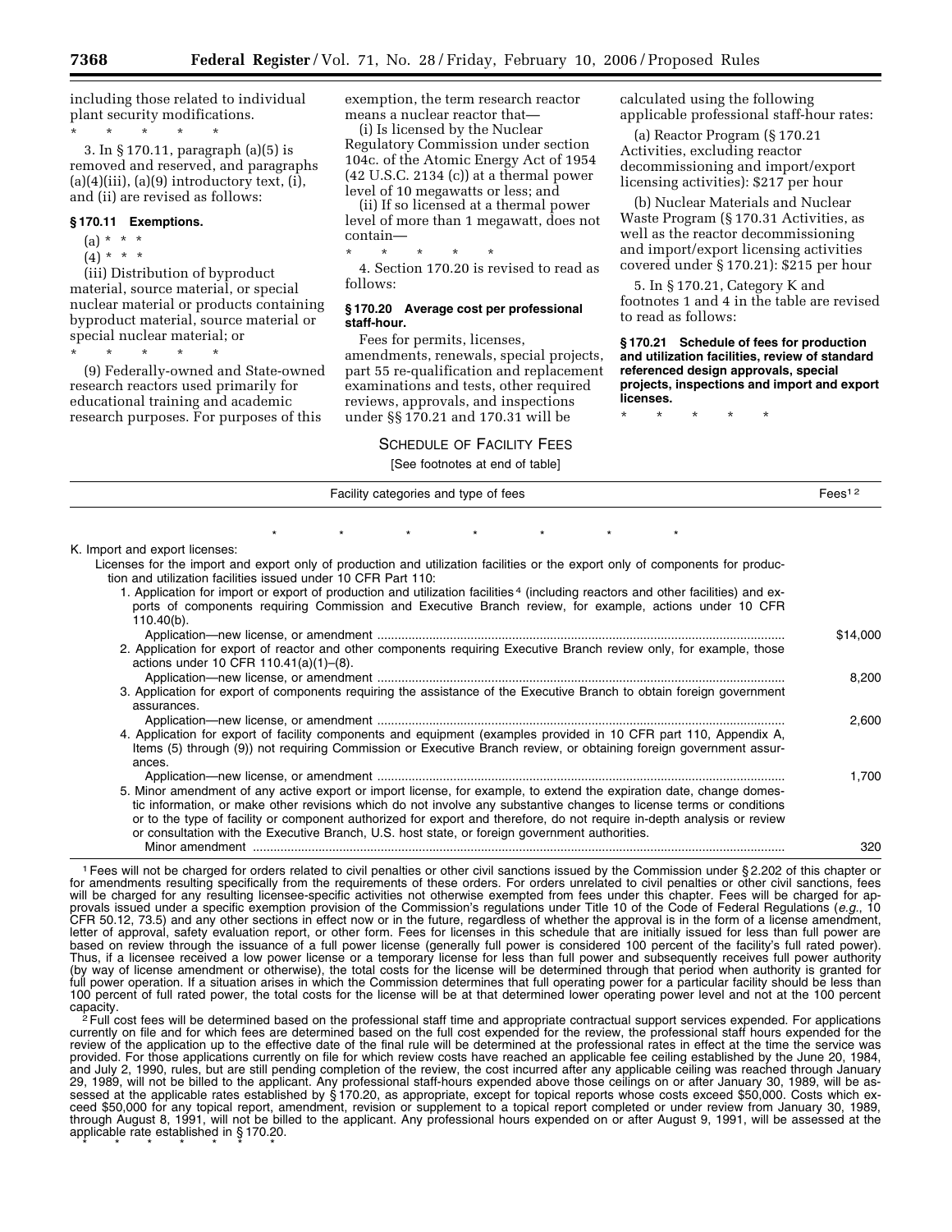including those related to individual plant security modifications.

\* \* \* \* \*

3. In § 170.11, paragraph (a)(5) is removed and reserved, and paragraphs (a)(4)(iii), (a)(9) introductory text, (i), and (ii) are revised as follows:

### § 170.11 Exemptions.

(a) \* \* \*

(4) \* \* \*

(iii) Distribution of byproduct material, source material, or special nuclear material or products containing byproduct material, source material or special nuclear material; or

\* \* \* \* \*

(9) Federally-owned and State-owned research reactors used primarily for educational training and academic research purposes. For purposes of this exemption, the term research reactor means a nuclear reactor that—

(i) Is licensed by the Nuclear Regulatory Commission under section 104c. of the Atomic Energy Act of 1954 (42 U.S.C. 2134 (c)) at a thermal power level of 10 megawatts or less; and

(ii) If so licensed at a thermal power level of more than 1 megawatt, does not contain—

\* \* \* \* \*

4. Section 170.20 is revised to read as follows:

### § 170.20 Average cost per professional staff-hour.

Fees for permits, licenses, amendments, renewals, special projects, part 55 re-qualification and replacement examinations and tests, other required reviews, approvals, and inspections under §§ 170.21 and 170.31 will be calculated using the following applicable professional staff-hour rates:

(a) Reactor Program (§ 170.21 Activities, excluding reactor decommissioning and import/export licensing activities): $217 per hour

(b) Nuclear Materials and Nuclear Waste Program (§ 170.31 Activities, as well as the reactor decommissioning and import/export licensing activities covered under § 170.21): $215 per hour

5. In § 170.21, Category K and footnotes 1 and 4 in the table are revised to read as follows:

### § 170.21 Schedule of fees for production and utilization facilities, review of standard referenced design approvals, special projects, inspections and import and export licenses.

\* \* \* \* \*

SCHEDULE OF FACILITY FEES

[See footnotes at end of table]

| Facility categories and type of fees | Fees[1 2] |
|---|---|
| \* \* \* \* \* \* \* | |
| K. Import and export licenses: | |
| Licenses for the import and export only of production and utilization facilities or the export only of components for production and utilization facilities issued under 10 CFR Part 110: | |
| 1. Application for import or export of production and utilization facilities[4] (including reactors and other facilities) and exports of components requiring Commission and Executive Branch review, for example, actions under 10 CFR 110.40(b). | |
| Application—new license, or amendment | $14,000 |
| 2. Application for export of reactor and other components requiring Executive Branch review only, for example, those actions under 10 CFR 110.41(a)(1)–(8). | |
| Application—new license, or amendment | 8,200 |
| 3. Application for export of components requiring the assistance of the Executive Branch to obtain foreign government assurances. | |
| Application—new license, or amendment | 2,600 |
| 4. Application for export of facility components and equipment (examples provided in 10 CFR part 110, Appendix A, Items (5) through (9)) not requiring Commission or Executive Branch review, or obtaining foreign government assurances. | |
| Application—new license, or amendment | 1,700 |
| 5. Minor amendment of any active export or import license, for example, to extend the expiration date, change domestic information, or make other revisions which do not involve any substantive changes to license terms or conditions or to the type of facility or component authorized for export and therefore, do not require in-depth analysis or review or consultation with the Executive Branch, U.S. host state, or foreign government authorities. | |
| Minor amendment | 320 |

[1] Fees will not be charged for orders related to civil penalties or other civil sanctions issued by the Commission under § 2.202 of this chapter or for amendments resulting specifically from the requirements of these orders. For orders unrelated to civil penalties or other civil sanctions, fees will be charged for any resulting licensee-specific activities not otherwise exempted from fees under this chapter. Fees will be charged for approvals issued under a specific exemption provision of the Commission's regulations under Title 10 of the Code of Federal Regulations (*e.g.*, 10 CFR 50.12, 73.5) and any other sections in effect now or in the future, regardless of whether the approval is in the form of a license amendment, letter of approval, safety evaluation report, or other form. Fees for licenses in this schedule that are initially issued for less than full power are based on review through the issuance of a full power license (generally full power is considered 100 percent of the facility's full rated power). Thus, if a licensee received a low power license or a temporary license for less than full power and subsequently receives full power authority (by way of license amendment or otherwise), the total costs for the license will be determined through that period when authority is granted for full power operation. If a situation arises in which the Commission determines that full operating power for a particular facility should be less than 100 percent of full rated power, the total costs for the license will be at that determined lower operating power level and not at the 100 percent capacity.

[2] Full cost fees will be determined based on the professional staff time and appropriate contractual support services expended. For applications currently on file and for which fees are determined based on the full cost expended for the review, the professional staff hours expended for the review of the application up to the effective date of the final rule will be determined at the professional rates in effect at the time the service was provided. For those applications currently on file for which review costs have reached an applicable fee ceiling established by the June 20, 1984, and July 2, 1990, rules, but are still pending completion of the review, the cost incurred after any applicable ceiling was reached through January 29, 1989, will not be billed to the applicant. Any professional staff-hours expended above those ceilings on or after January 30, 1989, will be assessed at the applicable rates established by § 170.20, as appropriate, except for topical reports whose costs exceed $50,000. Costs which exceed $50,000 for any topical report, amendment, revision or supplement to a topical report completed or under review from January 30, 1989, through August 8, 1991, will not be billed to the applicant. Any professional hours expended on or after August 9, 1991, will be assessed at the applicable rate established in § 170.20.

\* \* \* \* \* \* \*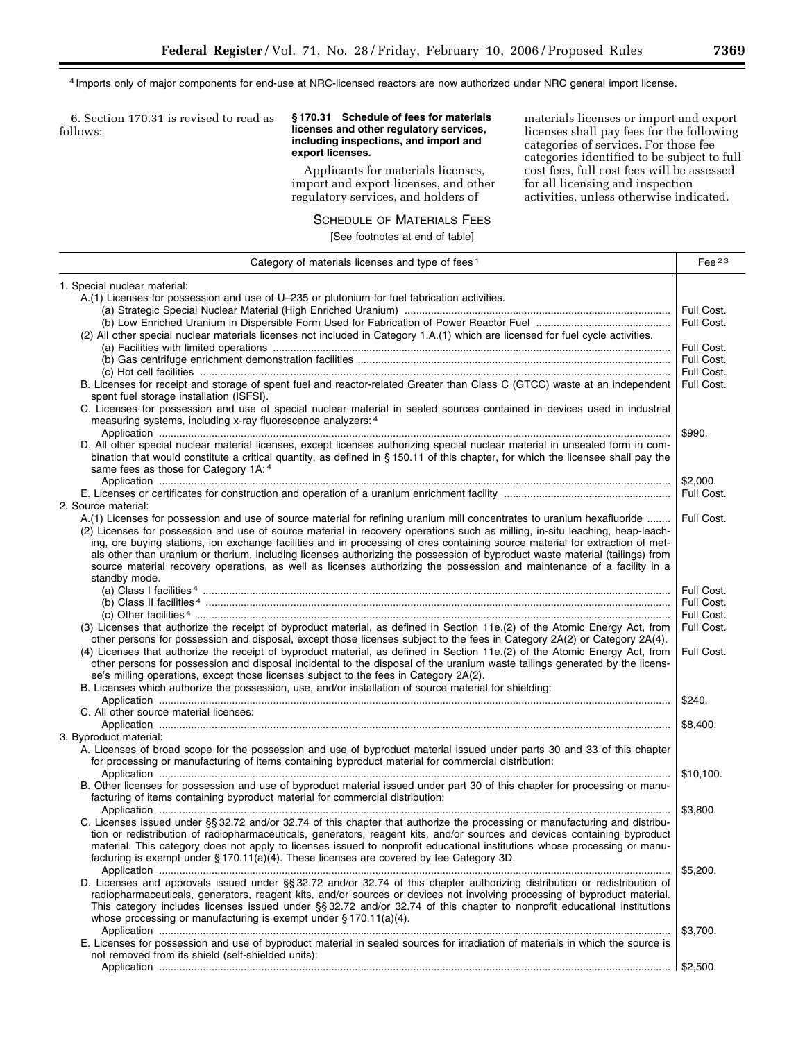[4] Imports only of major components for end-use at NRC-licensed reactors are now authorized under NRC general import license.

6. Section 170.31 is revised to read as follows:

### § 170.31 Schedule of fees for materials licenses and other regulatory services, including inspections, and import and export licenses.

Applicants for materials licenses, import and export licenses, and other regulatory services, and holders of materials licenses or import and export licenses shall pay fees for the following categories of services. For those fee categories identified to be subject to full cost fees, full cost fees will be assessed for all licensing and inspection activities, unless otherwise indicated.

SCHEDULE OF MATERIALS FEES

[See footnotes at end of table]

| Category of materials licenses and type of fees [1] | Fee [2 3] |
|---|---|
| 1. Special nuclear material: | |
| A.(1) Licenses for possession and use of U–235 or plutonium for fuel fabrication activities. | |
| (a) Strategic Special Nuclear Material (High Enriched Uranium) | Full Cost. |
| (b) Low Enriched Uranium in Dispersible Form Used for Fabrication of Power Reactor Fuel | Full Cost. |
| (2) All other special nuclear materials licenses not included in Category 1.A.(1) which are licensed for fuel cycle activities. | |
| (a) Facilities with limited operations | Full Cost. |
| (b) Gas centrifuge enrichment demonstration facilities | Full Cost. |
| (c) Hot cell facilities | Full Cost. |
| B. Licenses for receipt and storage of spent fuel and reactor-related Greater than Class C (GTCC) waste at an independent spent fuel storage installation (ISFSI). | Full Cost. |
| C. Licenses for possession and use of special nuclear material in sealed sources contained in devices used in industrial measuring systems, including x-ray fluorescence analyzers: [4] | |
| Application | $990. |
| D. All other special nuclear material licenses, except licenses authorizing special nuclear material in unsealed form in combination that would constitute a critical quantity, as defined in § 150.11 of this chapter, for which the licensee shall pay the same fees as those for Category 1A: [4] | |
| Application | $2,000. |
| E. Licenses or certificates for construction and operation of a uranium enrichment facility | Full Cost. |
| 2. Source material: | |
| A.(1) Licenses for possession and use of source material for refining uranium mill concentrates to uranium hexafluoride | Full Cost. |
| (2) Licenses for possession and use of source material in recovery operations such as milling, in-situ leaching, heap-leaching, ore buying stations, ion exchange facilities and in processing of ores containing source material for extraction of metals other than uranium or thorium, including licenses authorizing the possession of byproduct waste material (tailings) from source material recovery operations, as well as licenses authorizing the possession and maintenance of a facility in a standby mode. | |
| (a) Class I facilities [4] | Full Cost. |
| (b) Class II facilities [4] | Full Cost. |
| (c) Other facilities [4] | Full Cost. |
| (3) Licenses that authorize the receipt of byproduct material, as defined in Section 11e.(2) of the Atomic Energy Act, from other persons for possession and disposal, except those licenses subject to the fees in Category 2A(2) or Category 2A(4). | Full Cost. |
| (4) Licenses that authorize the receipt of byproduct material, as defined in Section 11e.(2) of the Atomic Energy Act, from other persons for possession and disposal incidental to the disposal of the uranium waste tailings generated by the licensee's milling operations, except those licenses subject to the fees in Category 2A(2). | Full Cost. |
| B. Licenses which authorize the possession, use, and/or installation of source material for shielding: | |
| Application | $240. |
| C. All other source material licenses: | |
| Application | $8,400. |
| 3. Byproduct material: | |
| A. Licenses of broad scope for the possession and use of byproduct material issued under parts 30 and 33 of this chapter for processing or manufacturing of items containing byproduct material for commercial distribution: | |
| Application | $10,100. |
| B. Other licenses for possession and use of byproduct material issued under part 30 of this chapter for processing or manufacturing of items containing byproduct material for commercial distribution: | |
| Application | $3,800. |
| C. Licenses issued under §§ 32.72 and/or 32.74 of this chapter that authorize the processing or manufacturing and distribution or redistribution of radiopharmaceuticals, generators, reagent kits, and/or sources and devices containing byproduct material. This category does not apply to licenses issued to nonprofit educational institutions whose processing or manufacturing is exempt under § 170.11(a)(4). These licenses are covered by fee Category 3D. | |
| Application | $5,200. |
| D. Licenses and approvals issued under §§ 32.72 and/or 32.74 of this chapter authorizing distribution or redistribution of radiopharmaceuticals, generators, reagent kits, and/or sources or devices not involving processing of byproduct material. This category includes licenses issued under §§ 32.72 and/or 32.74 of this chapter to nonprofit educational institutions whose processing or manufacturing is exempt under § 170.11(a)(4). | |
| Application | $3,700. |
| E. Licenses for possession and use of byproduct material in sealed sources for irradiation of materials in which the source is not removed from its shield (self-shielded units): | |
| Application | $2,500. |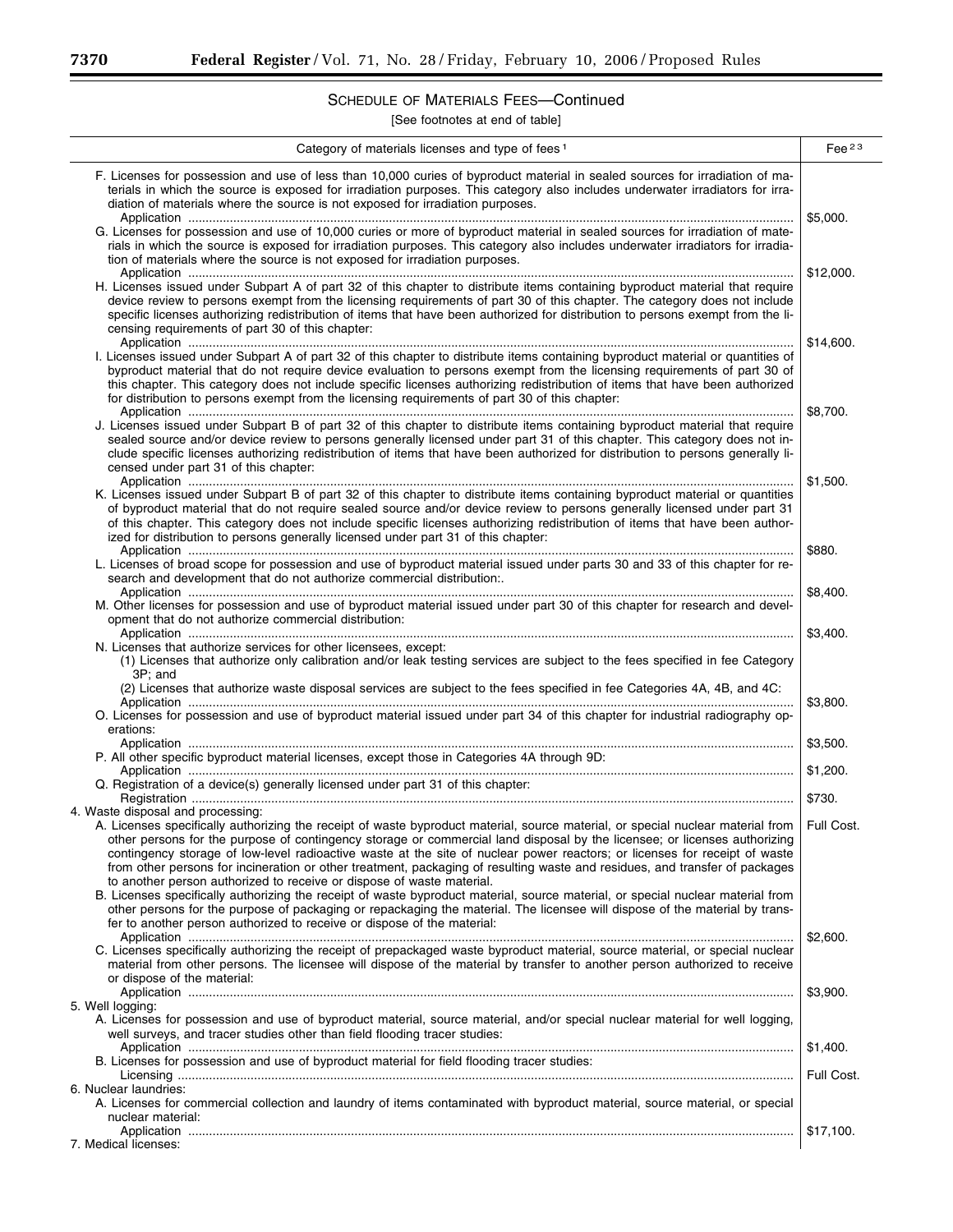## SCHEDULE OF MATERIALS FEES—Continued

[See footnotes at end of table]

| Category of materials licenses and type of fees [1] | Fee [2 3] |
|---|---|
| F. Licenses for possession and use of less than 10,000 curies of byproduct material in sealed sources for irradiation of materials in which the source is exposed for irradiation purposes. This category also includes underwater irradiators for irradiation of materials where the source is not exposed for irradiation purposes. | |
| Application | $5,000. |
| G. Licenses for possession and use of 10,000 curies or more of byproduct material in sealed sources for irradiation of materials in which the source is exposed for irradiation purposes. This category also includes underwater irradiators for irradiation of materials where the source is not exposed for irradiation purposes. | |
| Application | $12,000. |
| H. Licenses issued under Subpart A of part 32 of this chapter to distribute items containing byproduct material that require device review to persons exempt from the licensing requirements of part 30 of this chapter. The category does not include specific licenses authorizing redistribution of items that have been authorized for distribution to persons exempt from the licensing requirements of part 30 of this chapter: | |
| Application | $14,600. |
| I. Licenses issued under Subpart A of part 32 of this chapter to distribute items containing byproduct material or quantities of byproduct material that do not require device evaluation to persons exempt from the licensing requirements of part 30 of this chapter. This category does not include specific licenses authorizing redistribution of items that have been authorized for distribution to persons exempt from the licensing requirements of part 30 of this chapter: | |
| Application | $8,700. |
| J. Licenses issued under Subpart B of part 32 of this chapter to distribute items containing byproduct material that require sealed source and/or device review to persons generally licensed under part 31 of this chapter. This category does not include specific licenses authorizing redistribution of items that have been authorized for distribution to persons generally licensed under part 31 of this chapter: | |
| Application | $1,500. |
| K. Licenses issued under Subpart B of part 32 of this chapter to distribute items containing byproduct material or quantities of byproduct material that do not require sealed source and/or device review to persons generally licensed under part 31 of this chapter. This category does not include specific licenses authorizing redistribution of items that have been authorized for distribution to persons generally licensed under part 31 of this chapter: | |
| Application | $880. |
| L. Licenses of broad scope for possession and use of byproduct material issued under parts 30 and 33 of this chapter for research and development that do not authorize commercial distribution:. | |
| Application | $8,400. |
| M. Other licenses for possession and use of byproduct material issued under part 30 of this chapter for research and development that do not authorize commercial distribution: | |
| Application | $3,400. |
| N. Licenses that authorize services for other licensees, except: | |
| (1) Licenses that authorize only calibration and/or leak testing services are subject to the fees specified in fee Category 3P; and | |
| (2) Licenses that authorize waste disposal services are subject to the fees specified in fee Categories 4A, 4B, and 4C: | |
| Application | $3,800. |
| O. Licenses for possession and use of byproduct material issued under part 34 of this chapter for industrial radiography operations: | |
| Application | $3,500. |
| P. All other specific byproduct material licenses, except those in Categories 4A through 9D: | |
| Application | $1,200. |
| Q. Registration of a device(s) generally licensed under part 31 of this chapter: | |
| Registration | $730. |
| 4. Waste disposal and processing: | |
| A. Licenses specifically authorizing the receipt of waste byproduct material, source material, or special nuclear material from other persons for the purpose of contingency storage or commercial land disposal by the licensee; or licenses authorizing contingency storage of low-level radioactive waste at the site of nuclear power reactors; or licenses for receipt of waste from other persons for incineration or other treatment, packaging of resulting waste and residues, and transfer of packages to another person authorized to receive or dispose of waste material. | Full Cost. |
| B. Licenses specifically authorizing the receipt of waste byproduct material, source material, or special nuclear material from other persons for the purpose of packaging or repackaging the material. The licensee will dispose of the material by transfer to another person authorized to receive or dispose of the material: | |
| Application | $2,600. |
| C. Licenses specifically authorizing the receipt of prepackaged waste byproduct material, source material, or special nuclear material from other persons. The licensee will dispose of the material by transfer to another person authorized to receive or dispose of the material: | |
| Application | $3,900. |
| 5. Well logging: | |
| A. Licenses for possession and use of byproduct material, source material, and/or special nuclear material for well logging, well surveys, and tracer studies other than field flooding tracer studies: | |
| Application | $1,400. |
| B. Licenses for possession and use of byproduct material for field flooding tracer studies: | |
| Licensing | Full Cost. |
| 6. Nuclear laundries: | |
| A. Licenses for commercial collection and laundry of items contaminated with byproduct material, source material, or special nuclear material: | |
| Application | $17,100. |
| 7. Medical licenses: | |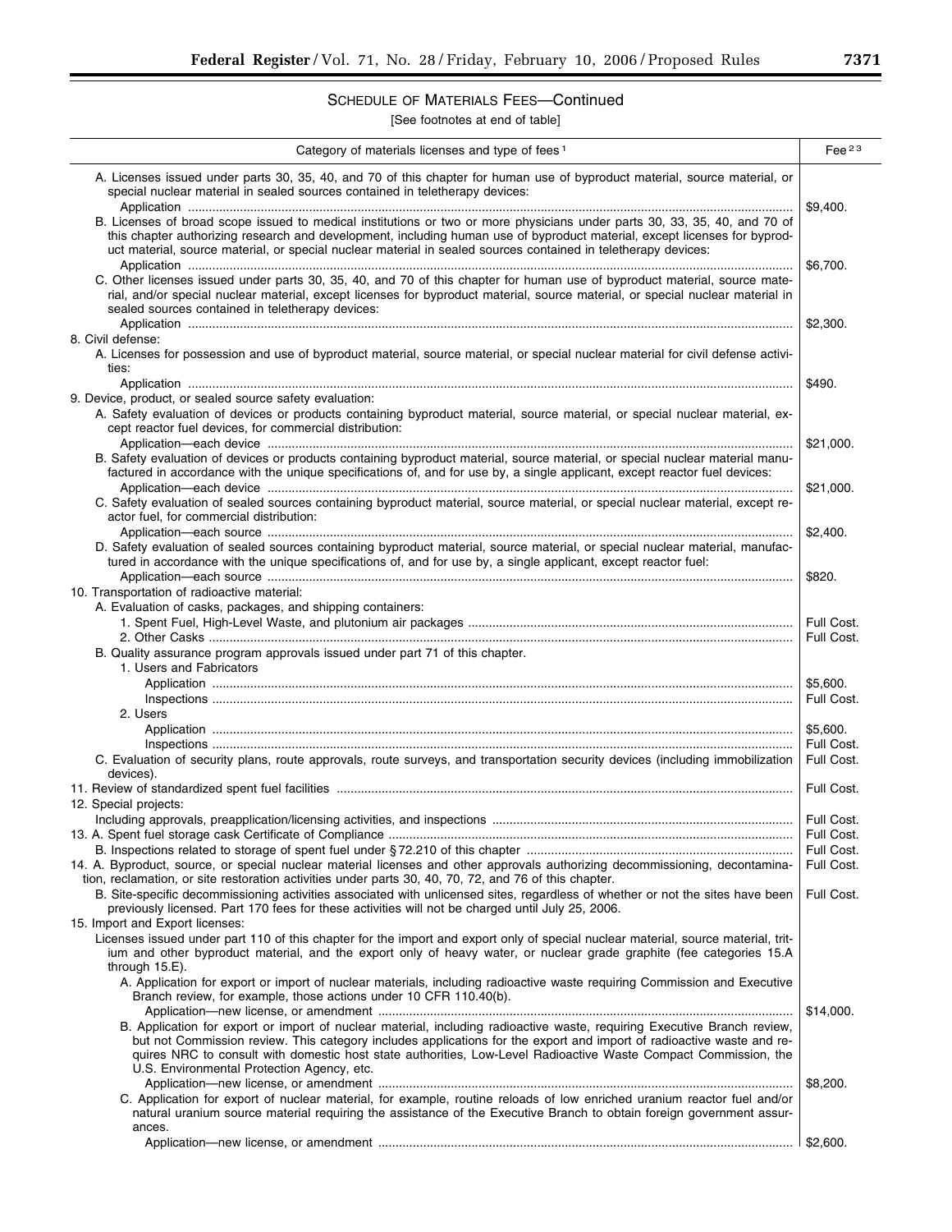## SCHEDULE OF MATERIALS FEES—Continued

[See footnotes at end of table]

| Category of materials licenses and type of fees [1] | Fee [2 3] |
|---|---|
| A. Licenses issued under parts 30, 35, 40, and 70 of this chapter for human use of byproduct material, source material, or special nuclear material in sealed sources contained in teletherapy devices: | |
| Application | $9,400. |
| B. Licenses of broad scope issued to medical institutions or two or more physicians under parts 30, 33, 35, 40, and 70 of this chapter authorizing research and development, including human use of byproduct material, except licenses for byproduct material, source material, or special nuclear material in sealed sources contained in teletherapy devices: | |
| Application | $6,700. |
| C. Other licenses issued under parts 30, 35, 40, and 70 of this chapter for human use of byproduct material, source material, and/or special nuclear material, except licenses for byproduct material, source material, or special nuclear material in sealed sources contained in teletherapy devices: | |
| Application | $2,300. |
| 8. Civil defense: | |
| A. Licenses for possession and use of byproduct material, source material, or special nuclear material for civil defense activities: | |
| Application | $490. |
| 9. Device, product, or sealed source safety evaluation: | |
| A. Safety evaluation of devices or products containing byproduct material, source material, or special nuclear material, except reactor fuel devices, for commercial distribution: | |
| Application—each device | $21,000. |
| B. Safety evaluation of devices or products containing byproduct material, source material, or special nuclear material manufactured in accordance with the unique specifications of, and for use by, a single applicant, except reactor fuel devices: | |
| Application—each device | $21,000. |
| C. Safety evaluation of sealed sources containing byproduct material, source material, or special nuclear material, except reactor fuel, for commercial distribution: | |
| Application—each source | $2,400. |
| D. Safety evaluation of sealed sources containing byproduct material, source material, or special nuclear material, manufactured in accordance with the unique specifications of, and for use by, a single applicant, except reactor fuel: | |
| Application—each source | $820. |
| 10. Transportation of radioactive material: | |
| A. Evaluation of casks, packages, and shipping containers: | |
| 1. Spent Fuel, High-Level Waste, and plutonium air packages | Full Cost. |
| 2. Other Casks | Full Cost. |
| B. Quality assurance program approvals issued under part 71 of this chapter. | |
| 1. Users and Fabricators | |
| Application | $5,600. |
| Inspections | Full Cost. |
| 2. Users | |
| Application | $5,600. |
| Inspections | Full Cost. |
| C. Evaluation of security plans, route approvals, route surveys, and transportation security devices (including immobilization devices). | Full Cost. |
| 11. Review of standardized spent fuel facilities | Full Cost. |
| 12. Special projects: | |
| Including approvals, preapplication/licensing activities, and inspections | Full Cost. |
| 13. A. Spent fuel storage cask Certificate of Compliance | Full Cost. |
| B. Inspections related to storage of spent fuel under § 72.210 of this chapter | Full Cost. |
| 14. A. Byproduct, source, or special nuclear material licenses and other approvals authorizing decommissioning, decontamination, reclamation, or site restoration activities under parts 30, 40, 70, 72, and 76 of this chapter. | Full Cost. |
| B. Site-specific decommissioning activities associated with unlicensed sites, regardless of whether or not the sites have been previously licensed. Part 170 fees for these activities will not be charged until July 25, 2006. | Full Cost. |
| 15. Import and Export licenses: | |
| Licenses issued under part 110 of this chapter for the import and export only of special nuclear material, source material, tritium and other byproduct material, and the export only of heavy water, or nuclear grade graphite (fee categories 15.A through 15.E). | |
| A. Application for export or import of nuclear materials, including radioactive waste requiring Commission and Executive Branch review, for example, those actions under 10 CFR 110.40(b). | |
| Application—new license, or amendment | $14,000. |
| B. Application for export or import of nuclear material, including radioactive waste, requiring Executive Branch review, but not Commission review. This category includes applications for the export and import of radioactive waste and requires NRC to consult with domestic host state authorities, Low-Level Radioactive Waste Compact Commission, the U.S. Environmental Protection Agency, etc. | |
| Application—new license, or amendment | $8,200. |
| C. Application for export of nuclear material, for example, routine reloads of low enriched uranium reactor fuel and/or natural uranium source material requiring the assistance of the Executive Branch to obtain foreign government assurances. | |
| Application—new license, or amendment | $2,600. |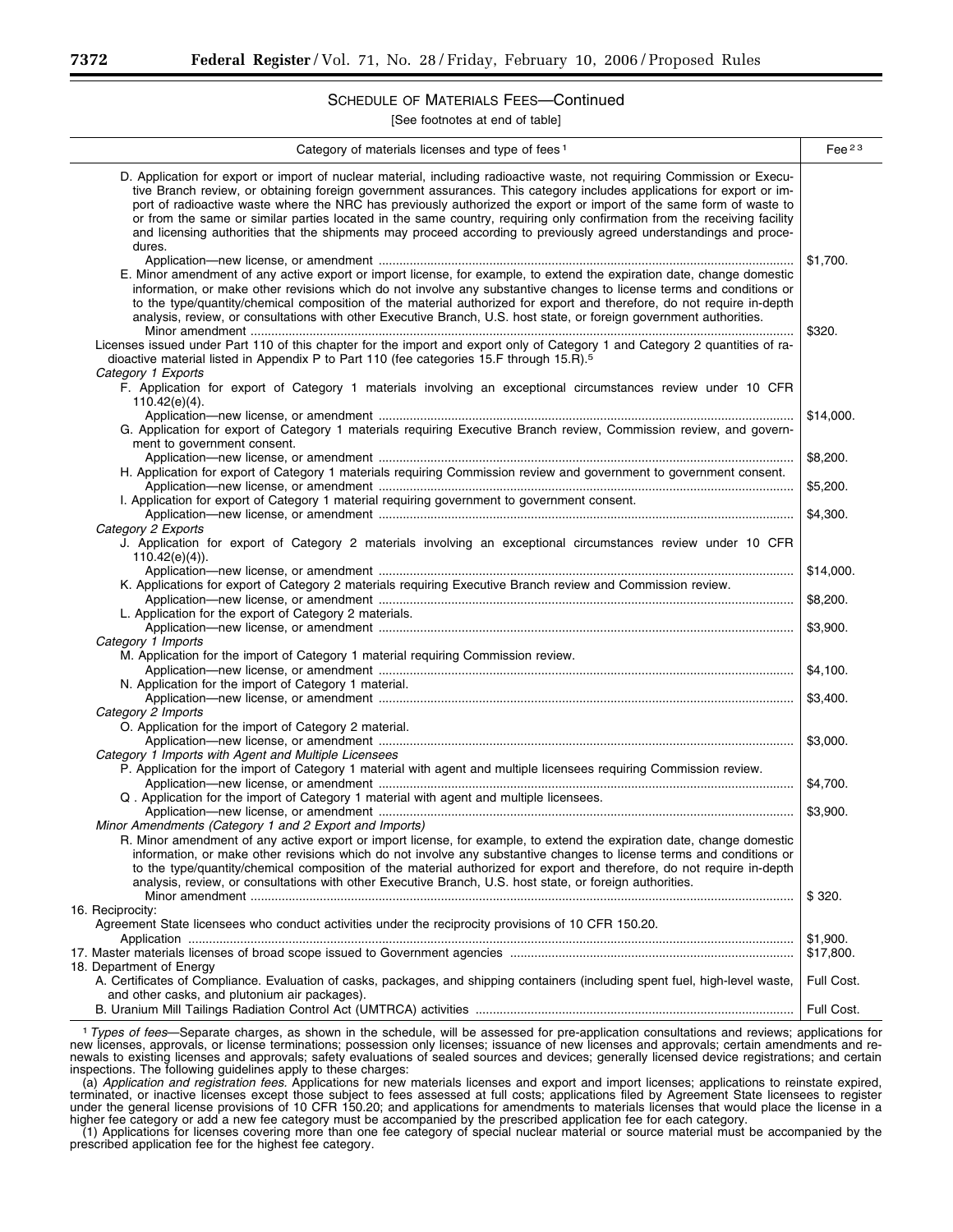## SCHEDULE OF MATERIALS FEES—Continued

[See footnotes at end of table]

| Category of materials licenses and type of fees [1] | Fee [2 3] |
|---|---|
| D. Application for export or import of nuclear material, including radioactive waste, not requiring Commission or Executive Branch review, or obtaining foreign government assurances. This category includes applications for export or import of radioactive waste where the NRC has previously authorized the export or import of the same form of waste to or from the same or similar parties located in the same country, requiring only confirmation from the receiving facility and licensing authorities that the shipments may proceed according to previously agreed understandings and procedures. | |
| Application—new license, or amendment | $1,700. |
| E. Minor amendment of any active export or import license, for example, to extend the expiration date, change domestic information, or make other revisions which do not involve any substantive changes to license terms and conditions or to the type/quantity/chemical composition of the material authorized for export and therefore, do not require in-depth analysis, review, or consultations with other Executive Branch, U.S. host state, or foreign government authorities. | |
| Minor amendment | $320. |
| Licenses issued under Part 110 of this chapter for the import and export only of Category 1 and Category 2 quantities of radioactive material listed in Appendix P to Part 110 (fee categories 15.F through 15.R).[5] | |
| *Category 1 Exports* | |
| F. Application for export of Category 1 materials involving an exceptional circumstances review under 10 CFR 110.42(e)(4). | |
| Application—new license, or amendment | $14,000. |
| G. Application for export of Category 1 materials requiring Executive Branch review, Commission review, and government to government consent. | |
| Application—new license, or amendment | $8,200. |
| H. Application for export of Category 1 materials requiring Commission review and government to government consent. | |
| Application—new license, or amendment | $5,200. |
| I. Application for export of Category 1 material requiring government to government consent. | |
| Application—new license, or amendment | $4,300. |
| *Category 2 Exports* | |
| J. Application for export of Category 2 materials involving an exceptional circumstances review under 10 CFR 110.42(e)(4)). | |
| Application—new license, or amendment | $14,000. |
| K. Applications for export of Category 2 materials requiring Executive Branch review and Commission review. | |
| Application—new license, or amendment | $8,200. |
| L. Application for the export of Category 2 materials. | |
| Application—new license, or amendment | $3,900. |
| *Category 1 Imports* | |
| M. Application for the import of Category 1 material requiring Commission review. | |
| Application—new license, or amendment | $4,100. |
| N. Application for the import of Category 1 material. | |
| Application—new license, or amendment | $3,400. |
| *Category 2 Imports* | |
| O. Application for the import of Category 2 material. | |
| Application—new license, or amendment | $3,000. |
| *Category 1 Imports with Agent and Multiple Licensees* | |
| P. Application for the import of Category 1 material with agent and multiple licensees requiring Commission review. | |
| Application—new license, or amendment | $4,700. |
| Q . Application for the import of Category 1 material with agent and multiple licensees. | |
| Application—new license, or amendment | $3,900. |
| *Minor Amendments (Category 1 and 2 Export and Imports)* | |
| R. Minor amendment of any active export or import license, for example, to extend the expiration date, change domestic information, or make other revisions which do not involve any substantive changes to license terms and conditions or to the type/quantity/chemical composition of the material authorized for export and therefore, do not require in-depth analysis, review, or consultations with other Executive Branch, U.S. host state, or foreign authorities. | |
| Minor amendment | $ 320. |
| 16. Reciprocity: | |
| Agreement State licensees who conduct activities under the reciprocity provisions of 10 CFR 150.20. | |
| Application | $1,900. |
| 17. Master materials licenses of broad scope issued to Government agencies | $17,800. |
| 18. Department of Energy | |
| A. Certificates of Compliance. Evaluation of casks, packages, and shipping containers (including spent fuel, high-level waste, and other casks, and plutonium air packages). | Full Cost. |
| B. Uranium Mill Tailings Radiation Control Act (UMTRCA) activities | Full Cost. |

[1] *Types of fees*—Separate charges, as shown in the schedule, will be assessed for pre-application consultations and reviews; applications for new licenses, approvals, or license terminations; possession only licenses; issuance of new licenses and approvals; certain amendments and renewals to existing licenses and approvals; safety evaluations of sealed sources and devices; generally licensed device registrations; and certain inspections. The following guidelines apply to these charges:

(a) *Application and registration fees.* Applications for new materials licenses and export and import licenses; applications to reinstate expired, terminated, or inactive licenses except those subject to fees assessed at full costs; applications filed by Agreement State licensees to register under the general license provisions of 10 CFR 150.20; and applications for amendments to materials licenses that would place the license in a higher fee category or add a new fee category must be accompanied by the prescribed application fee for each category.

(1) Applications for licenses covering more than one fee category of special nuclear material or source material must be accompanied by the prescribed application fee for the highest fee category.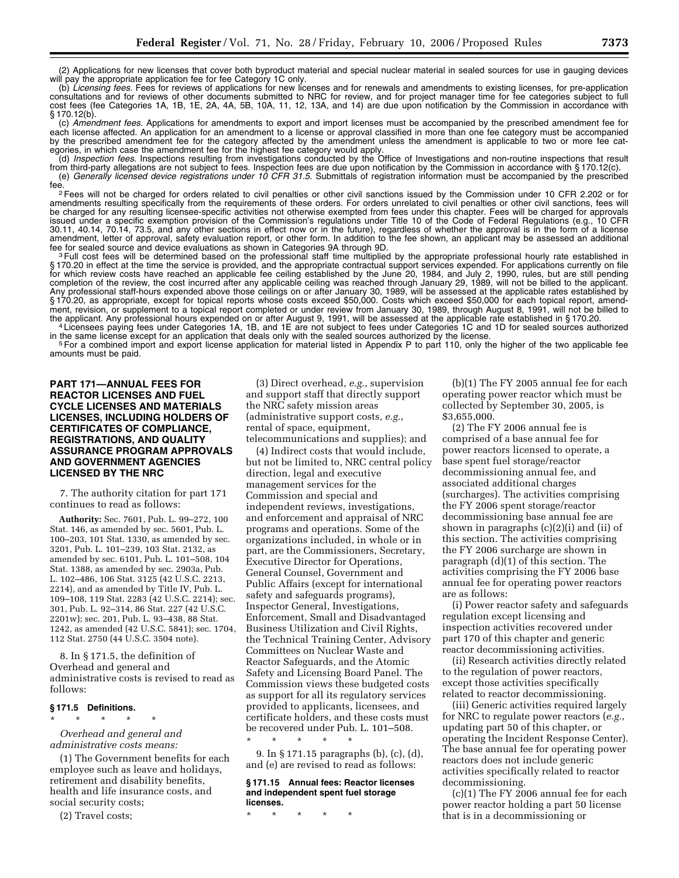(2) Applications for new licenses that cover both byproduct material and special nuclear material in sealed sources for use in gauging devices will pay the appropriate application fee for fee Category 1C only.

(b) *Licensing fees.* Fees for reviews of applications for new licenses and for renewals and amendments to existing licenses, for pre-application consultations and for reviews of other documents submitted to NRC for review, and for project manager time for fee categories subject to full cost fees (fee Categories 1A, 1B, 1E, 2A, 4A, 5B, 10A, 11, 12, 13A, and 14) are due upon notification by the Commission in accordance with § 170.12(b).

(c) *Amendment fees.* Applications for amendments to export and import licenses must be accompanied by the prescribed amendment fee for each license affected. An application for an amendment to a license or approval classified in more than one fee category must be accompanied by the prescribed amendment fee for the category affected by the amendment unless the amendment is applicable to two or more fee categories, in which case the amendment fee for the highest fee category would apply.

(d) *Inspection fees.* Inspections resulting from investigations conducted by the Office of Investigations and non-routine inspections that result from third-party allegations are not subject to fees. Inspection fees are due upon notification by the Commission in accordance with § 170.12(c).

(e) *Generally licensed device registrations under 10 CFR 31.5.* Submittals of registration information must be accompanied by the prescribed fee.

[2] Fees will not be charged for orders related to civil penalties or other civil sanctions issued by the Commission under 10 CFR 2.202 or for amendments resulting specifically from the requirements of these orders. For orders unrelated to civil penalties or other civil sanctions, fees will be charged for any resulting licensee-specific activities not otherwise exempted from fees under this chapter. Fees will be charged for approvals issued under a specific exemption provision of the Commission's regulations under Title 10 of the Code of Federal Regulations (e.g., 10 CFR 30.11, 40.14, 70.14, 73.5, and any other sections in effect now or in the future), regardless of whether the approval is in the form of a license amendment, letter of approval, safety evaluation report, or other form. In addition to the fee shown, an applicant may be assessed an additional fee for sealed source and device evaluations as shown in Categories 9A through 9D.

[3] Full cost fees will be determined based on the professional staff time multiplied by the appropriate professional hourly rate established in § 170.20 in effect at the time the service is provided, and the appropriate contractual support services expended. For applications currently on file for which review costs have reached an applicable fee ceiling established by the June 20, 1984, and July 2, 1990, rules, but are still pending completion of the review, the cost incurred after any applicable ceiling was reached through January 29, 1989, will not be billed to the applicant. Any professional staff-hours expended above those ceilings on or after January 30, 1989, will be assessed at the applicable rates established by § 170.20, as appropriate, except for topical reports whose costs exceed $50,000. Costs which exceed $50,000 for each topical report, amendment, revision, or supplement to a topical report completed or under review from January 30, 1989, through August 8, 1991, will not be billed to the applicant. Any professional hours expended on or after August 9, 1991, will be assessed at the applicable rate established in § 170.20.

[4] Licensees paying fees under Categories 1A, 1B, and 1E are not subject to fees under Categories 1C and 1D for sealed sources authorized in the same license except for an application that deals only with the sealed sources authorized by the license.

[5] For a combined import and export license application for material listed in Appendix P to part 110, only the higher of the two applicable fee amounts must be paid.

## PART 171—ANNUAL FEES FOR REACTOR LICENSES AND FUEL CYCLE LICENSES AND MATERIALS LICENSES, INCLUDING HOLDERS OF CERTIFICATES OF COMPLIANCE, REGISTRATIONS, AND QUALITY ASSURANCE PROGRAM APPROVALS AND GOVERNMENT AGENCIES LICENSED BY THE NRC

7. The authority citation for part 171 continues to read as follows:

**Authority:** Sec. 7601, Pub. L. 99–272, 100 Stat. 146, as amended by sec. 5601, Pub. L. 100–203, 101 Stat. 1330, as amended by sec. 3201, Pub. L. 101–239, 103 Stat. 2132, as amended by sec. 6101, Pub. L. 101–508, 104 Stat. 1388, as amended by sec. 2903a, Pub. L. 102–486, 106 Stat. 3125 (42 U.S.C. 2213, 2214), and as amended by Title IV, Pub. L. 109–108, 119 Stat. 2283 (42 U.S.C. 2214); sec. 301, Pub. L. 92–314, 86 Stat. 227 (42 U.S.C. 2201w); sec. 201, Pub. L. 93–438, 88 Stat. 1242, as amended (42 U.S.C. 5841); sec. 1704, 112 Stat. 2750 (44 U.S.C. 3504 note).

8. In § 171.5, the definition of Overhead and general and administrative costs is revised to read as follows:

### § 171.5 Definitions.

\* \* \* \* \*

*Overhead and general and administrative costs means:*

(1) The Government benefits for each employee such as leave and holidays, retirement and disability benefits, health and life insurance costs, and social security costs;

(2) Travel costs;

(3) Direct overhead, *e.g.*, supervision and support staff that directly support the NRC safety mission areas (administrative support costs, *e.g.*, rental of space, equipment, telecommunications and supplies); and

(4) Indirect costs that would include, but not be limited to, NRC central policy direction, legal and executive management services for the Commission and special and independent reviews, investigations, and enforcement and appraisal of NRC programs and operations. Some of the organizations included, in whole or in part, are the Commissioners, Secretary, Executive Director for Operations, General Counsel, Government and Public Affairs (except for international safety and safeguards programs), Inspector General, Investigations, Enforcement, Small and Disadvantaged Business Utilization and Civil Rights, the Technical Training Center, Advisory Committees on Nuclear Waste and Reactor Safeguards, and the Atomic Safety and Licensing Board Panel. The Commission views these budgeted costs as support for all its regulatory services provided to applicants, licensees, and certificate holders, and these costs must be recovered under Pub. L. 101–508.

\* \* \* \* \*

9. In § 171.15 paragraphs (b), (c), (d), and (e) are revised to read as follows:

### § 171.15 Annual fees: Reactor licenses and independent spent fuel storage licenses.

\* \* \* \* \*

(b)(1) The FY 2005 annual fee for each operating power reactor which must be collected by September 30, 2005, is $3,655,000.

(2) The FY 2006 annual fee is comprised of a base annual fee for power reactors licensed to operate, a base spent fuel storage/reactor decommissioning annual fee, and associated additional charges (surcharges). The activities comprising the FY 2006 spent storage/reactor decommissioning base annual fee are shown in paragraphs (c)(2)(i) and (ii) of this section. The activities comprising the FY 2006 surcharge are shown in paragraph (d)(1) of this section. The activities comprising the FY 2006 base annual fee for operating power reactors are as follows:

(i) Power reactor safety and safeguards regulation except licensing and inspection activities recovered under part 170 of this chapter and generic reactor decommissioning activities.

(ii) Research activities directly related to the regulation of power reactors, except those activities specifically related to reactor decommissioning.

(iii) Generic activities required largely for NRC to regulate power reactors (*e.g.*, updating part 50 of this chapter, or operating the Incident Response Center). The base annual fee for operating power reactors does not include generic activities specifically related to reactor decommissioning.

(c)(1) The FY 2006 annual fee for each power reactor holding a part 50 license that is in a decommissioning or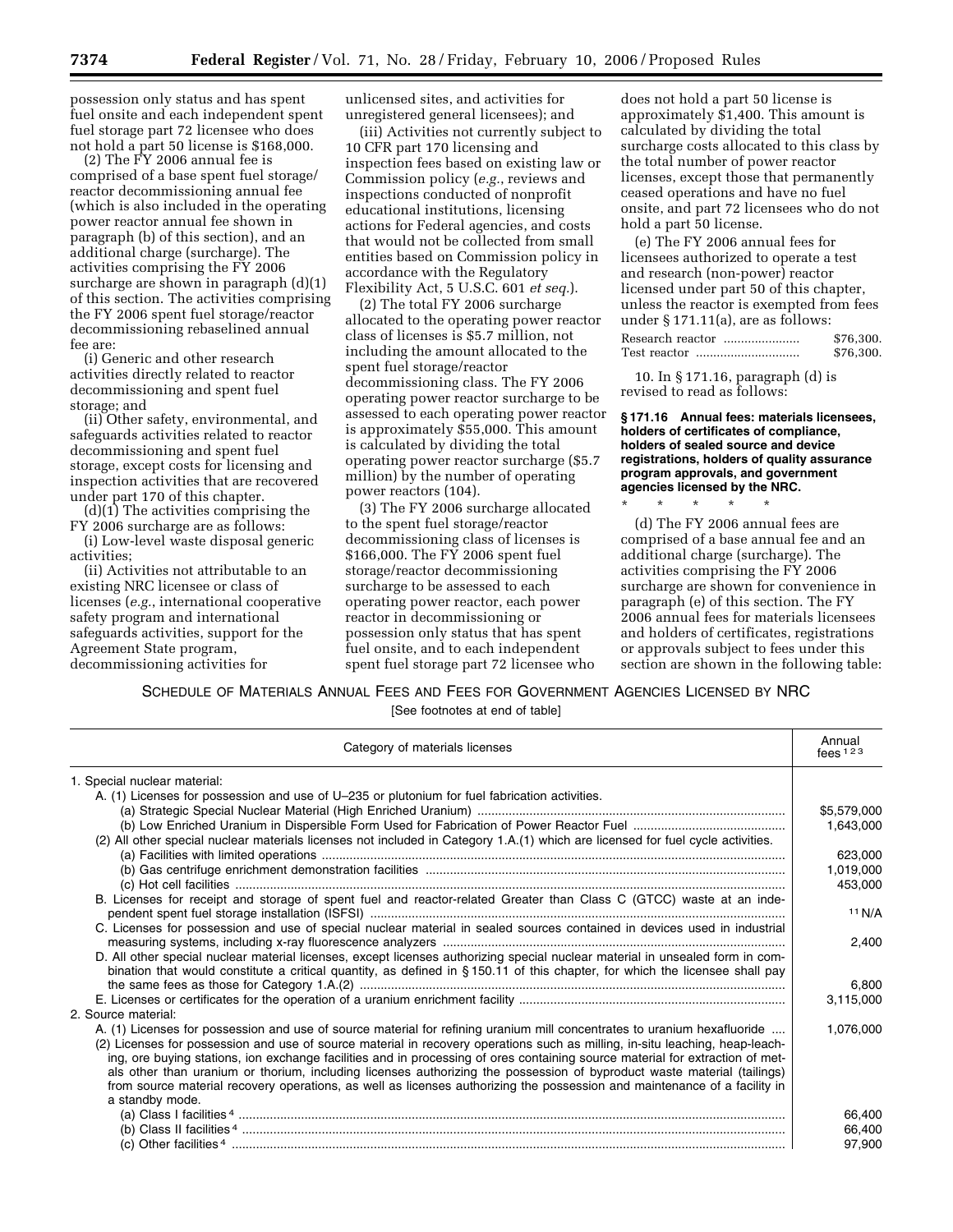possession only status and has spent fuel onsite and each independent spent fuel storage part 72 licensee who does not hold a part 50 license is $168,000.

(2) The FY 2006 annual fee is comprised of a base spent fuel storage/reactor decommissioning annual fee (which is also included in the operating power reactor annual fee shown in paragraph (b) of this section), and an additional charge (surcharge). The activities comprising the FY 2006 surcharge are shown in paragraph (d)(1) of this section. The activities comprising the FY 2006 spent fuel storage/reactor decommissioning rebaselined annual fee are:

(i) Generic and other research activities directly related to reactor decommissioning and spent fuel storage; and

(ii) Other safety, environmental, and safeguards activities related to reactor decommissioning and spent fuel storage, except costs for licensing and inspection activities that are recovered under part 170 of this chapter.

(d)(1) The activities comprising the FY 2006 surcharge are as follows:

(i) Low-level waste disposal generic activities;

(ii) Activities not attributable to an existing NRC licensee or class of licenses (*e.g.*, international cooperative safety program and international safeguards activities, support for the Agreement State program, decommissioning activities for unlicensed sites, and activities for unregistered general licensees); and

(iii) Activities not currently subject to 10 CFR part 170 licensing and inspection fees based on existing law or Commission policy (*e.g.*, reviews and inspections conducted of nonprofit educational institutions, licensing actions for Federal agencies, and costs that would not be collected from small entities based on Commission policy in accordance with the Regulatory Flexibility Act, 5 U.S.C. 601 *et seq.*).

(2) The total FY 2006 surcharge allocated to the operating power reactor class of licenses is $5.7 million, not including the amount allocated to the spent fuel storage/reactor decommissioning class. The FY 2006 operating power reactor surcharge to be assessed to each operating power reactor is approximately $55,000. This amount is calculated by dividing the total operating power reactor surcharge ($5.7 million) by the number of operating power reactors (104).

(3) The FY 2006 surcharge allocated to the spent fuel storage/reactor decommissioning class of licenses is $166,000. The FY 2006 spent fuel storage/reactor decommissioning surcharge to be assessed to each operating power reactor, each power reactor in decommissioning or possession only status that has spent fuel onsite, and to each independent spent fuel storage part 72 licensee who does not hold a part 50 license is approximately $1,400. This amount is calculated by dividing the total surcharge costs allocated to this class by the total number of power reactor licenses, except those that permanently ceased operations and have no fuel onsite, and part 72 licensees who do not hold a part 50 license.

(e) The FY 2006 annual fees for licensees authorized to operate a test and research (non-power) reactor licensed under part 50 of this chapter, unless the reactor is exempted from fees under § 171.11(a), are as follows:

| | |
|---|---|
| Research reactor | $76,300. |
| Test reactor | $76,300. |

10. In § 171.16, paragraph (d) is revised to read as follows:

**§ 171.16 Annual fees: materials licensees, holders of certificates of compliance, holders of sealed source and device registrations, holders of quality assurance program approvals, and government agencies licensed by the NRC.**

\* \* \* \* \*

(d) The FY 2006 annual fees are comprised of a base annual fee and an additional charge (surcharge). The activities comprising the FY 2006 surcharge are shown for convenience in paragraph (e) of this section. The FY 2006 annual fees for materials licensees and holders of certificates, registrations or approvals subject to fees under this section are shown in the following table:

SCHEDULE OF MATERIALS ANNUAL FEES AND FEES FOR GOVERNMENT AGENCIES LICENSED BY NRC

[See footnotes at end of table]

| Category of materials licenses | Annual fees [1 2 3] |
|---|---|
| 1. Special nuclear material: | |
| A. (1) Licenses for possession and use of U–235 or plutonium for fuel fabrication activities. | |
| (a) Strategic Special Nuclear Material (High Enriched Uranium) | $5,579,000 |
| (b) Low Enriched Uranium in Dispersible Form Used for Fabrication of Power Reactor Fuel | 1,643,000 |
| (2) All other special nuclear materials licenses not included in Category 1.A.(1) which are licensed for fuel cycle activities. | |
| (a) Facilities with limited operations | 623,000 |
| (b) Gas centrifuge enrichment demonstration facilities | 1,019,000 |
| (c) Hot cell facilities | 453,000 |
| B. Licenses for receipt and storage of spent fuel and reactor-related Greater than Class C (GTCC) waste at an independent spent fuel storage installation (ISFSI) | [11] N/A |
| C. Licenses for possession and use of special nuclear material in sealed sources contained in devices used in industrial measuring systems, including x-ray fluorescence analyzers | 2,400 |
| D. All other special nuclear material licenses, except licenses authorizing special nuclear material in unsealed form in combination that would constitute a critical quantity, as defined in § 150.11 of this chapter, for which the licensee shall pay the same fees as those for Category 1.A.(2) | 6,800 |
| E. Licenses or certificates for the operation of a uranium enrichment facility | 3,115,000 |
| 2. Source material: | |
| A. (1) Licenses for possession and use of source material for refining uranium mill concentrates to uranium hexafluoride | 1,076,000 |
| (2) Licenses for possession and use of source material in recovery operations such as milling, in-situ leaching, heap-leaching, ore buying stations, ion exchange facilities and in processing of ores containing source material for extraction of metals other than uranium or thorium, including licenses authorizing the possession of byproduct waste material (tailings) from source material recovery operations, as well as licenses authorizing the possession and maintenance of a facility in a standby mode. | |
| (a) Class I facilities [4] | 66,400 |
| (b) Class II facilities [4] | 66,400 |
| (c) Other facilities [4] | 97,900 |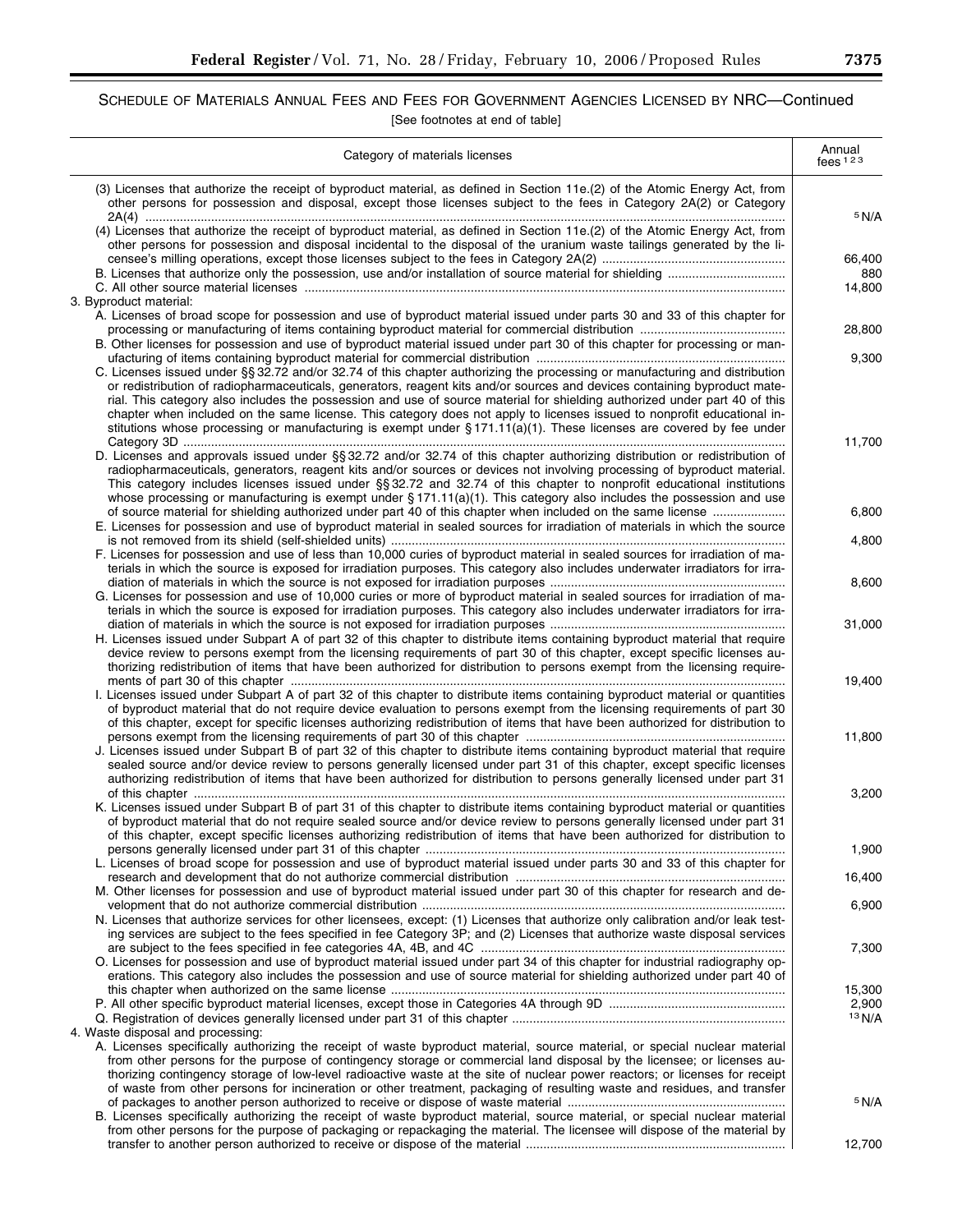SCHEDULE OF MATERIALS ANNUAL FEES AND FEES FOR GOVERNMENT AGENCIES LICENSED BY NRC—Continued

[See footnotes at end of table]

| Category of materials licenses | Annual fees [1 2 3] |
|---|---|
| (3) Licenses that authorize the receipt of byproduct material, as defined in Section 11e.(2) of the Atomic Energy Act, from other persons for possession and disposal, except those licenses subject to the fees in Category 2A(2) or Category 2A(4) | [5] N/A |
| (4) Licenses that authorize the receipt of byproduct material, as defined in Section 11e.(2) of the Atomic Energy Act, from other persons for possession and disposal incidental to the disposal of the uranium waste tailings generated by the licensee's milling operations, except those licenses subject to the fees in Category 2A(2) | 66,400 |
| B. Licenses that authorize only the possession, use and/or installation of source material for shielding | 880 |
| C. All other source material licenses | 14,800 |
| 3. Byproduct material: | |
| A. Licenses of broad scope for possession and use of byproduct material issued under parts 30 and 33 of this chapter for processing or manufacturing of items containing byproduct material for commercial distribution | 28,800 |
| B. Other licenses for possession and use of byproduct material issued under part 30 of this chapter for processing or manufacturing of items containing byproduct material for commercial distribution | 9,300 |
| C. Licenses issued under §§ 32.72 and/or 32.74 of this chapter authorizing the processing or manufacturing and distribution or redistribution of radiopharmaceuticals, generators, reagent kits and/or sources and devices containing byproduct material. This category also includes the possession and use of source material for shielding authorized under part 40 of this chapter when included on the same license. This category does not apply to licenses issued to nonprofit educational institutions whose processing or manufacturing is exempt under § 171.11(a)(1). These licenses are covered by fee under Category 3D | 11,700 |
| D. Licenses and approvals issued under §§ 32.72 and/or 32.74 of this chapter authorizing distribution or redistribution of radiopharmaceuticals, generators, reagent kits and/or sources or devices not involving processing of byproduct material. This category includes licenses issued under §§ 32.72 and 32.74 of this chapter to nonprofit educational institutions whose processing or manufacturing is exempt under § 171.11(a)(1). This category also includes the possession and use of source material for shielding authorized under part 40 of this chapter when included on the same license | 6,800 |
| E. Licenses for possession and use of byproduct material in sealed sources for irradiation of materials in which the source is not removed from its shield (self-shielded units) | 4,800 |
| F. Licenses for possession and use of less than 10,000 curies of byproduct material in sealed sources for irradiation of materials in which the source is exposed for irradiation purposes. This category also includes underwater irradiators for irradiation of materials in which the source is not exposed for irradiation purposes | 8,600 |
| G. Licenses for possession and use of 10,000 curies or more of byproduct material in sealed sources for irradiation of materials in which the source is exposed for irradiation purposes. This category also includes underwater irradiators for irradiation of materials in which the source is not exposed for irradiation purposes | 31,000 |
| H. Licenses issued under Subpart A of part 32 of this chapter to distribute items containing byproduct material that require device review to persons exempt from the licensing requirements of part 30 of this chapter, except specific licenses authorizing redistribution of items that have been authorized for distribution to persons exempt from the licensing requirements of part 30 of this chapter | 19,400 |
| I. Licenses issued under Subpart A of part 32 of this chapter to distribute items containing byproduct material or quantities of byproduct material that do not require device evaluation to persons exempt from the licensing requirements of part 30 of this chapter, except for specific licenses authorizing redistribution of items that have been authorized for distribution to persons exempt from the licensing requirements of part 30 of this chapter | 11,800 |
| J. Licenses issued under Subpart B of part 32 of this chapter to distribute items containing byproduct material that require sealed source and/or device review to persons generally licensed under part 31 of this chapter, except specific licenses authorizing redistribution of items that have been authorized for distribution to persons generally licensed under part 31 of this chapter | 3,200 |
| K. Licenses issued under Subpart B of part 31 of this chapter to distribute items containing byproduct material or quantities of byproduct material that do not require sealed source and/or device review to persons generally licensed under part 31 of this chapter, except specific licenses authorizing redistribution of items that have been authorized for distribution to persons generally licensed under part 31 of this chapter | 1,900 |
| L. Licenses of broad scope for possession and use of byproduct material issued under parts 30 and 33 of this chapter for research and development that do not authorize commercial distribution | 16,400 |
| M. Other licenses for possession and use of byproduct material issued under part 30 of this chapter for research and development that do not authorize commercial distribution | 6,900 |
| N. Licenses that authorize services for other licensees, except: (1) Licenses that authorize only calibration and/or leak testing services are subject to the fees specified in fee Category 3P; and (2) Licenses that authorize waste disposal services are subject to the fees specified in fee categories 4A, 4B, and 4C | 7,300 |
| O. Licenses for possession and use of byproduct material issued under part 34 of this chapter for industrial radiography operations. This category also includes the possession and use of source material for shielding authorized under part 40 of this chapter when authorized on the same license | 15,300 |
| P. All other specific byproduct material licenses, except those in Categories 4A through 9D | 2,900 |
| Q. Registration of devices generally licensed under part 31 of this chapter | [13] N/A |
| 4. Waste disposal and processing: | |
| A. Licenses specifically authorizing the receipt of waste byproduct material, source material, or special nuclear material from other persons for the purpose of contingency storage or commercial land disposal by the licensee; or licenses authorizing contingency storage of low-level radioactive waste at the site of nuclear power reactors; or licenses for receipt of waste from other persons for incineration or other treatment, packaging of resulting waste and residues, and transfer of packages to another person authorized to receive or dispose of waste material | [5] N/A |
| B. Licenses specifically authorizing the receipt of waste byproduct material, source material, or special nuclear material from other persons for the purpose of packaging or repackaging the material. The licensee will dispose of the material by transfer to another person authorized to receive or dispose of the material | 12,700 |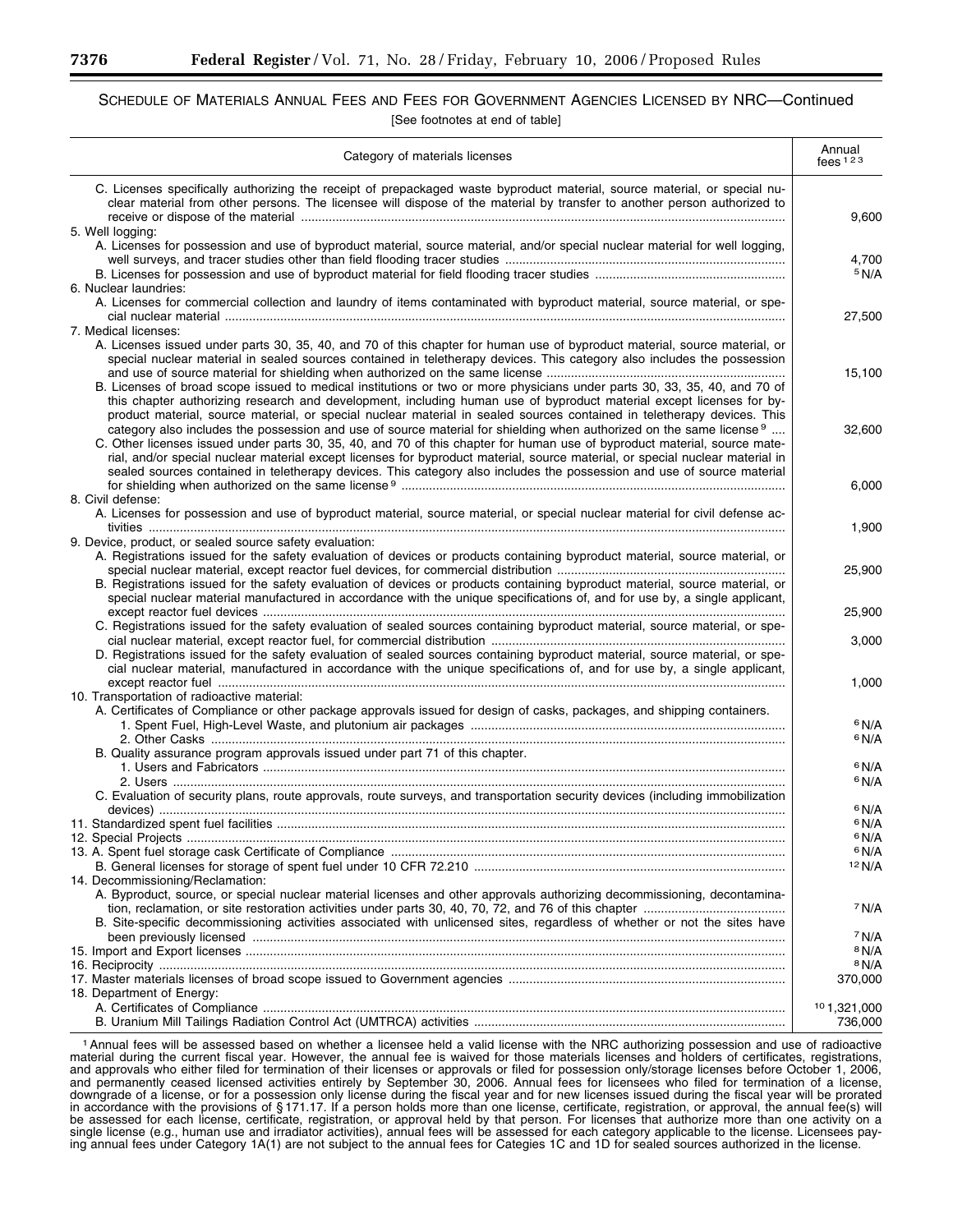SCHEDULE OF MATERIALS ANNUAL FEES AND FEES FOR GOVERNMENT AGENCIES LICENSED BY NRC—Continued

[See footnotes at end of table]

| Category of materials licenses | Annual fees [1 2 3] |
|---|---|
| C. Licenses specifically authorizing the receipt of prepackaged waste byproduct material, source material, or special nuclear material from other persons. The licensee will dispose of the material by transfer to another person authorized to receive or dispose of the material | 9,600 |
| 5. Well logging: | |
| A. Licenses for possession and use of byproduct material, source material, and/or special nuclear material for well logging, well surveys, and tracer studies other than field flooding tracer studies | 4,700 |
| B. Licenses for possession and use of byproduct material for field flooding tracer studies | [5] N/A |
| 6. Nuclear laundries: | |
| A. Licenses for commercial collection and laundry of items contaminated with byproduct material, source material, or special nuclear material | 27,500 |
| 7. Medical licenses: | |
| A. Licenses issued under parts 30, 35, 40, and 70 of this chapter for human use of byproduct material, source material, or special nuclear material in sealed sources contained in teletherapy devices. This category also includes the possession and use of source material for shielding when authorized on the same license | 15,100 |
| B. Licenses of broad scope issued to medical institutions or two or more physicians under parts 30, 33, 35, 40, and 70 of this chapter authorizing research and development, including human use of byproduct material except licenses for byproduct material, source material, or special nuclear material in sealed sources contained in teletherapy devices. This category also includes the possession and use of source material for shielding when authorized on the same license [9] | 32,600 |
| C. Other licenses issued under parts 30, 35, 40, and 70 of this chapter for human use of byproduct material, source material, and/or special nuclear material except licenses for byproduct material, source material, or special nuclear material in sealed sources contained in teletherapy devices. This category also includes the possession and use of source material for shielding when authorized on the same license [9] | 6,000 |
| 8. Civil defense: | |
| A. Licenses for possession and use of byproduct material, source material, or special nuclear material for civil defense activities | 1,900 |
| 9. Device, product, or sealed source safety evaluation: | |
| A. Registrations issued for the safety evaluation of devices or products containing byproduct material, source material, or special nuclear material, except reactor fuel devices, for commercial distribution | 25,900 |
| B. Registrations issued for the safety evaluation of devices or products containing byproduct material, source material, or special nuclear material manufactured in accordance with the unique specifications of, and for use by, a single applicant, except reactor fuel devices | 25,900 |
| C. Registrations issued for the safety evaluation of sealed sources containing byproduct material, source material, or special nuclear material, except reactor fuel, for commercial distribution | 3,000 |
| D. Registrations issued for the safety evaluation of sealed sources containing byproduct material, source material, or special nuclear material, manufactured in accordance with the unique specifications of, and for use by, a single applicant, except reactor fuel | 1,000 |
| 10. Transportation of radioactive material: | |
| A. Certificates of Compliance or other package approvals issued for design of casks, packages, and shipping containers. | |
| 1. Spent Fuel, High-Level Waste, and plutonium air packages | [6] N/A |
| 2. Other Casks | [6] N/A |
| B. Quality assurance program approvals issued under part 71 of this chapter. | |
| 1. Users and Fabricators | [6] N/A |
| 2. Users | [6] N/A |
| C. Evaluation of security plans, route approvals, route surveys, and transportation security devices (including immobilization devices) | [6] N/A |
| 11. Standardized spent fuel facilities | [6] N/A |
| 12. Special Projects | [6] N/A |
| 13. A. Spent fuel storage cask Certificate of Compliance | [6] N/A |
| B. General licenses for storage of spent fuel under 10 CFR 72.210 | [12] N/A |
| 14. Decommissioning/Reclamation: | |
| A. Byproduct, source, or special nuclear material licenses and other approvals authorizing decommissioning, decontamination, reclamation, or site restoration activities under parts 30, 40, 70, 72, and 76 of this chapter | [7] N/A |
| B. Site-specific decommissioning activities associated with unlicensed sites, regardless of whether or not the sites have been previously licensed | [7] N/A |
| 15. Import and Export licenses | [8] N/A |
| 16. Reciprocity | [8] N/A |
| 17. Master materials licenses of broad scope issued to Government agencies | 370,000 |
| 18. Department of Energy: | |
| A. Certificates of Compliance | [10] 1,321,000 |
| B. Uranium Mill Tailings Radiation Control Act (UMTRCA) activities | 736,000 |

[1] Annual fees will be assessed based on whether a licensee held a valid license with the NRC authorizing possession and use of radioactive material during the current fiscal year. However, the annual fee is waived for those materials licenses and holders of certificates, registrations, and approvals who either filed for termination of their licenses or approvals or filed for possession only/storage licenses before October 1, 2006, and permanently ceased licensed activities entirely by September 30, 2006. Annual fees for licensees who filed for termination of a license, downgrade of a license, or for a possession only license during the fiscal year and for new licenses issued during the fiscal year will be prorated in accordance with the provisions of § 171.17. If a person holds more than one license, certificate, registration, or approval, the annual fee(s) will be assessed for each license, certificate, registration, or approval held by that person. For licenses that authorize more than one activity on a single license (e.g., human use and irradiator activities), annual fees will be assessed for each category applicable to the license. Licensees paying annual fees under Category 1A(1) are not subject to the annual fees for Categies 1C and 1D for sealed sources authorized in the license.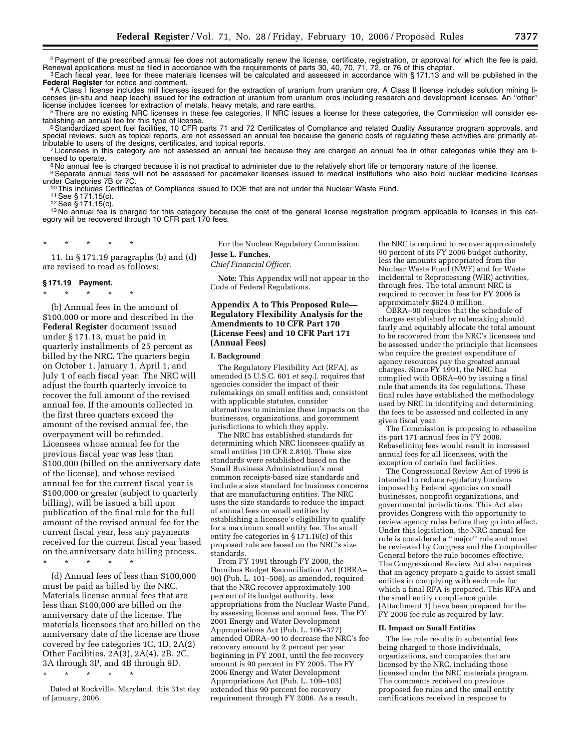[2] Payment of the prescribed annual fee does not automatically renew the license, certificate, registration, or approval for which the fee is paid. Renewal applications must be filed in accordance with the requirements of parts 30, 40, 70, 71, 72, or 76 of this chapter.

[3] Each fiscal year, fees for these materials licenses will be calculated and assessed in accordance with § 171.13 and will be published in the **Federal Register** for notice and comment.

[4] A Class I license includes mill licenses issued for the extraction of uranium from uranium ore. A Class II license includes solution mining licenses (in-situ and heap leach) issued for the extraction of uranium from uranium ores including research and development licenses. An ''other'' license includes licenses for extraction of metals, heavy metals, and rare earths.

[5] There are no existing NRC licenses in these fee categories. If NRC issues a license for these categories, the Commission will consider establishing an annual fee for this type of license.

[6] Standardized spent fuel facilities, 10 CFR parts 71 and 72 Certificates of Compliance and related Quality Assurance program approvals, and special reviews, such as topical reports, are not assessed an annual fee because the generic costs of regulating these activities are primarily attributable to users of the designs, certificates, and topical reports.

[7] Licensees in this category are not assessed an annual fee because they are charged an annual fee in other categories while they are licensed to operate.

[8] No annual fee is charged because it is not practical to administer due to the relatively short life or temporary nature of the license.

[9] Separate annual fees will not be assessed for pacemaker licenses issued to medical institutions who also hold nuclear medicine licenses under Categories 7B or 7C.

[10] This includes Certificates of Compliance issued to DOE that are not under the Nuclear Waste Fund.

[11] See § 171.15(c).

[12] See § 171.15(c).

[13] No annual fee is charged for this category because the cost of the general license registration program applicable to licenses in this category will be recovered through 10 CFR part 170 fees.

\* \* \* \* \*

11. In § 171.19 paragraphs (b) and (d) are revised to read as follows:

### § 171.19 Payment.

\* \* \* \* \*

(b) Annual fees in the amount of $100,000 or more and described in the **Federal Register** document issued under § 171.13, must be paid in quarterly installments of 25 percent as billed by the NRC. The quarters begin on October 1, January 1, April 1, and July 1 of each fiscal year. The NRC will adjust the fourth quarterly invoice to recover the full amount of the revised annual fee. If the amounts collected in the first three quarters exceed the amount of the revised annual fee, the overpayment will be refunded. Licensees whose annual fee for the previous fiscal year was less than $100,000 (billed on the anniversary date of the license), and whose revised annual fee for the current fiscal year is $100,000 or greater (subject to quarterly billing), will be issued a bill upon publication of the final rule for the full amount of the revised annual fee for the current fiscal year, less any payments received for the current fiscal year based on the anniversary date billing process.

\* \* \* \* \*

(d) Annual fees of less than $100,000 must be paid as billed by the NRC. Materials license annual fees that are less than $100,000 are billed on the anniversary date of the license. The materials licensees that are billed on the anniversary date of the license are those covered by fee categories 1C, 1D, 2A(2) Other Facilities, 2A(3), 2A(4), 2B, 2C, 3A through 3P, and 4B through 9D.

\* \* \* \* \*

Dated at Rockville, Maryland, this 31st day of January, 2006.

For the Nuclear Regulatory Commission.

**Jesse L. Funches,**

*Chief Financial Officer.*

**Note:** This Appendix will not appear in the Code of Federal Regulations.

## Appendix A to This Proposed Rule—Regulatory Flexibility Analysis for the Amendments to 10 CFR Part 170 (License Fees) and 10 CFR Part 171 (Annual Fees)

### I. Background

The Regulatory Flexibility Act (RFA), as amended (5 U.S.C. 601 *et seq.*), requires that agencies consider the impact of their rulemakings on small entities and, consistent with applicable statutes, consider alternatives to minimize these impacts on the businesses, organizations, and government jurisdictions to which they apply.

The NRC has established standards for determining which NRC licensees qualify as small entities (10 CFR 2.810). These size standards were established based on the Small Business Administration's most common receipts-based size standards and include a size standard for business concerns that are manufacturing entities. The NRC uses the size standards to reduce the impact of annual fees on small entities by establishing a licensee's eligibility to qualify for a maximum small entity fee. The small entity fee categories in § 171.16(c) of this proposed rule are based on the NRC's size standards.

From FY 1991 through FY 2000, the Omnibus Budget Reconciliation Act (OBRA–90) (Pub. L. 101–508), as amended, required that the NRC recover approximately 100 percent of its budget authority, less appropriations from the Nuclear Waste Fund, by assessing license and annual fees. The FY 2001 Energy and Water Development Appropriations Act (Pub. L. 106–377) amended OBRA–90 to decrease the NRC's fee recovery amount by 2 percent per year beginning in FY 2001, until the fee recovery amount is 90 percent in FY 2005. The FY 2006 Energy and Water Development Appropriations Act (Pub. L. 109–103) extended this 90 percent fee recovery requirement through FY 2006. As a result, the NRC is required to recover approximately 90 percent of its FY 2006 budget authority, less the amounts appropriated from the Nuclear Waste Fund (NWF) and for Waste incidental to Reprocessing (WIR) activities, through fees. The total amount NRC is required to recover in fees for FY 2006 is approximately $624.0 million.

OBRA–90 requires that the schedule of charges established by rulemaking should fairly and equitably allocate the total amount to be recovered from the NRC's licensees and be assessed under the principle that licensees who require the greatest expenditure of agency resources pay the greatest annual charges. Since FY 1991, the NRC has complied with OBRA–90 by issuing a final rule that amends its fee regulations. These final rules have established the methodology used by NRC in identifying and determining the fees to be assessed and collected in any given fiscal year.

The Commission is proposing to rebaseline its part 171 annual fees in FY 2006. Rebaselining fees would result in increased annual fees for all licensees, with the exception of certain fuel facilities.

The Congressional Review Act of 1996 is intended to reduce regulatory burdens imposed by Federal agencies on small businesses, nonprofit organizations, and governmental jurisdictions. This Act also provides Congress with the opportunity to review agency rules before they go into effect. Under this legislation, the NRC annual fee rule is considered a ''major'' rule and must be reviewed by Congress and the Comptroller General before the rule becomes effective. The Congressional Review Act also requires that an agency prepare a guide to assist small entities in complying with each rule for which a final RFA is prepared. This RFA and the small entity compliance guide (Attachment 1) have been prepared for the FY 2006 fee rule as required by law.

### II. Impact on Small Entities

The fee rule results in substantial fees being charged to those individuals, organizations, and companies that are licensed by the NRC, including those licensed under the NRC materials program. The comments received on previous proposed fee rules and the small entity certifications received in response to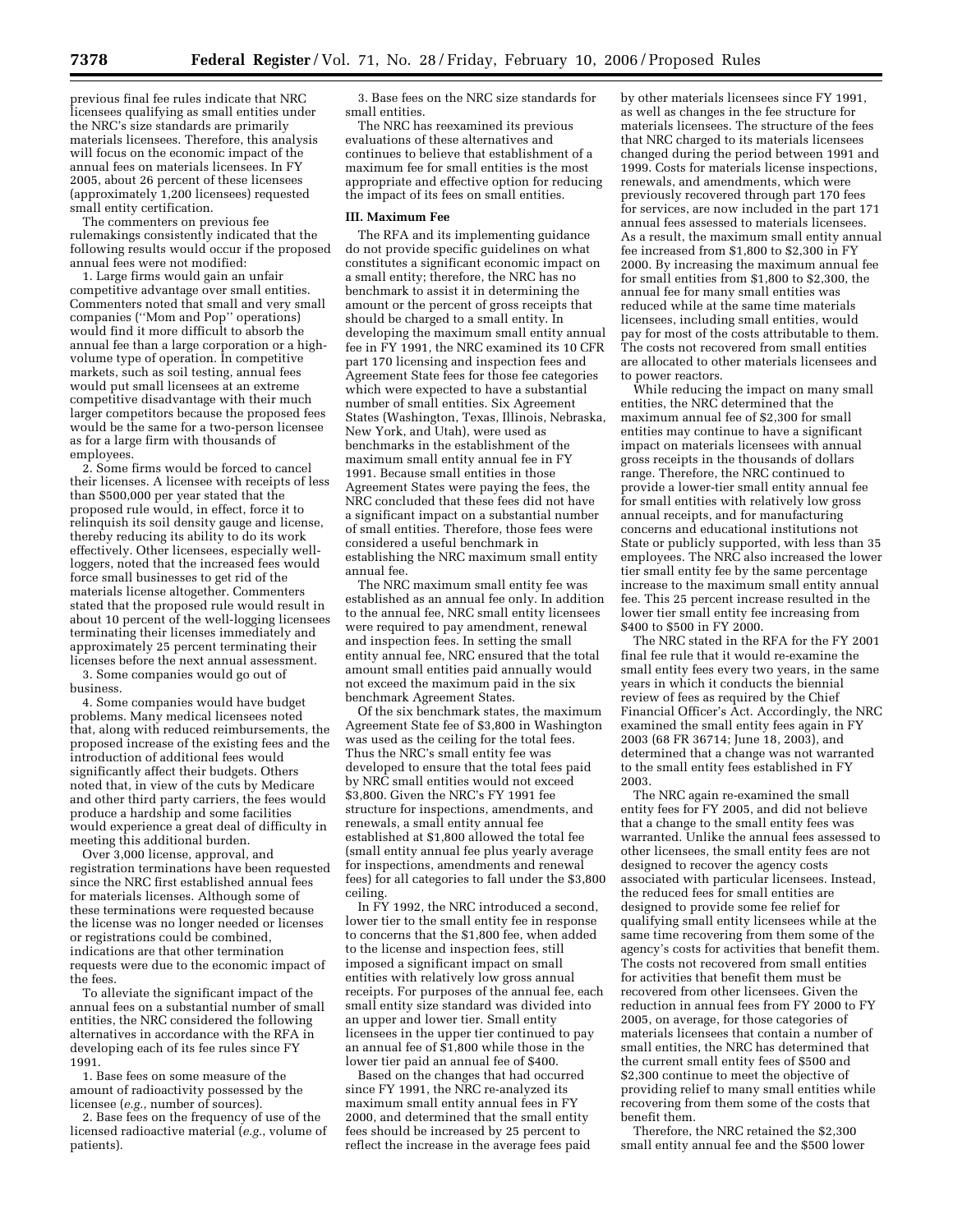previous final fee rules indicate that NRC licensees qualifying as small entities under the NRC's size standards are primarily materials licensees. Therefore, this analysis will focus on the economic impact of the annual fees on materials licensees. In FY 2005, about 26 percent of these licensees (approximately 1,200 licensees) requested small entity certification.

The commenters on previous fee rulemakings consistently indicated that the following results would occur if the proposed annual fees were not modified:

1. Large firms would gain an unfair competitive advantage over small entities. Commenters noted that small and very small companies (''Mom and Pop'' operations) would find it more difficult to absorb the annual fee than a large corporation or a high-volume type of operation. In competitive markets, such as soil testing, annual fees would put small licensees at an extreme competitive disadvantage with their much larger competitors because the proposed fees would be the same for a two-person licensee as for a large firm with thousands of employees.

2. Some firms would be forced to cancel their licenses. A licensee with receipts of less than $500,000 per year stated that the proposed rule would, in effect, force it to relinquish its soil density gauge and license, thereby reducing its ability to do its work effectively. Other licensees, especially well-loggers, noted that the increased fees would force small businesses to get rid of the materials license altogether. Commenters stated that the proposed rule would result in about 10 percent of the well-logging licensees terminating their licenses immediately and approximately 25 percent terminating their licenses before the next annual assessment.

3. Some companies would go out of business.

4. Some companies would have budget problems. Many medical licensees noted that, along with reduced reimbursements, the proposed increase of the existing fees and the introduction of additional fees would significantly affect their budgets. Others noted that, in view of the cuts by Medicare and other third party carriers, the fees would produce a hardship and some facilities would experience a great deal of difficulty in meeting this additional burden.

Over 3,000 license, approval, and registration terminations have been requested since the NRC first established annual fees for materials licenses. Although some of these terminations were requested because the license was no longer needed or licenses or registrations could be combined, indications are that other termination requests were due to the economic impact of the fees.

To alleviate the significant impact of the annual fees on a substantial number of small entities, the NRC considered the following alternatives in accordance with the RFA in developing each of its fee rules since FY 1991.

1. Base fees on some measure of the amount of radioactivity possessed by the licensee (*e.g.*, number of sources).

2. Base fees on the frequency of use of the licensed radioactive material (*e.g.*, volume of patients).

3. Base fees on the NRC size standards for small entities.

The NRC has reexamined its previous evaluations of these alternatives and continues to believe that establishment of a maximum fee for small entities is the most appropriate and effective option for reducing the impact of its fees on small entities.

## III. Maximum Fee

The RFA and its implementing guidance do not provide specific guidelines on what constitutes a significant economic impact on a small entity; therefore, the NRC has no benchmark to assist it in determining the amount or the percent of gross receipts that should be charged to a small entity. In developing the maximum small entity annual fee in FY 1991, the NRC examined its 10 CFR part 170 licensing and inspection fees and Agreement State fees for those fee categories which were expected to have a substantial number of small entities. Six Agreement States (Washington, Texas, Illinois, Nebraska, New York, and Utah), were used as benchmarks in the establishment of the maximum small entity annual fee in FY 1991. Because small entities in those Agreement States were paying the fees, the NRC concluded that these fees did not have a significant impact on a substantial number of small entities. Therefore, those fees were considered a useful benchmark in establishing the NRC maximum small entity annual fee.

The NRC maximum small entity fee was established as an annual fee only. In addition to the annual fee, NRC small entity licensees were required to pay amendment, renewal and inspection fees. In setting the small entity annual fee, NRC ensured that the total amount small entities paid annually would not exceed the maximum paid in the six benchmark Agreement States.

Of the six benchmark states, the maximum Agreement State fee of $3,800 in Washington was used as the ceiling for the total fees. Thus the NRC's small entity fee was developed to ensure that the total fees paid by NRC small entities would not exceed $3,800. Given the NRC's FY 1991 fee structure for inspections, amendments, and renewals, a small entity annual fee established at $1,800 allowed the total fee (small entity annual fee plus yearly average for inspections, amendments and renewal fees) for all categories to fall under the $3,800 ceiling.

In FY 1992, the NRC introduced a second, lower tier to the small entity fee in response to concerns that the $1,800 fee, when added to the license and inspection fees, still imposed a significant impact on small entities with relatively low gross annual receipts. For purposes of the annual fee, each small entity size standard was divided into an upper and lower tier. Small entity licensees in the upper tier continued to pay an annual fee of $1,800 while those in the lower tier paid an annual fee of $400.

Based on the changes that had occurred since FY 1991, the NRC re-analyzed its maximum small entity annual fees in FY 2000, and determined that the small entity fees should be increased by 25 percent to reflect the increase in the average fees paid by other materials licensees since FY 1991, as well as changes in the fee structure for materials licensees. The structure of the fees that NRC charged to its materials licensees changed during the period between 1991 and 1999. Costs for materials license inspections, renewals, and amendments, which were previously recovered through part 170 fees for services, are now included in the part 171 annual fees assessed to materials licensees. As a result, the maximum small entity annual fee increased from $1,800 to $2,300 in FY 2000. By increasing the maximum annual fee for small entities from $1,800 to $2,300, the annual fee for many small entities was reduced while at the same time materials licensees, including small entities, would pay for most of the costs attributable to them. The costs not recovered from small entities are allocated to other materials licensees and to power reactors.

While reducing the impact on many small entities, the NRC determined that the maximum annual fee of $2,300 for small entities may continue to have a significant impact on materials licensees with annual gross receipts in the thousands of dollars range. Therefore, the NRC continued to provide a lower-tier small entity annual fee for small entities with relatively low gross annual receipts, and for manufacturing concerns and educational institutions not State or publicly supported, with less than 35 employees. The NRC also increased the lower tier small entity fee by the same percentage increase to the maximum small entity annual fee. This 25 percent increase resulted in the lower tier small entity fee increasing from $400 to $500 in FY 2000.

The NRC stated in the RFA for the FY 2001 final fee rule that it would re-examine the small entity fees every two years, in the same years in which it conducts the biennial review of fees as required by the Chief Financial Officer's Act. Accordingly, the NRC examined the small entity fees again in FY 2003 (68 FR 36714; June 18, 2003), and determined that a change was not warranted to the small entity fees established in FY 2003.

The NRC again re-examined the small entity fees for FY 2005, and did not believe that a change to the small entity fees was warranted. Unlike the annual fees assessed to other licensees, the small entity fees are not designed to recover the agency costs associated with particular licensees. Instead, the reduced fees for small entities are designed to provide some fee relief for qualifying small entity licensees while at the same time recovering from them some of the agency's costs for activities that benefit them. The costs not recovered from small entities for activities that benefit them must be recovered from other licensees. Given the reduction in annual fees from FY 2000 to FY 2005, on average, for those categories of materials licensees that contain a number of small entities, the NRC has determined that the current small entity fees of $500 and $2,300 continue to meet the objective of providing relief to many small entities while recovering from them some of the costs that benefit them.

Therefore, the NRC retained the $2,300 small entity annual fee and the $500 lower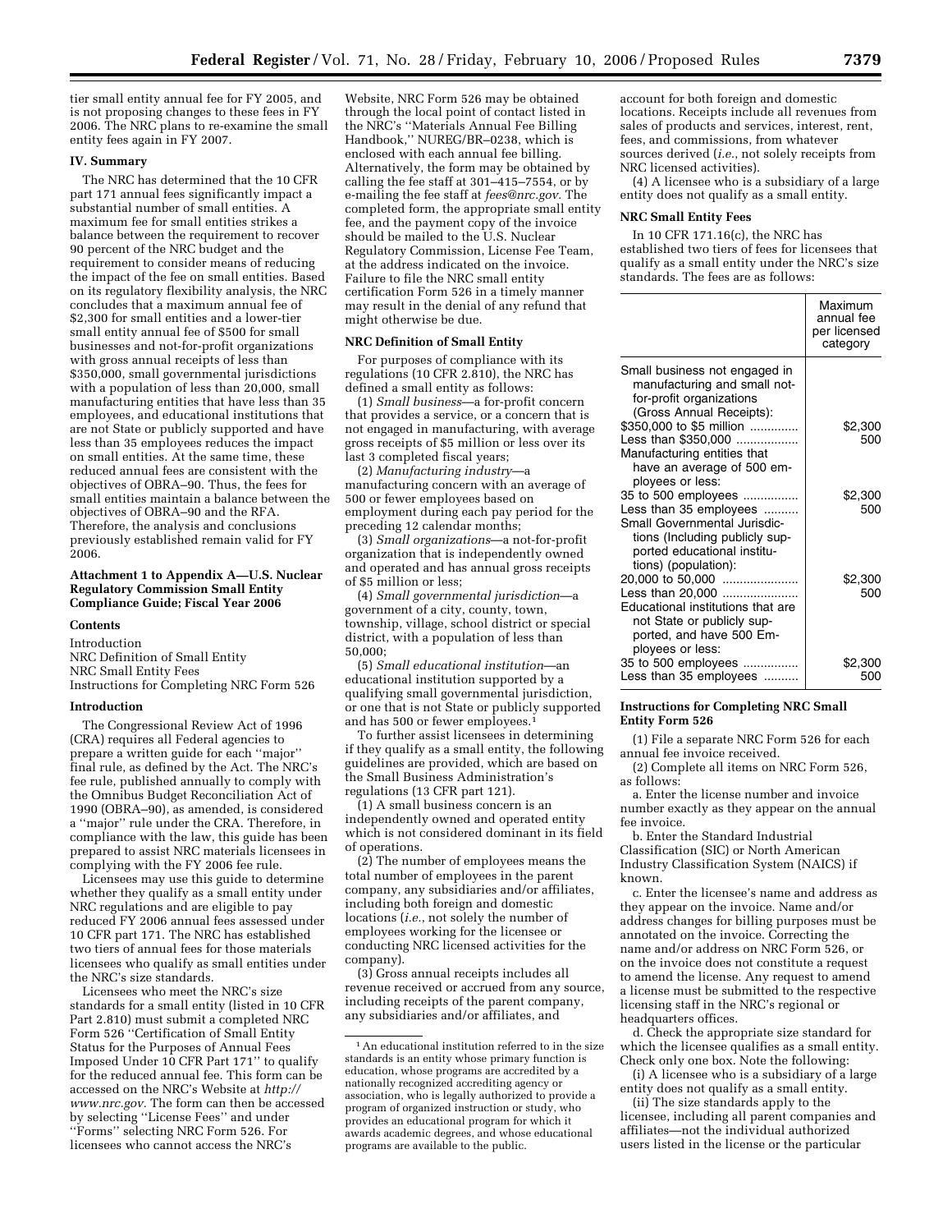tier small entity annual fee for FY 2005, and is not proposing changes to these fees in FY 2006. The NRC plans to re-examine the small entity fees again in FY 2007.

### IV. Summary

The NRC has determined that the 10 CFR part 171 annual fees significantly impact a substantial number of small entities. A maximum fee for small entities strikes a balance between the requirement to recover 90 percent of the NRC budget and the requirement to consider means of reducing the impact of the fee on small entities. Based on its regulatory flexibility analysis, the NRC concludes that a maximum annual fee of $2,300 for small entities and a lower-tier small entity annual fee of $500 for small businesses and not-for-profit organizations with gross annual receipts of less than $350,000, small governmental jurisdictions with a population of less than 20,000, small manufacturing entities that have less than 35 employees, and educational institutions that are not State or publicly supported and have less than 35 employees reduces the impact on small entities. At the same time, these reduced annual fees are consistent with the objectives of OBRA–90. Thus, the fees for small entities maintain a balance between the objectives of OBRA–90 and the RFA. Therefore, the analysis and conclusions previously established remain valid for FY 2006.

### Attachment 1 to Appendix A—U.S. Nuclear Regulatory Commission Small Entity Compliance Guide; Fiscal Year 2006

**Contents**

Introduction
NRC Definition of Small Entity
NRC Small Entity Fees
Instructions for Completing NRC Form 526

**Introduction**

The Congressional Review Act of 1996 (CRA) requires all Federal agencies to prepare a written guide for each ''major'' final rule, as defined by the Act. The NRC's fee rule, published annually to comply with the Omnibus Budget Reconciliation Act of 1990 (OBRA–90), as amended, is considered a ''major'' rule under the CRA. Therefore, in compliance with the law, this guide has been prepared to assist NRC materials licensees in complying with the FY 2006 fee rule.

Licensees may use this guide to determine whether they qualify as a small entity under NRC regulations and are eligible to pay reduced FY 2006 annual fees assessed under 10 CFR part 171. The NRC has established two tiers of annual fees for those materials licensees who qualify as small entities under the NRC's size standards.

Licensees who meet the NRC's size standards for a small entity (listed in 10 CFR Part 2.810) must submit a completed NRC Form 526 ''Certification of Small Entity Status for the Purposes of Annual Fees Imposed Under 10 CFR Part 171'' to qualify for the reduced annual fee. This form can be accessed on the NRC's Website at *http://www.nrc.gov.* The form can then be accessed by selecting ''License Fees'' and under ''Forms'' selecting NRC Form 526. For licensees who cannot access the NRC's Website, NRC Form 526 may be obtained through the local point of contact listed in the NRC's ''Materials Annual Fee Billing Handbook,'' NUREG/BR–0238, which is enclosed with each annual fee billing. Alternatively, the form may be obtained by calling the fee staff at 301–415–7554, or by e-mailing the fee staff at *fees@nrc.gov.* The completed form, the appropriate small entity fee, and the payment copy of the invoice should be mailed to the U.S. Nuclear Regulatory Commission, License Fee Team, at the address indicated on the invoice. Failure to file the NRC small entity certification Form 526 in a timely manner may result in the denial of any refund that might otherwise be due.

**NRC Definition of Small Entity**

For purposes of compliance with its regulations (10 CFR 2.810), the NRC has defined a small entity as follows:

(1) *Small business*—a for-profit concern that provides a service, or a concern that is not engaged in manufacturing, with average gross receipts of $5 million or less over its last 3 completed fiscal years;

(2) *Manufacturing industry*—a manufacturing concern with an average of 500 or fewer employees based on employment during each pay period for the preceding 12 calendar months;

(3) *Small organizations*—a not-for-profit organization that is independently owned and operated and has annual gross receipts of $5 million or less;

(4) *Small governmental jurisdiction*—a government of a city, county, town, township, village, school district or special district, with a population of less than 50,000;

(5) *Small educational institution*—an educational institution supported by a qualifying small governmental jurisdiction, or one that is not State or publicly supported and has 500 or fewer employees.[1]

To further assist licensees in determining if they qualify as a small entity, the following guidelines are provided, which are based on the Small Business Administration's regulations (13 CFR part 121).

(1) A small business concern is an independently owned and operated entity which is not considered dominant in its field of operations.

(2) The number of employees means the total number of employees in the parent company, any subsidiaries and/or affiliates, including both foreign and domestic locations (*i.e.*, not solely the number of employees working for the licensee or conducting NRC licensed activities for the company).

(3) Gross annual receipts includes all revenue received or accrued from any source, including receipts of the parent company, any subsidiaries and/or affiliates, and account for both foreign and domestic locations. Receipts include all revenues from sales of products and services, interest, rent, fees, and commissions, from whatever sources derived (*i.e.*, not solely receipts from NRC licensed activities).

(4) A licensee who is a subsidiary of a large entity does not qualify as a small entity.

[1] An educational institution referred to in the size standards is an entity whose primary function is education, whose programs are accredited by a nationally recognized accrediting agency or association, who is legally authorized to provide a program of organized instruction or study, who provides an educational program for which it awards academic degrees, and whose educational programs are available to the public.

**NRC Small Entity Fees**

In 10 CFR 171.16(c), the NRC has established two tiers of fees for licensees that qualify as a small entity under the NRC's size standards. The fees are as follows:

| | Maximum annual fee per licensed category |
|---|---|
| Small business not engaged in manufacturing and small not-for-profit organizations (Gross Annual Receipts): | |
| $350,000 to $5 million | $2,300 |
| Less than $350,000 | 500 |
| Manufacturing entities that have an average of 500 employees or less: | |
| 35 to 500 employees | $2,300 |
| Less than 35 employees | 500 |
| Small Governmental Jurisdictions (Including publicly supported educational institutions) (population): | |
| 20,000 to 50,000 | $2,300 |
| Less than 20,000 | 500 |
| Educational institutions that are not State or publicly supported, and have 500 Employees or less: | |
| 35 to 500 employees | $2,300 |
| Less than 35 employees | 500 |

**Instructions for Completing NRC Small Entity Form 526**

(1) File a separate NRC Form 526 for each annual fee invoice received.

(2) Complete all items on NRC Form 526, as follows:

a. Enter the license number and invoice number exactly as they appear on the annual fee invoice.

b. Enter the Standard Industrial Classification (SIC) or North American Industry Classification System (NAICS) if known.

c. Enter the licensee's name and address as they appear on the invoice. Name and/or address changes for billing purposes must be annotated on the invoice. Correcting the name and/or address on NRC Form 526, or on the invoice does not constitute a request to amend the license. Any request to amend a license must be submitted to the respective licensing staff in the NRC's regional or headquarters offices.

d. Check the appropriate size standard for which the licensee qualifies as a small entity. Check only one box. Note the following:

(i) A licensee who is a subsidiary of a large entity does not qualify as a small entity.

(ii) The size standards apply to the licensee, including all parent companies and affiliates—not the individual authorized users listed in the license or the particular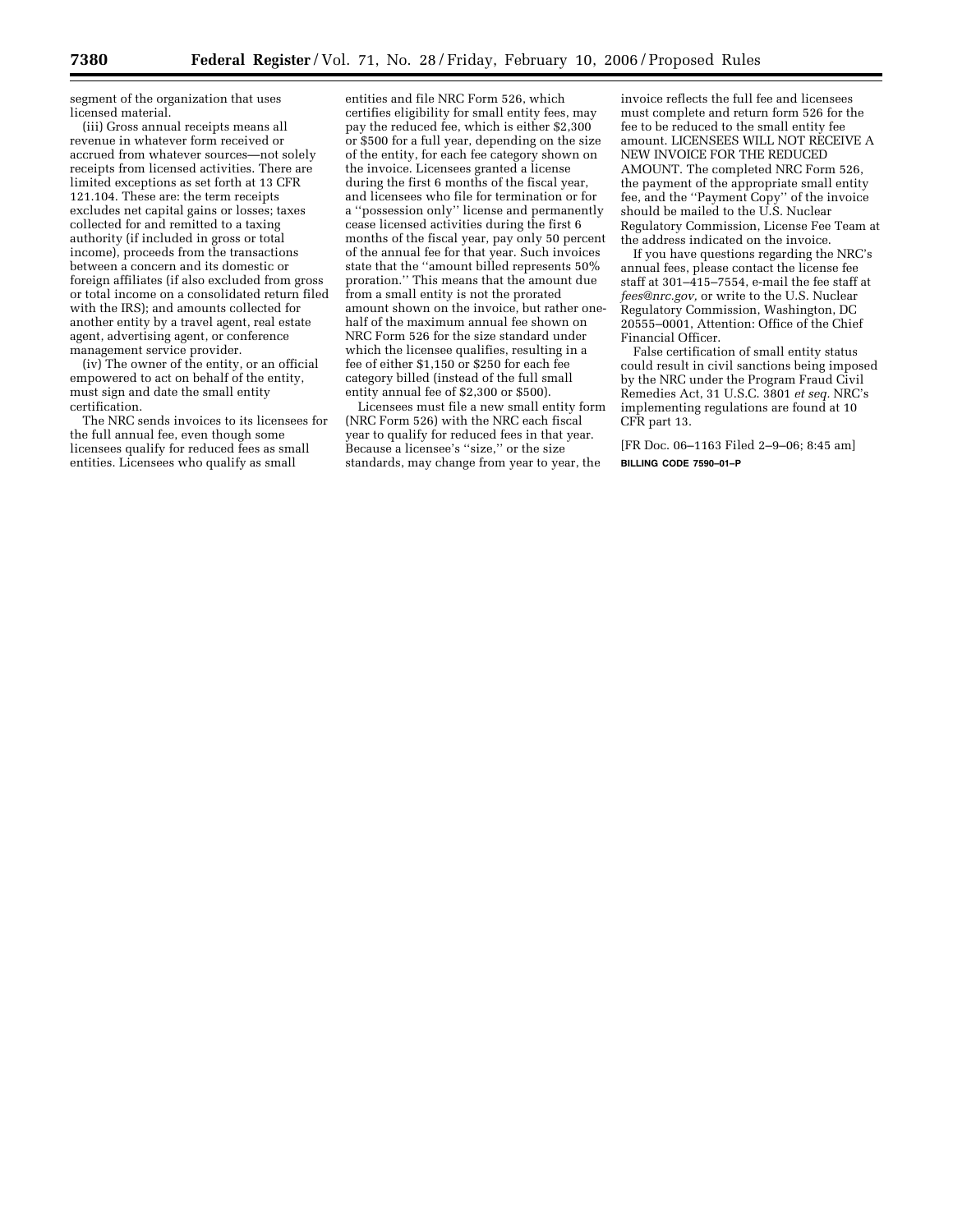segment of the organization that uses licensed material.

(iii) Gross annual receipts means all revenue in whatever form received or accrued from whatever sources—not solely receipts from licensed activities. There are limited exceptions as set forth at 13 CFR 121.104. These are: the term receipts excludes net capital gains or losses; taxes collected for and remitted to a taxing authority (if included in gross or total income), proceeds from the transactions between a concern and its domestic or foreign affiliates (if also excluded from gross or total income on a consolidated return filed with the IRS); and amounts collected for another entity by a travel agent, real estate agent, advertising agent, or conference management service provider.

(iv) The owner of the entity, or an official empowered to act on behalf of the entity, must sign and date the small entity certification.

The NRC sends invoices to its licensees for the full annual fee, even though some licensees qualify for reduced fees as small entities. Licensees who qualify as small entities and file NRC Form 526, which certifies eligibility for small entity fees, may pay the reduced fee, which is either $2,300 or $500 for a full year, depending on the size of the entity, for each fee category shown on the invoice. Licensees granted a license during the first 6 months of the fiscal year, and licensees who file for termination or for a ''possession only'' license and permanently cease licensed activities during the first 6 months of the fiscal year, pay only 50 percent of the annual fee for that year. Such invoices state that the ''amount billed represents 50% proration.'' This means that the amount due from a small entity is not the prorated amount shown on the invoice, but rather one-half of the maximum annual fee shown on NRC Form 526 for the size standard under which the licensee qualifies, resulting in a fee of either $1,150 or $250 for each fee category billed (instead of the full small entity annual fee of $2,300 or $500).

Licensees must file a new small entity form (NRC Form 526) with the NRC each fiscal year to qualify for reduced fees in that year. Because a licensee's ''size,'' or the size standards, may change from year to year, the invoice reflects the full fee and licensees must complete and return form 526 for the fee to be reduced to the small entity fee amount. LICENSEES WILL NOT RECEIVE A NEW INVOICE FOR THE REDUCED AMOUNT. The completed NRC Form 526, the payment of the appropriate small entity fee, and the ''Payment Copy'' of the invoice should be mailed to the U.S. Nuclear Regulatory Commission, License Fee Team at the address indicated on the invoice.

If you have questions regarding the NRC's annual fees, please contact the license fee staff at 301–415–7554, e-mail the fee staff at *fees@nrc.gov,* or write to the U.S. Nuclear Regulatory Commission, Washington, DC 20555–0001, Attention: Office of the Chief Financial Officer.

False certification of small entity status could result in civil sanctions being imposed by the NRC under the Program Fraud Civil Remedies Act, 31 U.S.C. 3801 *et seq.* NRC's implementing regulations are found at 10 CFR part 13.

[FR Doc. 06–1163 Filed 2–9–06; 8:45 am]

**BILLING CODE 7590–01–P**